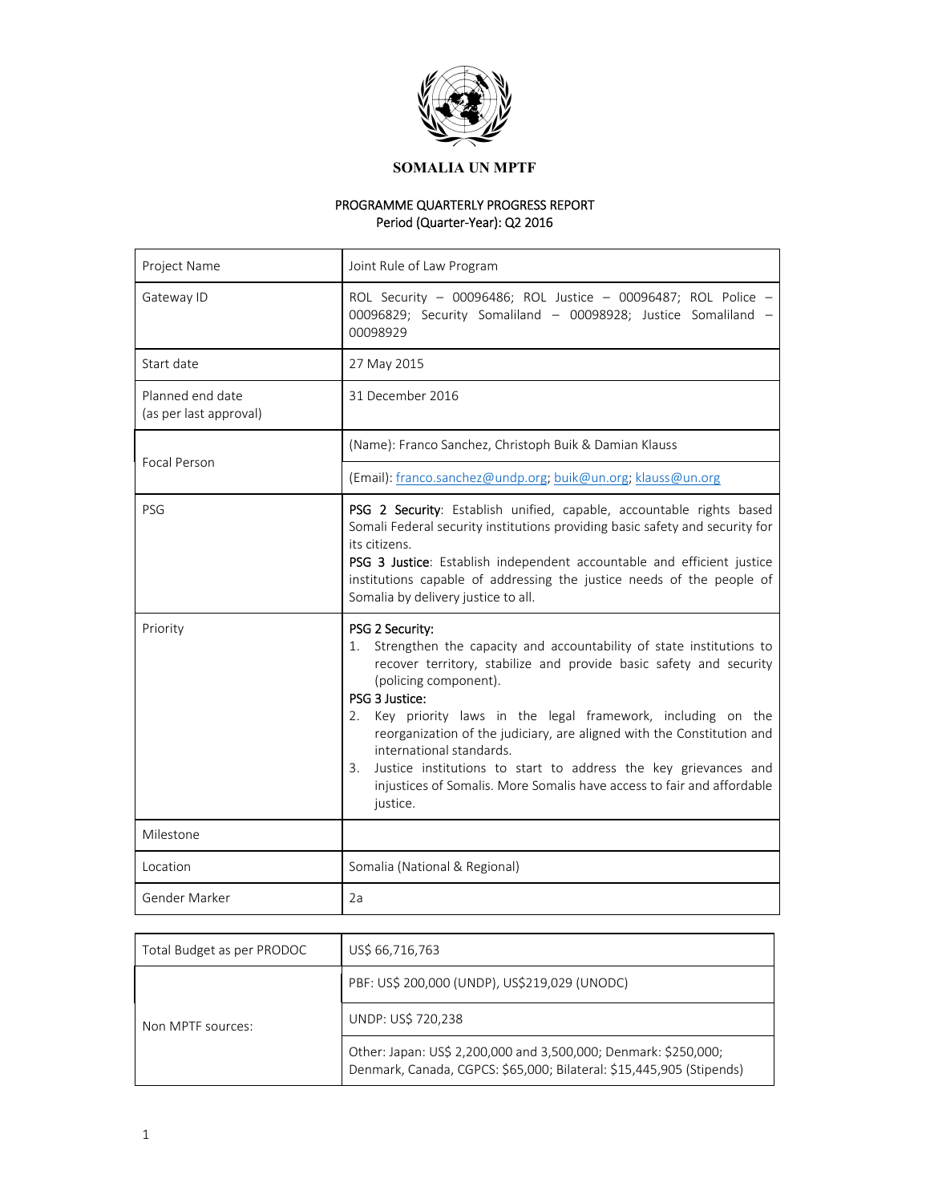**SOMALIA UN MPTF**

PROGRAMME QUARTERLY PROGRESS REPORT
Period (Quarter-Year): Q2 2016

| | |
|---|---|
| Project Name | Joint Rule of Law Program |
| Gateway ID | ROL Security – 00096486; ROL Justice – 00096487; ROL Police – 00096829; Security Somaliland – 00098928; Justice Somaliland – 00098929 |
| Start date | 27 May 2015 |
| Planned end date (as per last approval) | 31 December 2016 |
| Focal Person | (Name): Franco Sanchez, Christoph Buik & Damian Klauss |
| | (Email): franco.sanchez@undp.org; buik@un.org; klauss@un.org |
| PSG | **PSG 2 Security**: Establish unified, capable, accountable rights based Somali Federal security institutions providing basic safety and security for its citizens.<br>**PSG 3 Justice**: Establish independent accountable and efficient justice institutions capable of addressing the justice needs of the people of Somalia by delivery justice to all. |
| Priority | PSG 2 Security:<br>1. Strengthen the capacity and accountability of state institutions to recover territory, stabilize and provide basic safety and security (policing component).<br>PSG 3 Justice:<br>2. Key priority laws in the legal framework, including on the reorganization of the judiciary, are aligned with the Constitution and international standards.<br>3. Justice institutions to start to address the key grievances and injustices of Somalis. More Somalis have access to fair and affordable justice. |
| Milestone | |
| Location | Somalia (National & Regional) |
| Gender Marker | 2a |

| | |
|---|---|
| Total Budget as per PRODOC | US$ 66,716,763 |
| Non MPTF sources: | PBF: US$ 200,000 (UNDP), US$219,029 (UNODC) |
| | UNDP: US$ 720,238 |
| | Other: Japan: US$ 2,200,000 and 3,500,000; Denmark: $250,000; Denmark, Canada, CGPCS: $65,000; Bilateral: $15,445,905 (Stipends) |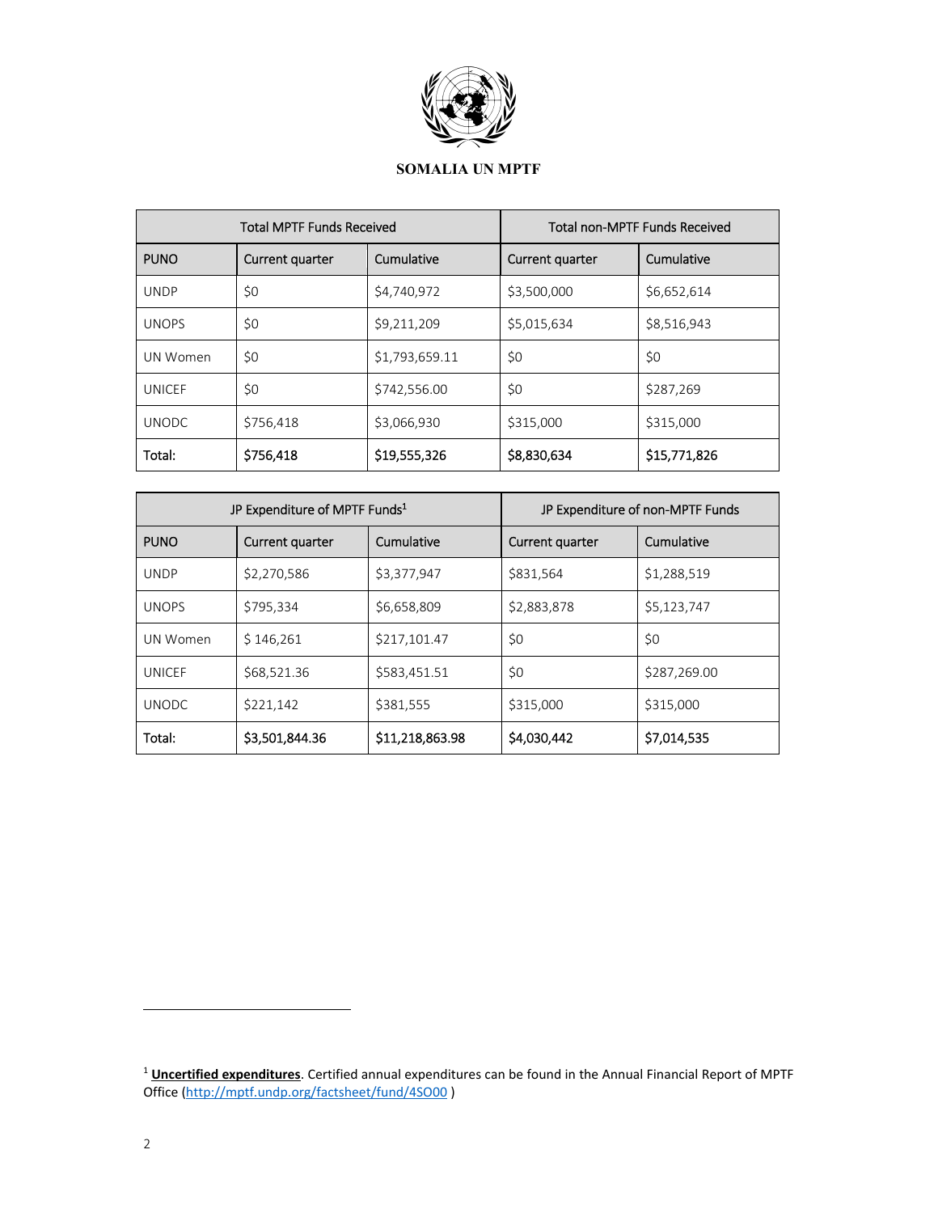**SOMALIA UN MPTF**

| Total MPTF Funds Received | | | Total non-MPTF Funds Received | |
|---|---|---|---|---|
| PUNO | Current quarter | Cumulative | Current quarter | Cumulative |
| UNDP | $0 | $4,740,972 | $3,500,000 | $6,652,614 |
| UNOPS | $0 | $9,211,209 | $5,015,634 | $8,516,943 |
| UN Women | $0 | $1,793,659.11 | $0 | $0 |
| UNICEF | $0 | $742,556.00 | $0 | $287,269 |
| UNODC | $756,418 | $3,066,930 | $315,000 | $315,000 |
| **Total:** | **$756,418** | **$19,555,326** | **$8,830,634** | **$15,771,826** |

| JP Expenditure of MPTF Funds[1] | | | JP Expenditure of non-MPTF Funds | |
|---|---|---|---|---|
| PUNO | Current quarter | Cumulative | Current quarter | Cumulative |
| UNDP | $2,270,586 | $3,377,947 | $831,564 | $1,288,519 |
| UNOPS | $795,334 | $6,658,809 | $2,883,878 | $5,123,747 |
| UN Women | $ 146,261 | $217,101.47 | $0 | $0 |
| UNICEF | $68,521.36 | $583,451.51 | $0 | $287,269.00 |
| UNODC | $221,142 | $381,555 | $315,000 | $315,000 |
| **Total:** | **$3,501,844.36** | **$11,218,863.98** | **$4,030,442** | **$7,014,535** |

[1] **Uncertified expenditures**. Certified annual expenditures can be found in the Annual Financial Report of MPTF Office (http://mptf.undp.org/factsheet/fund/4SO00 )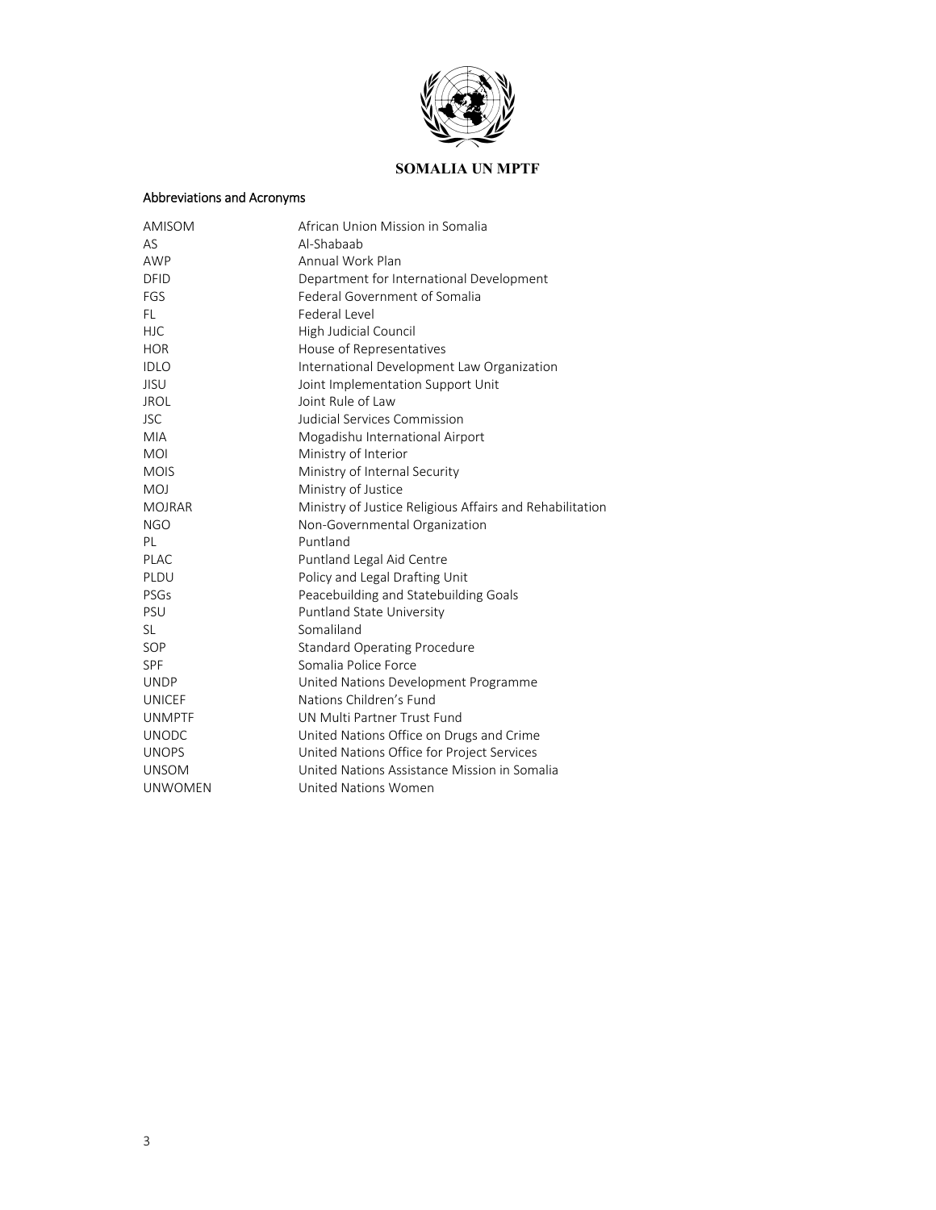**SOMALIA UN MPTF**

## Abbreviations and Acronyms

| | |
|---|---|
| AMISOM | African Union Mission in Somalia |
| AS | Al-Shabaab |
| AWP | Annual Work Plan |
| DFID | Department for International Development |
| FGS | Federal Government of Somalia |
| FL | Federal Level |
| HJC | High Judicial Council |
| HOR | House of Representatives |
| IDLO | International Development Law Organization |
| JISU | Joint Implementation Support Unit |
| JROL | Joint Rule of Law |
| JSC | Judicial Services Commission |
| MIA | Mogadishu International Airport |
| MOI | Ministry of Interior |
| MOIS | Ministry of Internal Security |
| MOJ | Ministry of Justice |
| MOJRAR | Ministry of Justice Religious Affairs and Rehabilitation |
| NGO | Non-Governmental Organization |
| PL | Puntland |
| PLAC | Puntland Legal Aid Centre |
| PLDU | Policy and Legal Drafting Unit |
| PSGs | Peacebuilding and Statebuilding Goals |
| PSU | Puntland State University |
| SL | Somaliland |
| SOP | Standard Operating Procedure |
| SPF | Somalia Police Force |
| UNDP | United Nations Development Programme |
| UNICEF | Nations Children's Fund |
| UNMPTF | UN Multi Partner Trust Fund |
| UNODC | United Nations Office on Drugs and Crime |
| UNOPS | United Nations Office for Project Services |
| UNSOM | United Nations Assistance Mission in Somalia |
| UNWOMEN | United Nations Women |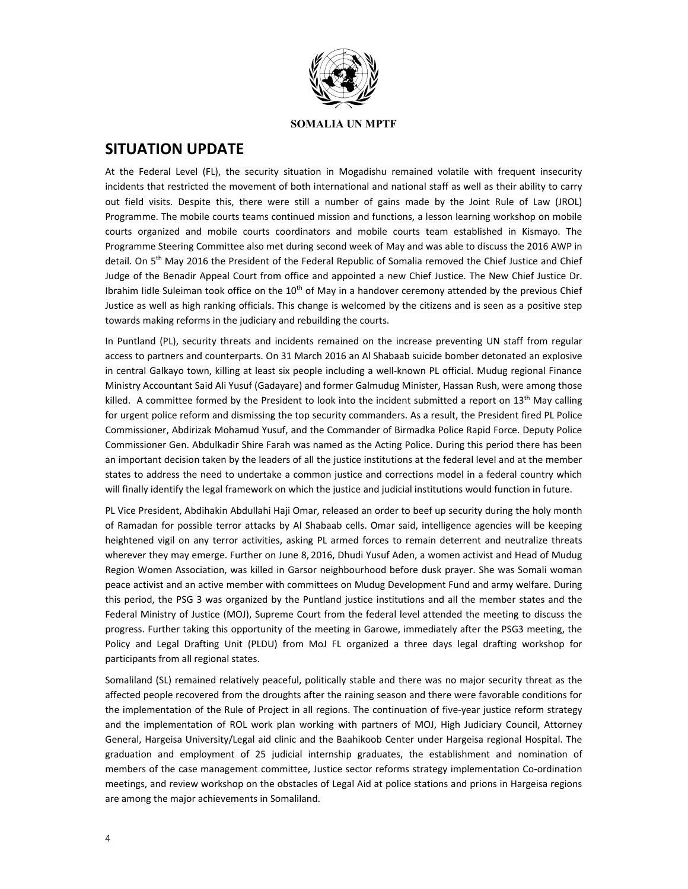**SOMALIA UN MPTF**

# SITUATION UPDATE

At the Federal Level (FL), the security situation in Mogadishu remained volatile with frequent insecurity incidents that restricted the movement of both international and national staff as well as their ability to carry out field visits. Despite this, there were still a number of gains made by the Joint Rule of Law (JROL) Programme. The mobile courts teams continued mission and functions, a lesson learning workshop on mobile courts organized and mobile courts coordinators and mobile courts team established in Kismayo. The Programme Steering Committee also met during second week of May and was able to discuss the 2016 AWP in detail. On 5th May 2016 the President of the Federal Republic of Somalia removed the Chief Justice and Chief Judge of the Benadir Appeal Court from office and appointed a new Chief Justice. The New Chief Justice Dr. Ibrahim Iidle Suleiman took office on the 10th of May in a handover ceremony attended by the previous Chief Justice as well as high ranking officials. This change is welcomed by the citizens and is seen as a positive step towards making reforms in the judiciary and rebuilding the courts.

In Puntland (PL), security threats and incidents remained on the increase preventing UN staff from regular access to partners and counterparts. On 31 March 2016 an Al Shabaab suicide bomber detonated an explosive in central Galkayo town, killing at least six people including a well-known PL official. Mudug regional Finance Ministry Accountant Said Ali Yusuf (Gadayare) and former Galmudug Minister, Hassan Rush, were among those killed. A committee formed by the President to look into the incident submitted a report on 13th May calling for urgent police reform and dismissing the top security commanders. As a result, the President fired PL Police Commissioner, Abdirizak Mohamud Yusuf, and the Commander of Birmadka Police Rapid Force. Deputy Police Commissioner Gen. Abdulkadir Shire Farah was named as the Acting Police. During this period there has been an important decision taken by the leaders of all the justice institutions at the federal level and at the member states to address the need to undertake a common justice and corrections model in a federal country which will finally identify the legal framework on which the justice and judicial institutions would function in future.

PL Vice President, Abdihakin Abdullahi Haji Omar, released an order to beef up security during the holy month of Ramadan for possible terror attacks by Al Shabaab cells. Omar said, intelligence agencies will be keeping heightened vigil on any terror activities, asking PL armed forces to remain deterrent and neutralize threats wherever they may emerge. Further on June 8, 2016, Dhudi Yusuf Aden, a women activist and Head of Mudug Region Women Association, was killed in Garsor neighbourhood before dusk prayer. She was Somali woman peace activist and an active member with committees on Mudug Development Fund and army welfare. During this period, the PSG 3 was organized by the Puntland justice institutions and all the member states and the Federal Ministry of Justice (MOJ), Supreme Court from the federal level attended the meeting to discuss the progress. Further taking this opportunity of the meeting in Garowe, immediately after the PSG3 meeting, the Policy and Legal Drafting Unit (PLDU) from MoJ FL organized a three days legal drafting workshop for participants from all regional states.

Somaliland (SL) remained relatively peaceful, politically stable and there was no major security threat as the affected people recovered from the droughts after the raining season and there were favorable conditions for the implementation of the Rule of Project in all regions. The continuation of five-year justice reform strategy and the implementation of ROL work plan working with partners of MOJ, High Judiciary Council, Attorney General, Hargeisa University/Legal aid clinic and the Baahikoob Center under Hargeisa regional Hospital. The graduation and employment of 25 judicial internship graduates, the establishment and nomination of members of the case management committee, Justice sector reforms strategy implementation Co-ordination meetings, and review workshop on the obstacles of Legal Aid at police stations and prions in Hargeisa regions are among the major achievements in Somaliland.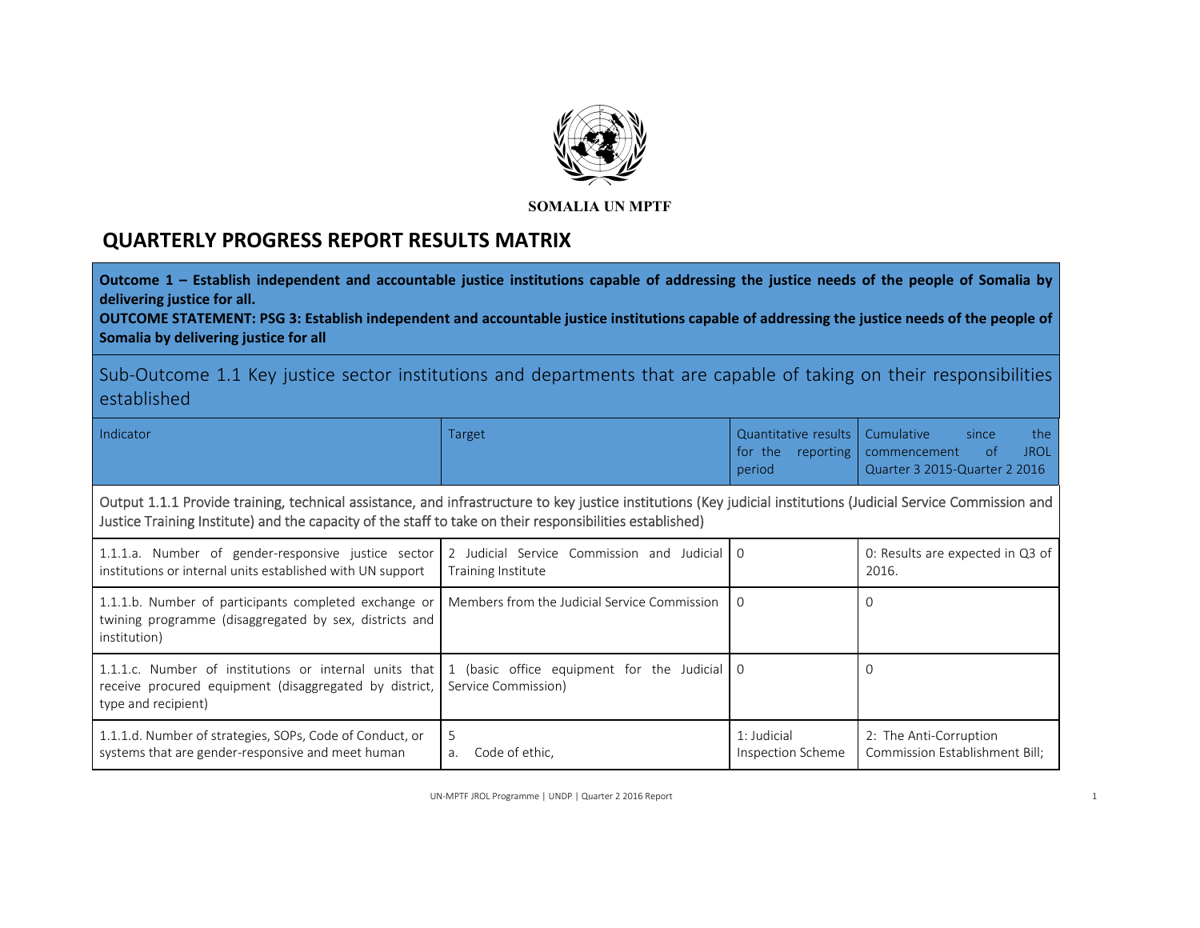**SOMALIA UN MPTF**

# QUARTERLY PROGRESS REPORT RESULTS MATRIX

**Outcome 1 – Establish independent and accountable justice institutions capable of addressing the justice needs of the people of Somalia by delivering justice for all.**
**OUTCOME STATEMENT: PSG 3: Establish independent and accountable justice institutions capable of addressing the justice needs of the people of Somalia by delivering justice for all**

## Sub-Outcome 1.1 Key justice sector institutions and departments that are capable of taking on their responsibilities established

| Indicator | Target | Quantitative results for the reporting period | Cumulative since the commencement of JROL Quarter 3 2015-Quarter 2 2016 |
|---|---|---|---|
| Output 1.1.1 Provide training, technical assistance, and infrastructure to key justice institutions (Key judicial institutions (Judicial Service Commission and Justice Training Institute) and the capacity of the staff to take on their responsibilities established) | | | |
| 1.1.1.a. Number of gender-responsive justice sector institutions or internal units established with UN support | 2 Judicial Service Commission and Judicial Training Institute | 0 | 0: Results are expected in Q3 of 2016. |
| 1.1.1.b. Number of participants completed exchange or twining programme (disaggregated by sex, districts and institution) | Members from the Judicial Service Commission | 0 | 0 |
| 1.1.1.c. Number of institutions or internal units that receive procured equipment (disaggregated by district, type and recipient) | 1 (basic office equipment for the Judicial Service Commission) | 0 | 0 |
| 1.1.1.d. Number of strategies, SOPs, Code of Conduct, or systems that are gender-responsive and meet human | 5<br>a. Code of ethic, | 1: Judicial Inspection Scheme | 2: The Anti-Corruption Commission Establishment Bill; |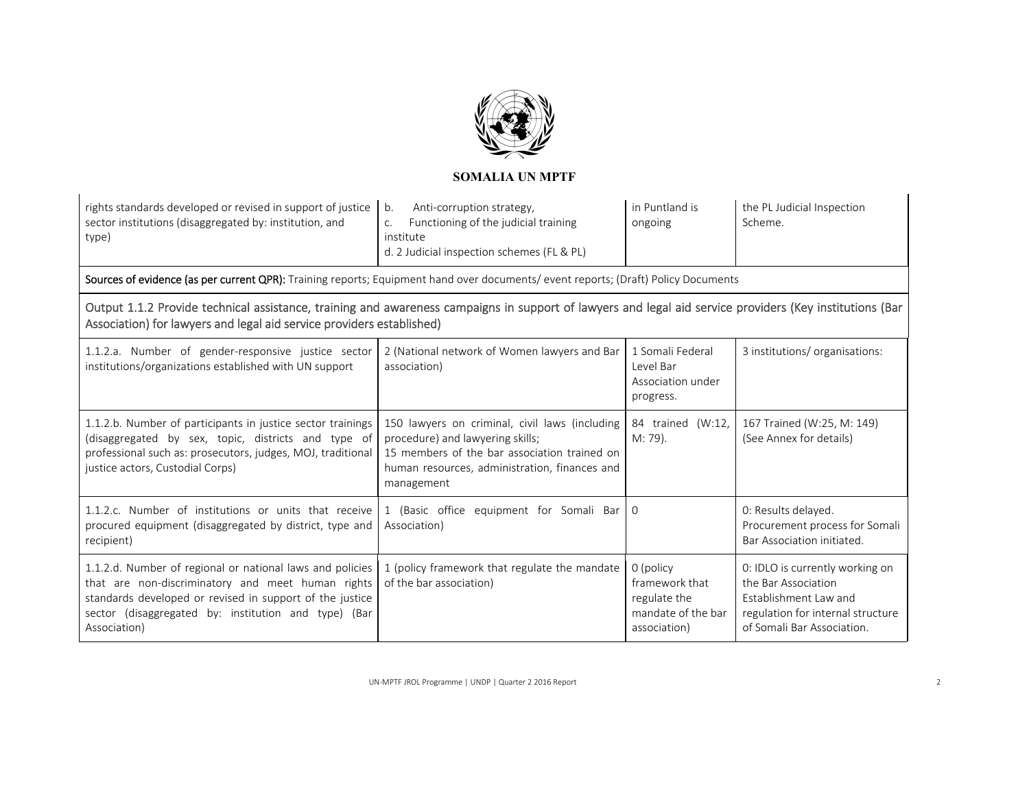| | | | |
|---|---|---|---|
| rights standards developed or revised in support of justice sector institutions (disaggregated by: institution, and type) | b. Anti-corruption strategy,<br>c. Functioning of the judicial training institute<br>d. 2 Judicial inspection schemes (FL & PL) | in Puntland is ongoing | the PL Judicial Inspection Scheme. |

**Sources of evidence (as per current QPR):** Training reports; Equipment hand over documents/ event reports; (Draft) Policy Documents

Output 1.1.2 Provide technical assistance, training and awareness campaigns in support of lawyers and legal aid service providers (Key institutions (Bar Association) for lawyers and legal aid service providers established)

| | | | |
|---|---|---|---|
| 1.1.2.a. Number of gender-responsive justice sector institutions/organizations established with UN support | 2 (National network of Women lawyers and Bar association) | 1 Somali Federal Level Bar Association under progress. | 3 institutions/ organisations: |
| 1.1.2.b. Number of participants in justice sector trainings (disaggregated by sex, topic, districts and type of professional such as: prosecutors, judges, MOJ, traditional justice actors, Custodial Corps) | 150 lawyers on criminal, civil laws (including procedure) and lawyering skills;<br>15 members of the bar association trained on human resources, administration, finances and management | 84 trained (W:12, M: 79). | 167 Trained (W:25, M: 149) (See Annex for details) |
| 1.1.2.c. Number of institutions or units that receive procured equipment (disaggregated by district, type and recipient) | 1 (Basic office equipment for Somali Bar Association) | 0 | 0: Results delayed. Procurement process for Somali Bar Association initiated. |
| 1.1.2.d. Number of regional or national laws and policies that are non-discriminatory and meet human rights standards developed or revised in support of the justice sector (disaggregated by: institution and type) (Bar Association) | 1 (policy framework that regulate the mandate of the bar association) | 0 (policy framework that regulate the mandate of the bar association) | 0: IDLO is currently working on the Bar Association Establishment Law and regulation for internal structure of Somali Bar Association. |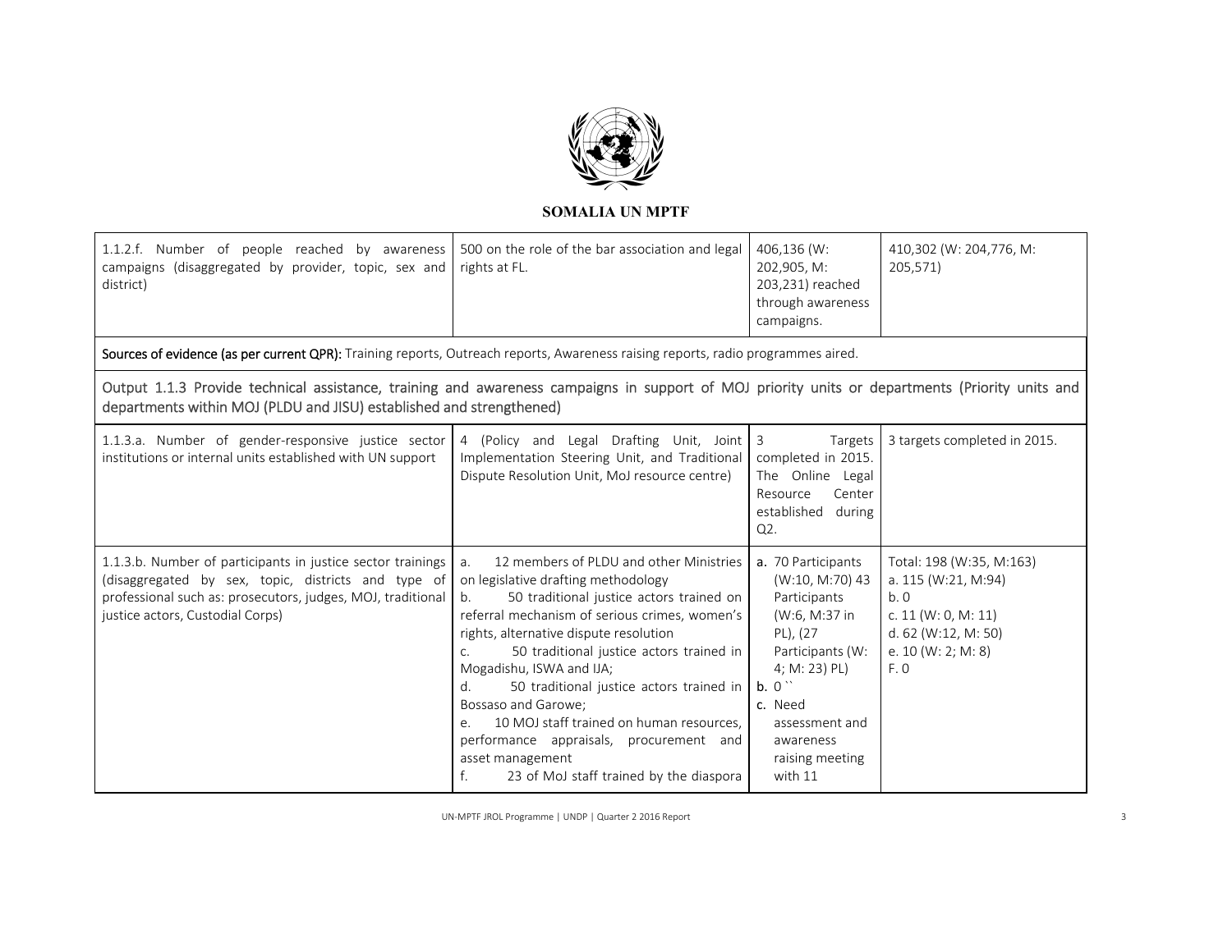**SOMALIA UN MPTF**

| | | | |
|---|---|---|---|
| 1.1.2.f. Number of people reached by awareness campaigns (disaggregated by provider, topic, sex and district) | 500 on the role of the bar association and legal rights at FL. | 406,136 (W: 202,905, M: 203,231) reached through awareness campaigns. | 410,302 (W: 204,776, M: 205,571) |
| **Sources of evidence (as per current QPR):** Training reports, Outreach reports, Awareness raising reports, radio programmes aired. | | | |
| Output 1.1.3 Provide technical assistance, training and awareness campaigns in support of MOJ priority units or departments (Priority units and departments within MOJ (PLDU and JISU) established and strengthened) | | | |
| 1.1.3.a. Number of gender-responsive justice sector institutions or internal units established with UN support | 4 (Policy and Legal Drafting Unit, Joint Implementation Steering Unit, and Traditional Dispute Resolution Unit, MoJ resource centre) | 3 Targets completed in 2015. The Online Legal Resource Center established during Q2. | 3 targets completed in 2015. |
| 1.1.3.b. Number of participants in justice sector trainings (disaggregated by sex, topic, districts and type of professional such as: prosecutors, judges, MOJ, traditional justice actors, Custodial Corps) | a. 12 members of PLDU and other Ministries on legislative drafting methodology<br>b. 50 traditional justice actors trained on referral mechanism of serious crimes, women's rights, alternative dispute resolution<br>c. 50 traditional justice actors trained in Mogadishu, ISWA and IJA;<br>d. 50 traditional justice actors trained in Bossaso and Garowe;<br>e. 10 MOJ staff trained on human resources, performance appraisals, procurement and asset management<br>f. 23 of MoJ staff trained by the diaspora | **a.** 70 Participants (W:10, M:70) 43 Participants (W:6, M:37 in PL), (27 Participants (W: 4; M: 23) PL)<br>**b.** 0 ``<br>**c.** Need assessment and awareness raising meeting with 11 | Total: 198 (W:35, M:163)<br>a. 115 (W:21, M:94)<br>b. 0<br>c. 11 (W: 0, M: 11)<br>d. 62 (W:12, M: 50)<br>e. 10 (W: 2; M: 8)<br>F. 0 |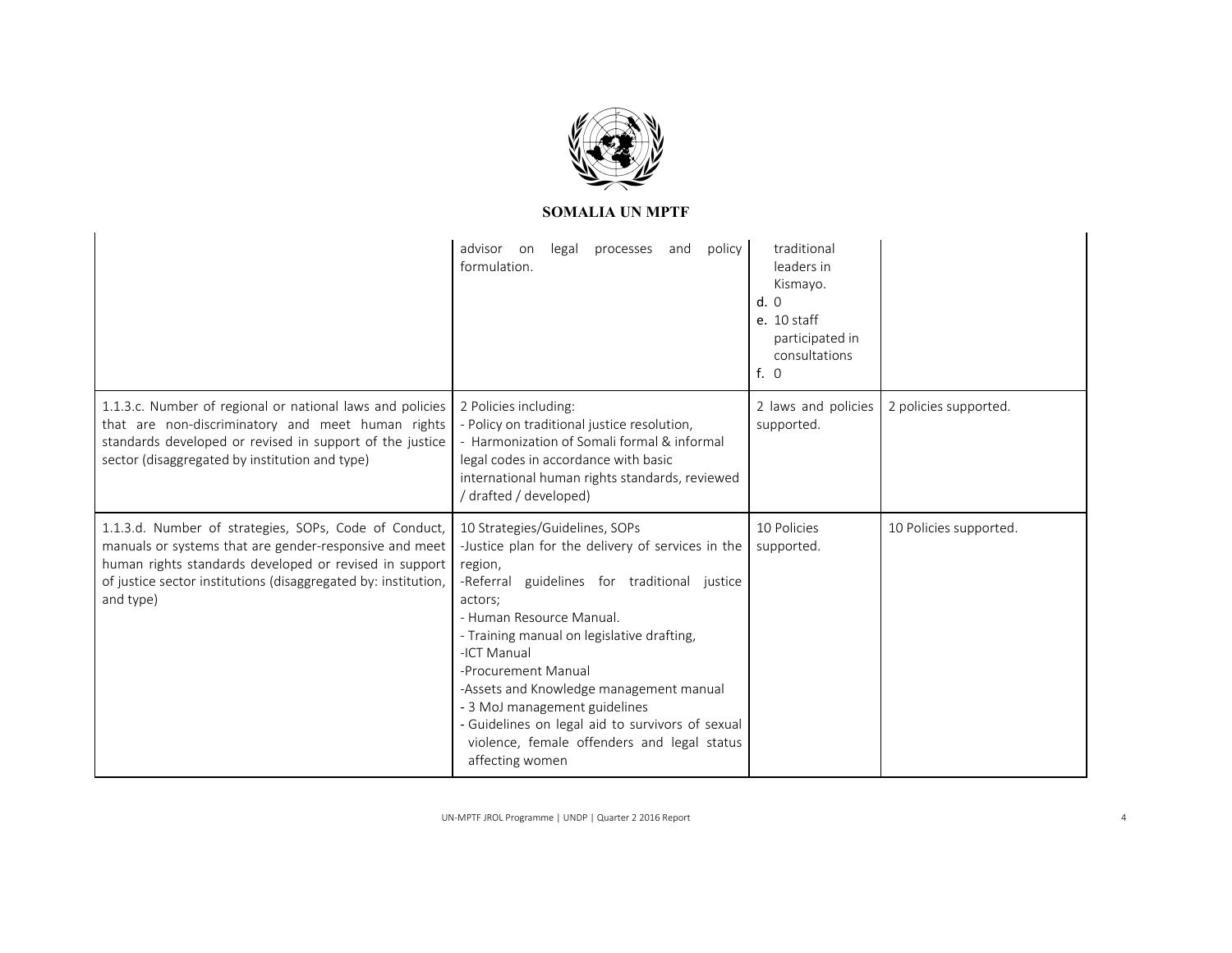| | | | |
|---|---|---|---|
| | advisor on legal processes and policy formulation. | traditional leaders in Kismayo.<br>d. 0<br>e. 10 staff participated in consultations<br>f. 0 | |
| 1.1.3.c. Number of regional or national laws and policies that are non-discriminatory and meet human rights standards developed or revised in support of the justice sector (disaggregated by institution and type) | 2 Policies including:<br>- Policy on traditional justice resolution,<br>- Harmonization of Somali formal & informal legal codes in accordance with basic international human rights standards, reviewed / drafted / developed) | 2 laws and policies supported. | 2 policies supported. |
| 1.1.3.d. Number of strategies, SOPs, Code of Conduct, manuals or systems that are gender-responsive and meet human rights standards developed or revised in support of justice sector institutions (disaggregated by: institution, and type) | 10 Strategies/Guidelines, SOPs<br>-Justice plan for the delivery of services in the region,<br>-Referral guidelines for traditional justice actors;<br>- Human Resource Manual.<br>- Training manual on legislative drafting,<br>-ICT Manual<br>-Procurement Manual<br>-Assets and Knowledge management manual<br>- 3 MoJ management guidelines<br>- Guidelines on legal aid to survivors of sexual violence, female offenders and legal status affecting women | 10 Policies supported. | 10 Policies supported. |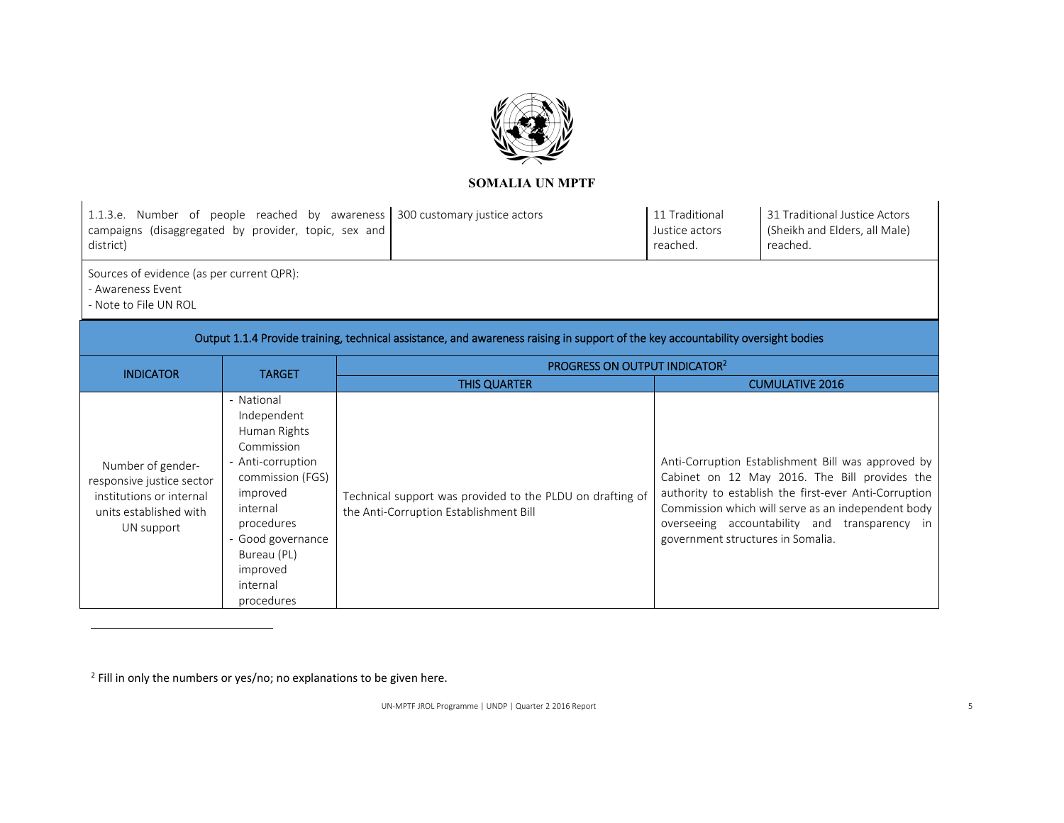**SOMALIA UN MPTF**

| | | | |
|---|---|---|---|
| 1.1.3.e. Number of people reached by awareness campaigns (disaggregated by provider, topic, sex and district) | 300 customary justice actors | 11 Traditional Justice actors reached. | 31 Traditional Justice Actors (Sheikh and Elders, all Male) reached. |
| Sources of evidence (as per current QPR):<br>- Awareness Event<br>- Note to File UN ROL | | | |

| Output 1.1.4 Provide training, technical assistance, and awareness raising in support of the key accountability oversight bodies | | | |
|---|---|---|---|
| INDICATOR | TARGET | PROGRESS ON OUTPUT INDICATOR[2] | |
| | | THIS QUARTER | CUMULATIVE 2016 |
| Number of gender-responsive justice sector institutions or internal units established with UN support | - National Independent Human Rights Commission<br>- Anti-corruption commission (FGS) improved internal procedures<br>- Good governance Bureau (PL) improved internal procedures | Technical support was provided to the PLDU on drafting of the Anti-Corruption Establishment Bill | Anti-Corruption Establishment Bill was approved by Cabinet on 12 May 2016. The Bill provides the authority to establish the first-ever Anti-Corruption Commission which will serve as an independent body overseeing accountability and transparency in government structures in Somalia. |

[2] Fill in only the numbers or yes/no; no explanations to be given here.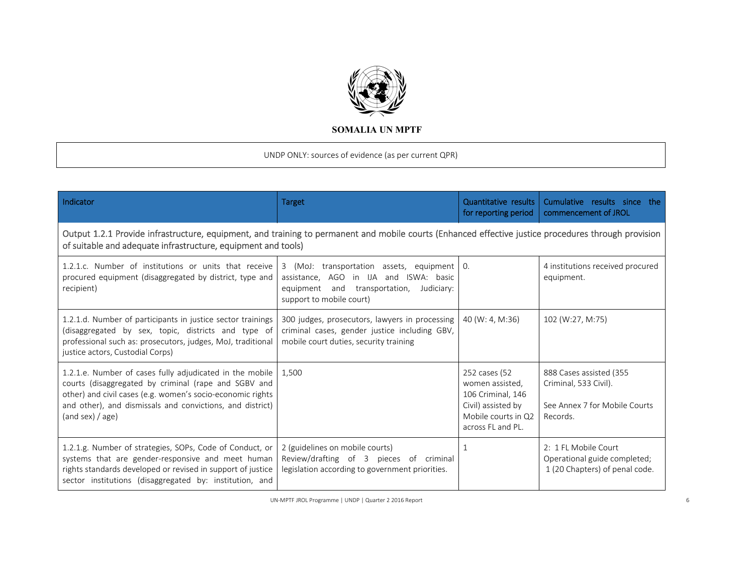**SOMALIA UN MPTF**

UNDP ONLY: sources of evidence (as per current QPR)

| Indicator | Target | Quantitative results for reporting period | Cumulative results since the commencement of JROL |
|---|---|---|---|
| Output 1.2.1 Provide infrastructure, equipment, and training to permanent and mobile courts (Enhanced effective justice procedures through provision of suitable and adequate infrastructure, equipment and tools) | | | |
| 1.2.1.c. Number of institutions or units that receive procured equipment (disaggregated by district, type and recipient) | 3 (MoJ: transportation assets, equipment assistance, AGO in IJA and ISWA: basic equipment and transportation, Judiciary: support to mobile court) | 0. | 4 institutions received procured equipment. |
| 1.2.1.d. Number of participants in justice sector trainings (disaggregated by sex, topic, districts and type of professional such as: prosecutors, judges, MoJ, traditional justice actors, Custodial Corps) | 300 judges, prosecutors, lawyers in processing criminal cases, gender justice including GBV, mobile court duties, security training | 40 (W: 4, M:36) | 102 (W:27, M:75) |
| 1.2.1.e. Number of cases fully adjudicated in the mobile courts (disaggregated by criminal (rape and SGBV and other) and civil cases (e.g. women's socio-economic rights and other), and dismissals and convictions, and district) (and sex) / age) | 1,500 | 252 cases (52 women assisted, 106 Criminal, 146 Civil) assisted by Mobile courts in Q2 across FL and PL. | 888 Cases assisted (355 Criminal, 533 Civil).<br><br>See Annex 7 for Mobile Courts Records. |
| 1.2.1.g. Number of strategies, SOPs, Code of Conduct, or systems that are gender-responsive and meet human rights standards developed or revised in support of justice sector institutions (disaggregated by: institution, and | 2 (guidelines on mobile courts)<br>Review/drafting of 3 pieces of criminal legislation according to government priorities. | 1 | 2: 1 FL Mobile Court Operational guide completed;<br>1 (20 Chapters) of penal code. |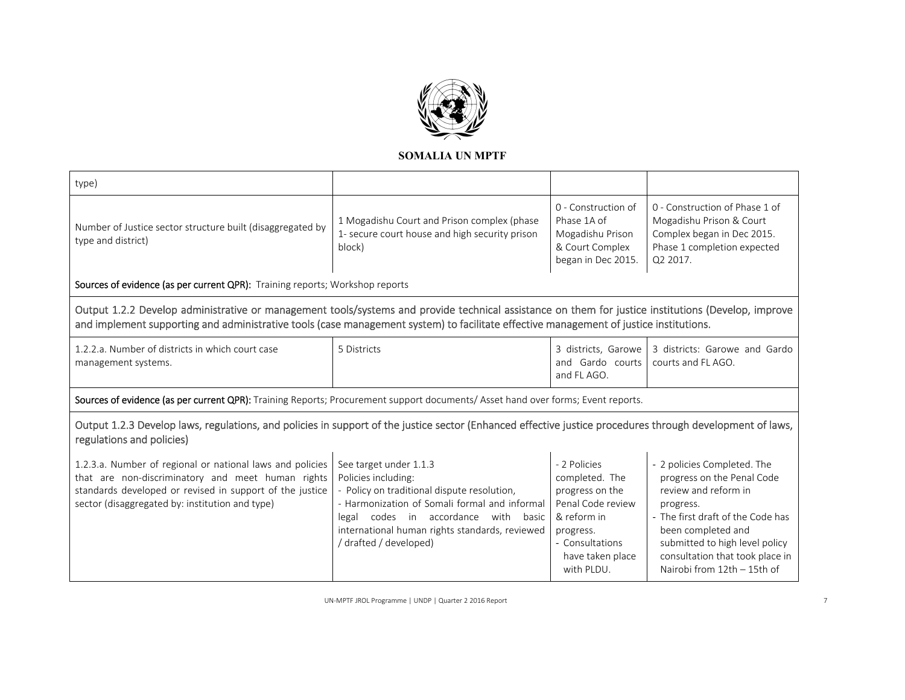| type) | | | |
|---|---|---|---|
| Number of Justice sector structure built (disaggregated by type and district) | 1 Mogadishu Court and Prison complex (phase 1- secure court house and high security prison block) | 0 - Construction of Phase 1A of Mogadishu Prison & Court Complex began in Dec 2015. | 0 - Construction of Phase 1 of Mogadishu Prison & Court Complex began in Dec 2015. Phase 1 completion expected Q2 2017. |

**Sources of evidence (as per current QPR):** Training reports; Workshop reports

Output 1.2.2 Develop administrative or management tools/systems and provide technical assistance on them for justice institutions (Develop, improve and implement supporting and administrative tools (case management system) to facilitate effective management of justice institutions.

| | | | |
|---|---|---|---|
| 1.2.2.a. Number of districts in which court case management systems. | 5 Districts | 3 districts, Garowe and Gardo courts and FL AGO. | 3 districts: Garowe and Gardo courts and FL AGO. |

**Sources of evidence (as per current QPR):** Training Reports; Procurement support documents/ Asset hand over forms; Event reports.

Output 1.2.3 Develop laws, regulations, and policies in support of the justice sector (Enhanced effective justice procedures through development of laws, regulations and policies)

| | | | |
|---|---|---|---|
| 1.2.3.a. Number of regional or national laws and policies that are non-discriminatory and meet human rights standards developed or revised in support of the justice sector (disaggregated by: institution and type) | See target under 1.1.3<br>Policies including:<br>- Policy on traditional dispute resolution,<br>- Harmonization of Somali formal and informal legal codes in accordance with basic international human rights standards, reviewed / drafted / developed) | - 2 Policies completed. The progress on the Penal Code review & reform in progress.<br>- Consultations have taken place with PLDU. | - 2 policies Completed. The progress on the Penal Code review and reform in progress.<br>- The first draft of the Code has been completed and submitted to high level policy consultation that took place in Nairobi from 12th – 15th of |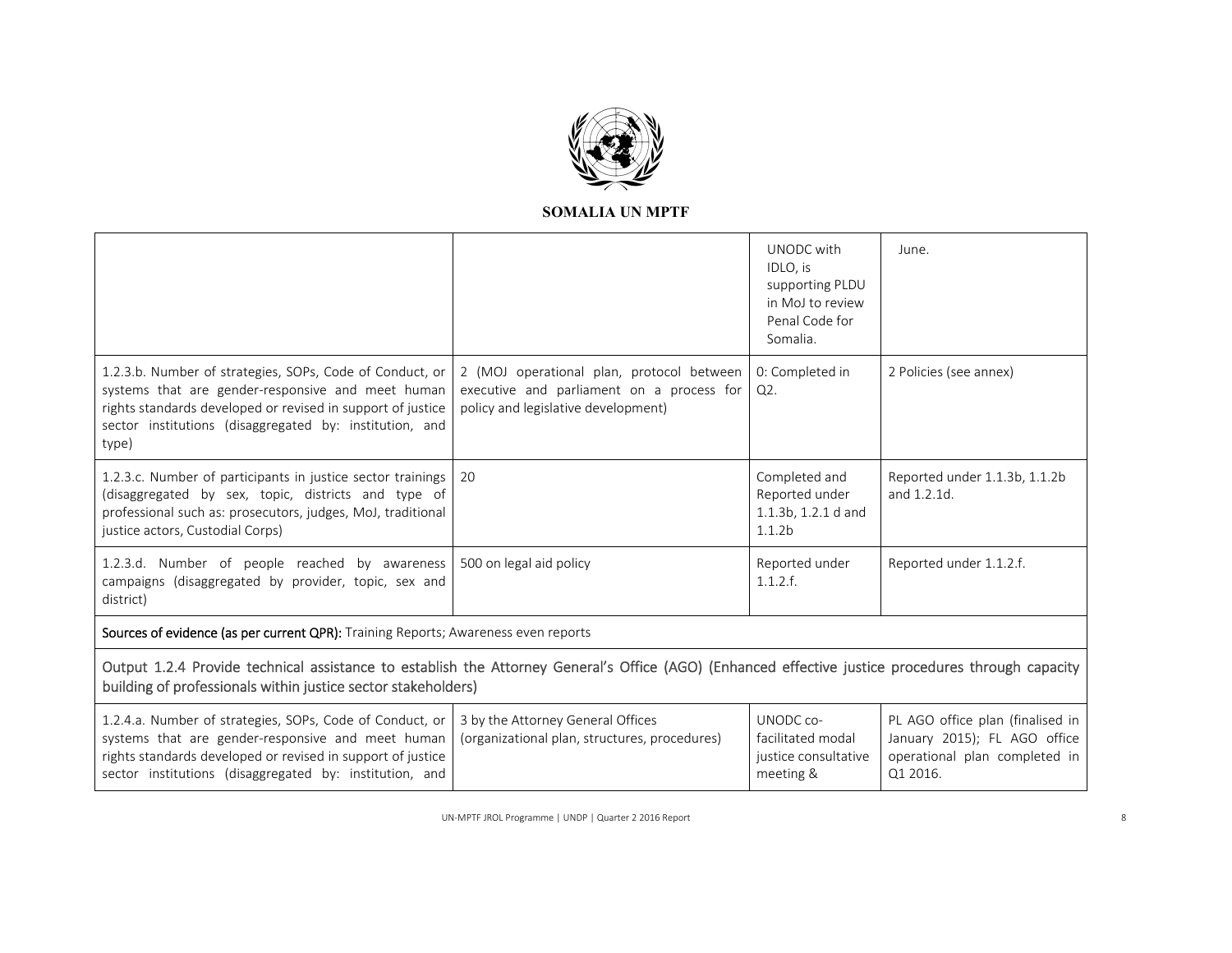**SOMALIA UN MPTF**

| | | | |
|---|---|---|---|
| | | UNODC with IDLO, is supporting PLDU in MoJ to review Penal Code for Somalia. | June. |
| 1.2.3.b. Number of strategies, SOPs, Code of Conduct, or systems that are gender-responsive and meet human rights standards developed or revised in support of justice sector institutions (disaggregated by: institution, and type) | 2 (MOJ operational plan, protocol between executive and parliament on a process for policy and legislative development) | 0: Completed in Q2. | 2 Policies (see annex) |
| 1.2.3.c. Number of participants in justice sector trainings (disaggregated by sex, topic, districts and type of professional such as: prosecutors, judges, MoJ, traditional justice actors, Custodial Corps) | 20 | Completed and Reported under 1.1.3b, 1.2.1 d and 1.1.2b | Reported under 1.1.3b, 1.1.2b and 1.2.1d. |
| 1.2.3.d. Number of people reached by awareness campaigns (disaggregated by provider, topic, sex and district) | 500 on legal aid policy | Reported under 1.1.2.f. | Reported under 1.1.2.f. |
| **Sources of evidence (as per current QPR):** Training Reports; Awareness even reports | | | |
| Output 1.2.4 Provide technical assistance to establish the Attorney General's Office (AGO) (Enhanced effective justice procedures through capacity building of professionals within justice sector stakeholders) | | | |
| 1.2.4.a. Number of strategies, SOPs, Code of Conduct, or systems that are gender-responsive and meet human rights standards developed or revised in support of justice sector institutions (disaggregated by: institution, and | 3 by the Attorney General Offices (organizational plan, structures, procedures) | UNODC co-facilitated modal justice consultative meeting & | PL AGO office plan (finalised in January 2015); FL AGO office operational plan completed in Q1 2016. |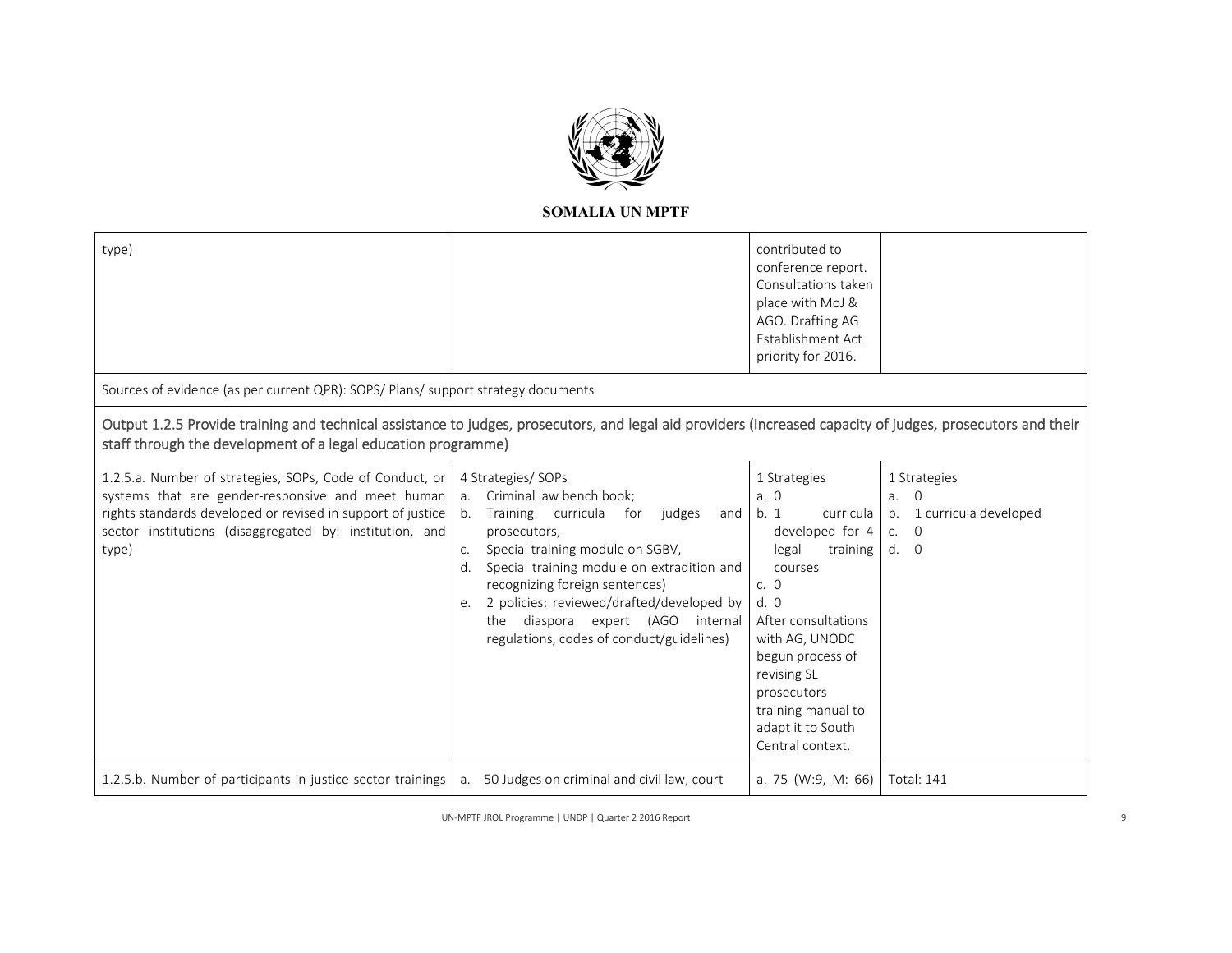**SOMALIA UN MPTF**

| type) | | contributed to conference report. Consultations taken place with MoJ & AGO. Drafting AG Establishment Act priority for 2016. | |
|---|---|---|---|
| Sources of evidence (as per current QPR): SOPS/ Plans/ support strategy documents | | | |
| Output 1.2.5 Provide training and technical assistance to judges, prosecutors, and legal aid providers (Increased capacity of judges, prosecutors and their staff through the development of a legal education programme) | | | |
| 1.2.5.a. Number of strategies, SOPs, Code of Conduct, or systems that are gender-responsive and meet human rights standards developed or revised in support of justice sector institutions (disaggregated by: institution, and type) | 4 Strategies/ SOPs<br>a. Criminal law bench book;<br>b. Training curricula for judges and prosecutors,<br>c. Special training module on SGBV,<br>d. Special training module on extradition and recognizing foreign sentences)<br>e. 2 policies: reviewed/drafted/developed by the diaspora expert (AGO internal regulations, codes of conduct/guidelines) | 1 Strategies<br>a. 0<br>b. 1 curricula developed for 4 legal training courses<br>c. 0<br>d. 0<br>After consultations with AG, UNODC begun process of revising SL prosecutors training manual to adapt it to South Central context. | 1 Strategies<br>a. 0<br>b. 1 curricula developed<br>c. 0<br>d. 0 |
| 1.2.5.b. Number of participants in justice sector trainings | a. 50 Judges on criminal and civil law, court | a. 75 (W:9, M: 66) | Total: 141 |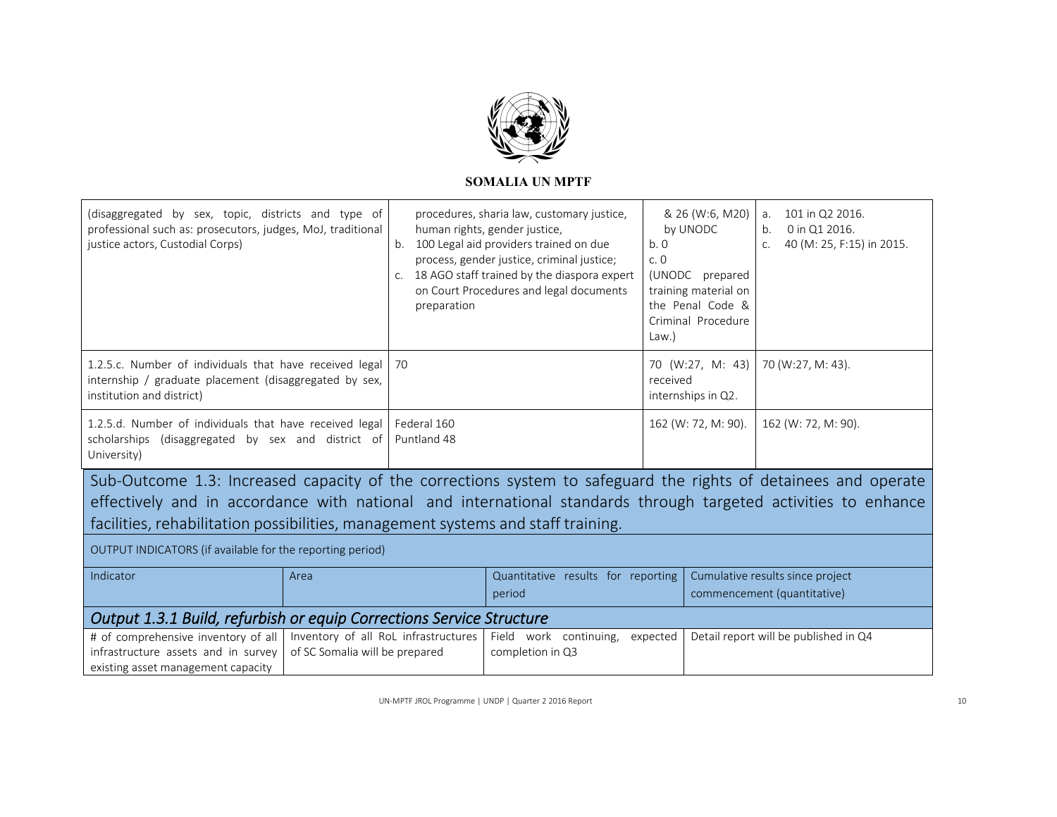**SOMALIA UN MPTF**

| | | | |
|---|---|---|---|
| (disaggregated by sex, topic, districts and type of professional such as: prosecutors, judges, MoJ, traditional justice actors, Custodial Corps) | procedures, sharia law, customary justice, human rights, gender justice,<br>b. 100 Legal aid providers trained on due process, gender justice, criminal justice;<br>c. 18 AGO staff trained by the diaspora expert on Court Procedures and legal documents preparation | & 26 (W:6, M20) by UNODC<br>b. 0<br>c. 0<br>(UNODC prepared training material on the Penal Code & Criminal Procedure Law.) | a. 101 in Q2 2016.<br>b. 0 in Q1 2016.<br>c. 40 (M: 25, F:15) in 2015. |
| 1.2.5.c. Number of individuals that have received legal internship / graduate placement (disaggregated by sex, institution and district) | 70 | 70 (W:27, M: 43) received internships in Q2. | 70 (W:27, M: 43). |
| 1.2.5.d. Number of individuals that have received legal scholarships (disaggregated by sex and district of University) | Federal 160<br>Puntland 48 | 162 (W: 72, M: 90). | 162 (W: 72, M: 90). |

## Sub-Outcome 1.3: Increased capacity of the corrections system to safeguard the rights of detainees and operate effectively and in accordance with national and international standards through targeted activities to enhance facilities, rehabilitation possibilities, management systems and staff training.

OUTPUT INDICATORS (if available for the reporting period)

| Indicator | Area | Quantitative results for reporting period | Cumulative results since project commencement (quantitative) |
|---|---|---|---|
| ***Output 1.3.1 Build, refurbish or equip Corrections Service Structure*** | | | |
| # of comprehensive inventory of all infrastructure assets and in survey existing asset management capacity | Inventory of all RoL infrastructures of SC Somalia will be prepared | Field work continuing, expected completion in Q3 | Detail report will be published in Q4 |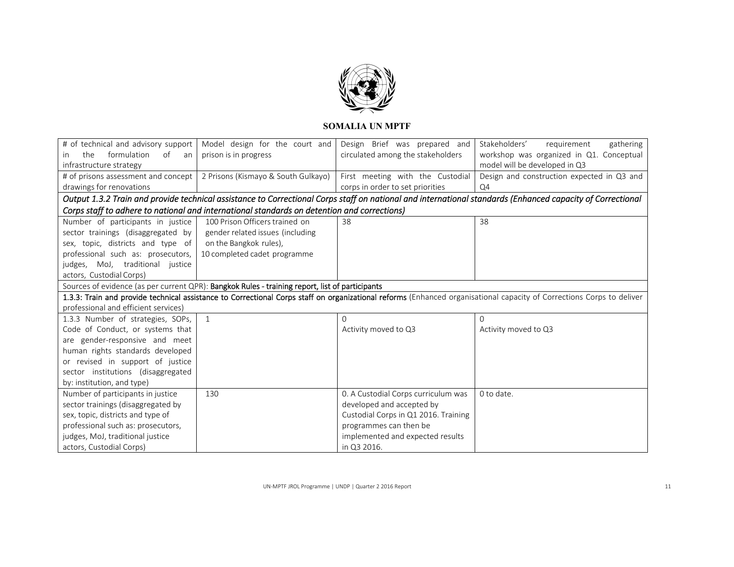**SOMALIA UN MPTF**

| | | | |
|---|---|---|---|
| # of technical and advisory support in the formulation of an infrastructure strategy | Model design for the court and prison is in progress | Design Brief was prepared and circulated among the stakeholders | Stakeholders' requirement gathering workshop was organized in Q1. Conceptual model will be developed in Q3 |
| # of prisons assessment and concept drawings for renovations | 2 Prisons (Kismayo & South Gulkayo) | First meeting with the Custodial corps in order to set priorities | Design and construction expected in Q3 and Q4 |
| *Output 1.3.2 Train and provide technical assistance to Correctional Corps staff on national and international standards (Enhanced capacity of Correctional Corps staff to adhere to national and international standards on detention and corrections)* | | | |
| Number of participants in justice sector trainings (disaggregated by sex, topic, districts and type of professional such as: prosecutors, judges, MoJ, traditional justice actors, Custodial Corps) | 100 Prison Officers trained on gender related issues (including on the Bangkok rules), 10 completed cadet programme | 38 | 38 |
| Sources of evidence (as per current QPR): **Bangkok Rules - training report, list of participants** | | | |
| **1.3.3: Train and provide technical assistance to Correctional Corps staff on organizational reforms** (Enhanced organisational capacity of Corrections Corps to deliver professional and efficient services) | | | |
| 1.3.3 Number of strategies, SOPs, Code of Conduct, or systems that are gender-responsive and meet human rights standards developed or revised in support of justice sector institutions (disaggregated by: institution, and type) | 1 | 0<br>Activity moved to Q3 | 0<br>Activity moved to Q3 |
| Number of participants in justice sector trainings (disaggregated by sex, topic, districts and type of professional such as: prosecutors, judges, MoJ, traditional justice actors, Custodial Corps) | 130 | 0. A Custodial Corps curriculum was developed and accepted by Custodial Corps in Q1 2016. Training programmes can then be implemented and expected results in Q3 2016. | 0 to date. |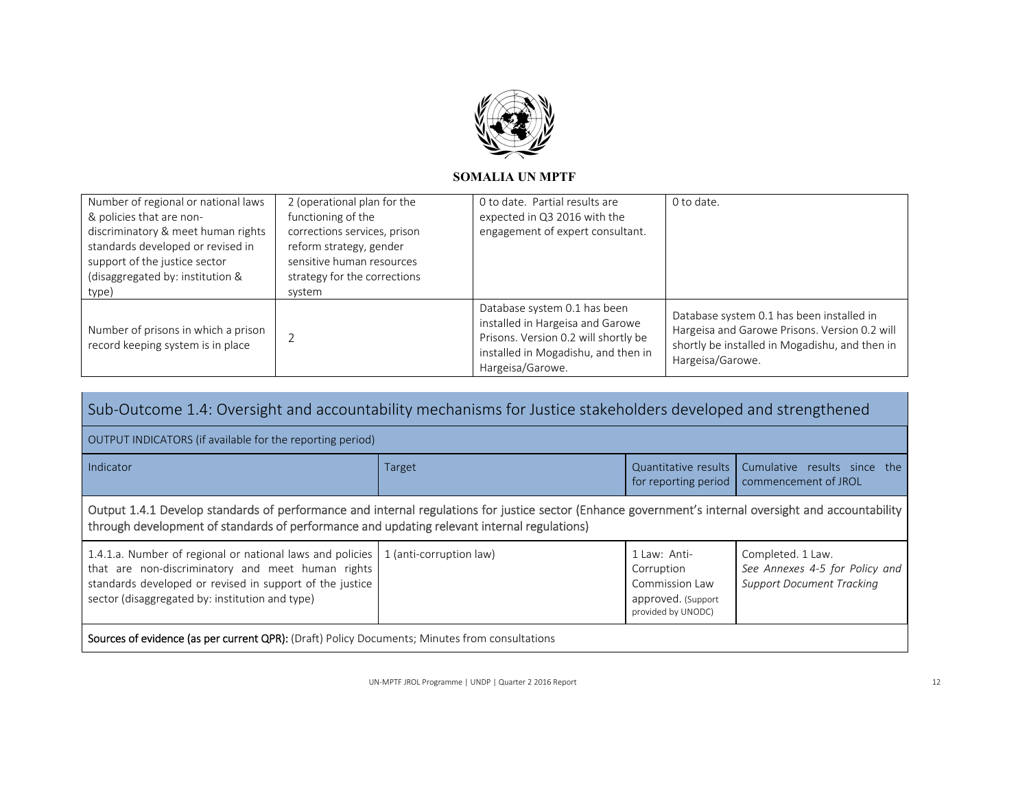**SOMALIA UN MPTF**

| | | | |
|---|---|---|---|
| Number of regional or national laws & policies that are non-discriminatory & meet human rights standards developed or revised in support of the justice sector (disaggregated by: institution & type) | 2 (operational plan for the functioning of the corrections services, prison reform strategy, gender sensitive human resources strategy for the corrections system | 0 to date. Partial results are expected in Q3 2016 with the engagement of expert consultant. | 0 to date. |
| Number of prisons in which a prison record keeping system is in place | 2 | Database system 0.1 has been installed in Hargeisa and Garowe Prisons. Version 0.2 will shortly be installed in Mogadishu, and then in Hargeisa/Garowe. | Database system 0.1 has been installed in Hargeisa and Garowe Prisons. Version 0.2 will shortly be installed in Mogadishu, and then in Hargeisa/Garowe. |

## Sub-Outcome 1.4: Oversight and accountability mechanisms for Justice stakeholders developed and strengthened

OUTPUT INDICATORS (if available for the reporting period)

| Indicator | Target | Quantitative results for reporting period | Cumulative results since the commencement of JROL |
|---|---|---|---|
| Output 1.4.1 Develop standards of performance and internal regulations for justice sector (Enhance government's internal oversight and accountability through development of standards of performance and updating relevant internal regulations) | | | |
| 1.4.1.a. Number of regional or national laws and policies that are non-discriminatory and meet human rights standards developed or revised in support of the justice sector (disaggregated by: institution and type) | 1 (anti-corruption law) | 1 Law: Anti-Corruption Commission Law approved. (Support provided by UNODC) | Completed. 1 Law. *See Annexes 4-5 for Policy and Support Document Tracking* |
| **Sources of evidence (as per current QPR):** (Draft) Policy Documents; Minutes from consultations | | | |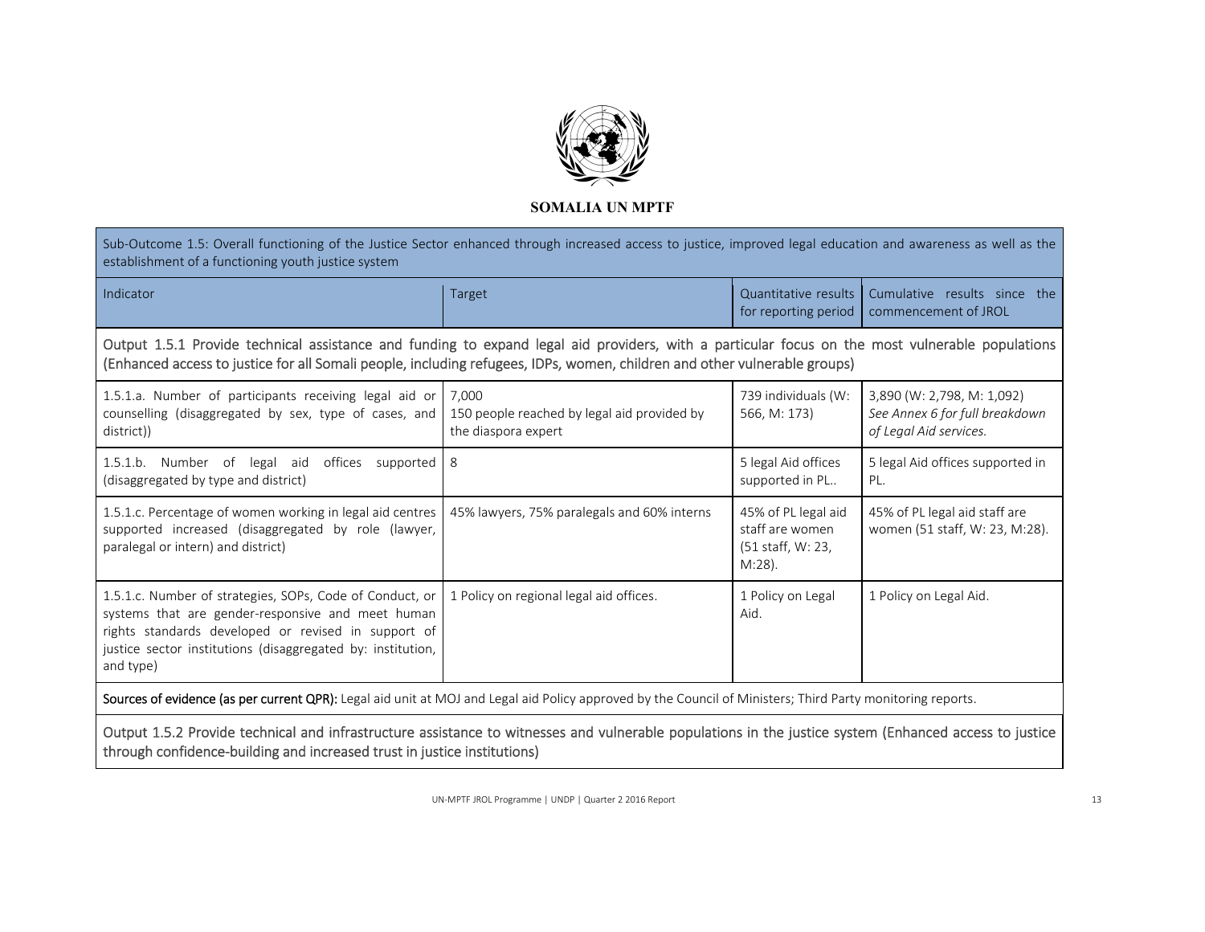**SOMALIA UN MPTF**

| Sub-Outcome 1.5: Overall functioning of the Justice Sector enhanced through increased access to justice, improved legal education and awareness as well as the establishment of a functioning youth justice system | | | |
|---|---|---|---|
| Indicator | Target | Quantitative results for reporting period | Cumulative results since the commencement of JROL |
| Output 1.5.1 Provide technical assistance and funding to expand legal aid providers, with a particular focus on the most vulnerable populations (Enhanced access to justice for all Somali people, including refugees, IDPs, women, children and other vulnerable groups) | | | |
| 1.5.1.a. Number of participants receiving legal aid or counselling (disaggregated by sex, type of cases, and district)) | 7,000<br>150 people reached by legal aid provided by the diaspora expert | 739 individuals (W: 566, M: 173) | 3,890 (W: 2,798, M: 1,092)<br>*See Annex 6 for full breakdown of Legal Aid services.* |
| 1.5.1.b. Number of legal aid offices supported (disaggregated by type and district) | 8 | 5 legal Aid offices supported in PL.. | 5 legal Aid offices supported in PL. |
| 1.5.1.c. Percentage of women working in legal aid centres supported increased (disaggregated by role (lawyer, paralegal or intern) and district) | 45% lawyers, 75% paralegals and 60% interns | 45% of PL legal aid staff are women (51 staff, W: 23, M:28). | 45% of PL legal aid staff are women (51 staff, W: 23, M:28). |
| 1.5.1.c. Number of strategies, SOPs, Code of Conduct, or systems that are gender-responsive and meet human rights standards developed or revised in support of justice sector institutions (disaggregated by: institution, and type) | 1 Policy on regional legal aid offices. | 1 Policy on Legal Aid. | 1 Policy on Legal Aid. |
| **Sources of evidence (as per current QPR):** Legal aid unit at MOJ and Legal aid Policy approved by the Council of Ministers; Third Party monitoring reports. | | | |
| Output 1.5.2 Provide technical and infrastructure assistance to witnesses and vulnerable populations in the justice system (Enhanced access to justice through confidence-building and increased trust in justice institutions) | | | |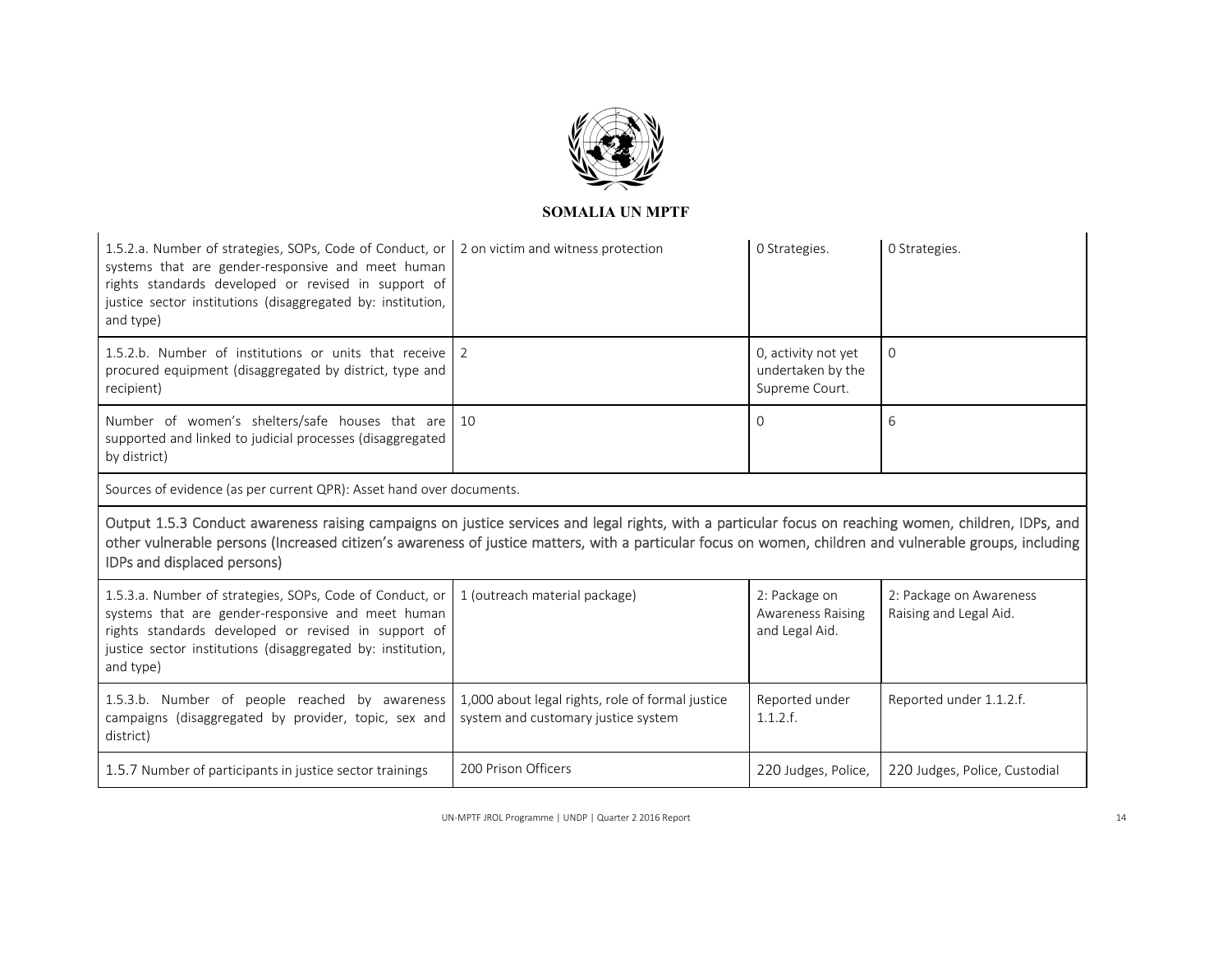**SOMALIA UN MPTF**

| | | | |
|---|---|---|---|
| 1.5.2.a. Number of strategies, SOPs, Code of Conduct, or systems that are gender-responsive and meet human rights standards developed or revised in support of justice sector institutions (disaggregated by: institution, and type) | 2 on victim and witness protection | 0 Strategies. | 0 Strategies. |
| 1.5.2.b. Number of institutions or units that receive procured equipment (disaggregated by district, type and recipient) | 2 | 0, activity not yet undertaken by the Supreme Court. | 0 |
| Number of women's shelters/safe houses that are supported and linked to judicial processes (disaggregated by district) | 10 | 0 | 6 |
| Sources of evidence (as per current QPR): Asset hand over documents. | | | |
| Output 1.5.3 Conduct awareness raising campaigns on justice services and legal rights, with a particular focus on reaching women, children, IDPs, and other vulnerable persons (Increased citizen's awareness of justice matters, with a particular focus on women, children and vulnerable groups, including IDPs and displaced persons) | | | |
| 1.5.3.a. Number of strategies, SOPs, Code of Conduct, or systems that are gender-responsive and meet human rights standards developed or revised in support of justice sector institutions (disaggregated by: institution, and type) | 1 (outreach material package) | 2: Package on Awareness Raising and Legal Aid. | 2: Package on Awareness Raising and Legal Aid. |
| 1.5.3.b. Number of people reached by awareness campaigns (disaggregated by provider, topic, sex and district) | 1,000 about legal rights, role of formal justice system and customary justice system | Reported under 1.1.2.f. | Reported under 1.1.2.f. |
| 1.5.7 Number of participants in justice sector trainings | 200 Prison Officers | 220 Judges, Police, | 220 Judges, Police, Custodial |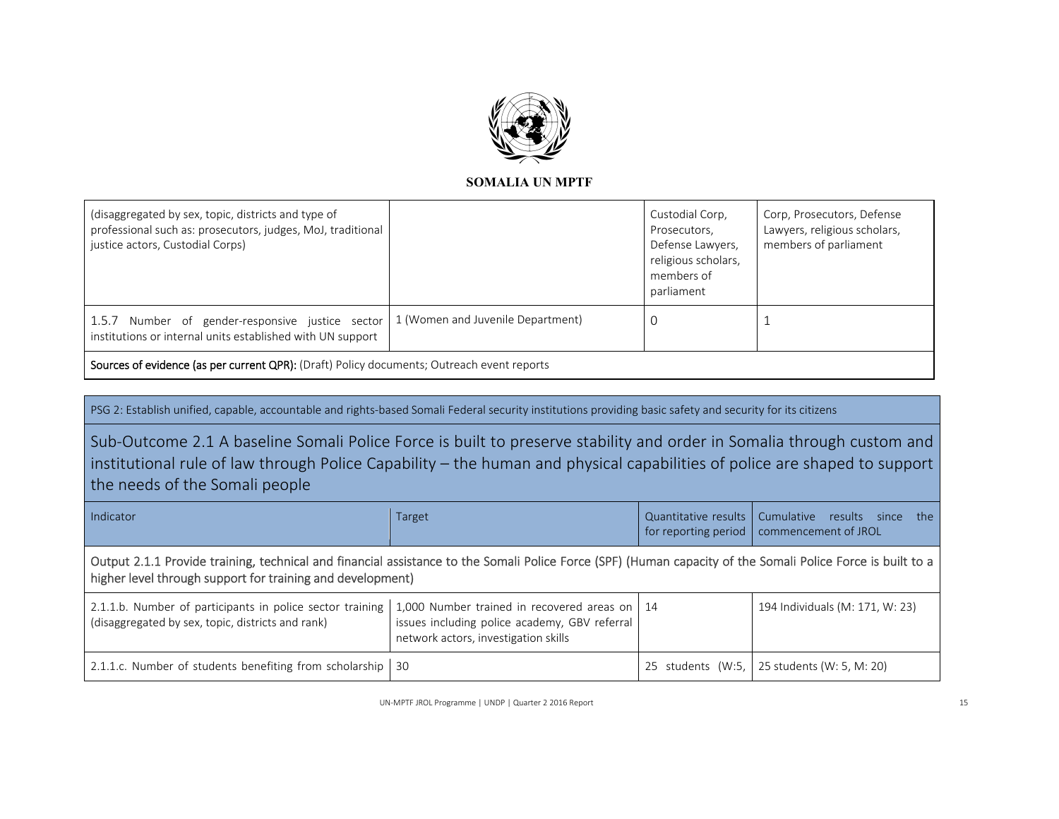**SOMALIA UN MPTF**

| | | | |
|---|---|---|---|
| (disaggregated by sex, topic, districts and type of professional such as: prosecutors, judges, MoJ, traditional justice actors, Custodial Corps) | | Custodial Corp, Prosecutors, Defense Lawyers, religious scholars, members of parliament | Corp, Prosecutors, Defense Lawyers, religious scholars, members of parliament |
| 1.5.7 Number of gender-responsive justice sector institutions or internal units established with UN support | 1 (Women and Juvenile Department) | 0 | 1 |
| **Sources of evidence (as per current QPR):** (Draft) Policy documents; Outreach event reports | | | |

PSG 2: Establish unified, capable, accountable and rights-based Somali Federal security institutions providing basic safety and security for its citizens

## Sub-Outcome 2.1 A baseline Somali Police Force is built to preserve stability and order in Somalia through custom and institutional rule of law through Police Capability – the human and physical capabilities of police are shaped to support the needs of the Somali people

| Indicator | Target | Quantitative results for reporting period | Cumulative results since the commencement of JROL |
|---|---|---|---|
| Output 2.1.1 Provide training, technical and financial assistance to the Somali Police Force (SPF) (Human capacity of the Somali Police Force is built to a higher level through support for training and development) | | | |
| 2.1.1.b. Number of participants in police sector training (disaggregated by sex, topic, districts and rank) | 1,000 Number trained in recovered areas on issues including police academy, GBV referral network actors, investigation skills | 14 | 194 Individuals (M: 171, W: 23) |
| 2.1.1.c. Number of students benefiting from scholarship | 30 | 25 students (W:5, | 25 students (W: 5, M: 20) |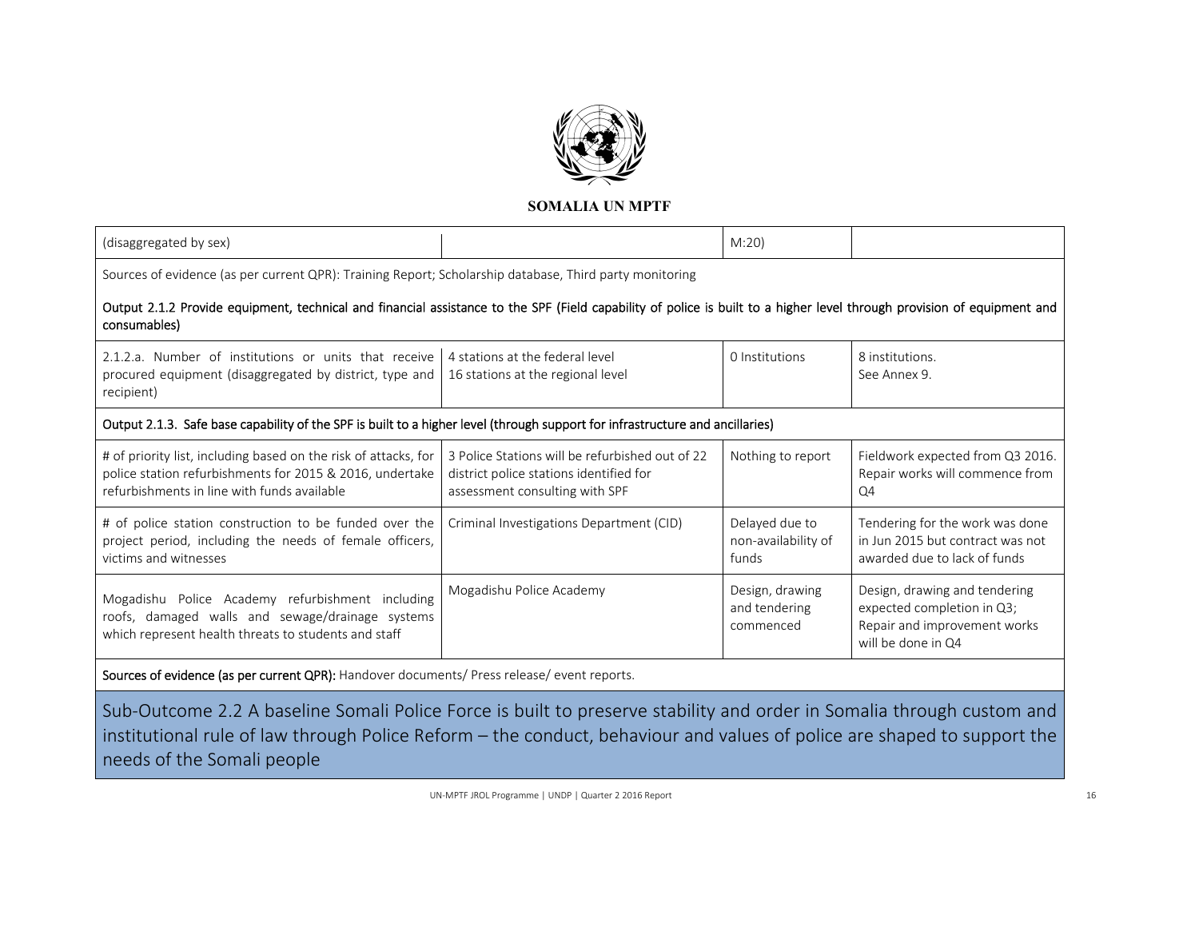| (disaggregated by sex) | | M:20) | |
|---|---|---|---|
| Sources of evidence (as per current QPR): Training Report; Scholarship database, Third party monitoring | | | |
| **Output 2.1.2 Provide equipment, technical and financial assistance to the SPF (Field capability of police is built to a higher level through provision of equipment and consumables)** | | | |
| 2.1.2.a. Number of institutions or units that receive procured equipment (disaggregated by district, type and recipient) | 4 stations at the federal level<br>16 stations at the regional level | 0 Institutions | 8 institutions.<br>See Annex 9. |
| **Output 2.1.3. Safe base capability of the SPF is built to a higher level (through support for infrastructure and ancillaries)** | | | |
| # of priority list, including based on the risk of attacks, for police station refurbishments for 2015 & 2016, undertake refurbishments in line with funds available | 3 Police Stations will be refurbished out of 22 district police stations identified for assessment consulting with SPF | Nothing to report | Fieldwork expected from Q3 2016. Repair works will commence from Q4 |
| # of police station construction to be funded over the project period, including the needs of female officers, victims and witnesses | Criminal Investigations Department (CID) | Delayed due to non-availability of funds | Tendering for the work was done in Jun 2015 but contract was not awarded due to lack of funds |
| Mogadishu Police Academy refurbishment including roofs, damaged walls and sewage/drainage systems which represent health threats to students and staff | Mogadishu Police Academy | Design, drawing and tendering commenced | Design, drawing and tendering expected completion in Q3; Repair and improvement works will be done in Q4 |
| **Sources of evidence (as per current QPR):** Handover documents/ Press release/ event reports. | | | |

## Sub-Outcome 2.2 A baseline Somali Police Force is built to preserve stability and order in Somalia through custom and institutional rule of law through Police Reform – the conduct, behaviour and values of police are shaped to support the needs of the Somali people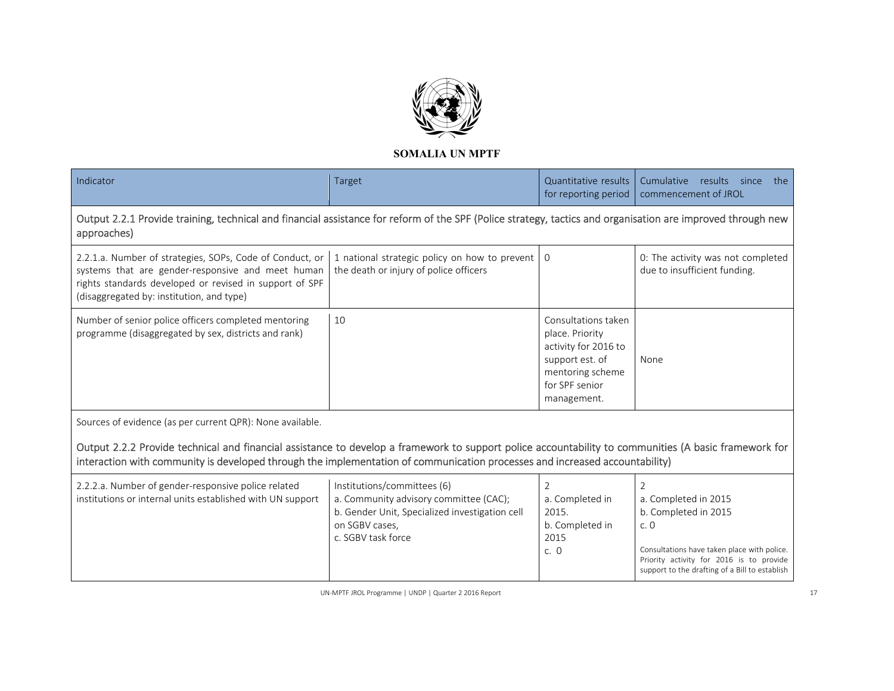**SOMALIA UN MPTF**

| Indicator | Target | Quantitative results for reporting period | Cumulative results since the commencement of JROL |
|---|---|---|---|
| Output 2.2.1 Provide training, technical and financial assistance for reform of the SPF (Police strategy, tactics and organisation are improved through new approaches) | | | |
| 2.2.1.a. Number of strategies, SOPs, Code of Conduct, or systems that are gender-responsive and meet human rights standards developed or revised in support of SPF (disaggregated by: institution, and type) | 1 national strategic policy on how to prevent the death or injury of police officers | 0 | 0: The activity was not completed due to insufficient funding. |
| Number of senior police officers completed mentoring programme (disaggregated by sex, districts and rank) | 10 | Consultations taken place. Priority activity for 2016 to support est. of mentoring scheme for SPF senior management. | None |
| Sources of evidence (as per current QPR): None available. | | | |
| Output 2.2.2 Provide technical and financial assistance to develop a framework to support police accountability to communities (A basic framework for interaction with community is developed through the implementation of communication processes and increased accountability) | | | |
| 2.2.2.a. Number of gender-responsive police related institutions or internal units established with UN support | Institutions/committees (6)<br>a. Community advisory committee (CAC);<br>b. Gender Unit, Specialized investigation cell on SGBV cases,<br>c. SGBV task force | 2<br>a. Completed in 2015.<br>b. Completed in 2015<br>c. 0 | 2<br>a. Completed in 2015<br>b. Completed in 2015<br>c. 0<br><br>Consultations have taken place with police. Priority activity for 2016 is to provide support to the drafting of a Bill to establish |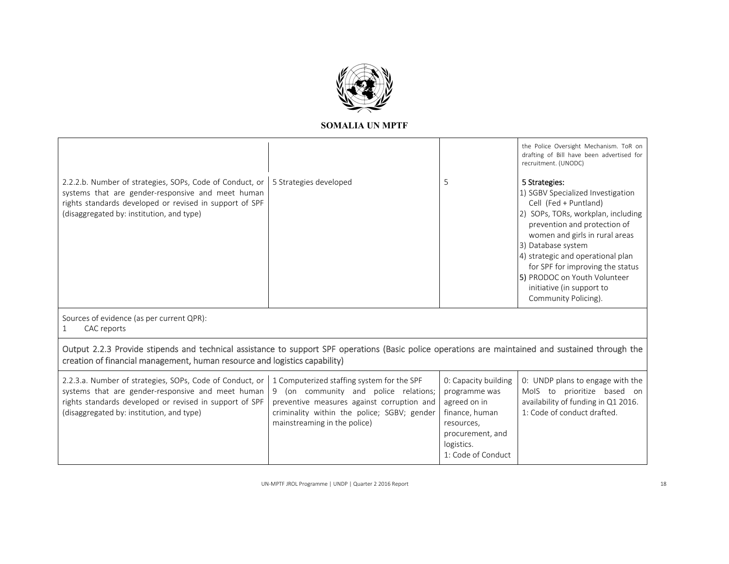**SOMALIA UN MPTF**

| | | | |
|---|---|---|---|
| | | | the Police Oversight Mechanism. ToR on drafting of Bill have been advertised for recruitment. (UNODC) |
| 2.2.2.b. Number of strategies, SOPs, Code of Conduct, or systems that are gender-responsive and meet human rights standards developed or revised in support of SPF (disaggregated by: institution, and type) | 5 Strategies developed | 5 | **5 Strategies:**<br>1) SGBV Specialized Investigation Cell (Fed + Puntland)<br>2) SOPs, TORs, workplan, including prevention and protection of women and girls in rural areas<br>3) Database system<br>4) strategic and operational plan for SPF for improving the status<br>5) PRODOC on Youth Volunteer initiative (in support to Community Policing). |

Sources of evidence (as per current QPR):

1 CAC reports

Output 2.2.3 Provide stipends and technical assistance to support SPF operations (Basic police operations are maintained and sustained through the creation of financial management, human resource and logistics capability)

| | | | |
|---|---|---|---|
| 2.2.3.a. Number of strategies, SOPs, Code of Conduct, or systems that are gender-responsive and meet human rights standards developed or revised in support of SPF (disaggregated by: institution, and type) | 1 Computerized staffing system for the SPF<br>9 (on community and police relations; preventive measures against corruption and criminality within the police; SGBV; gender mainstreaming in the police) | 0: Capacity building programme was agreed on in finance, human resources, procurement, and logistics.<br>1: Code of Conduct | 0: UNDP plans to engage with the MoIS to prioritize based on availability of funding in Q1 2016.<br>1: Code of conduct drafted. |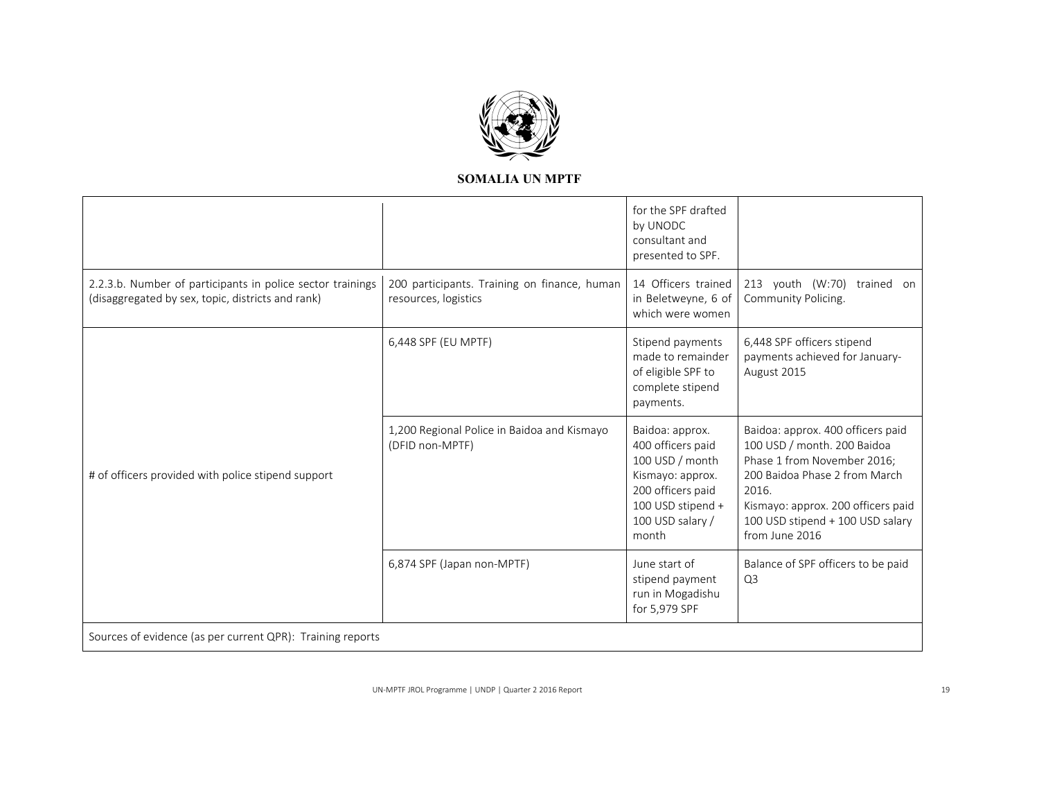|  |  | for the SPF drafted by UNODC consultant and presented to SPF. |  |
|---|---|---|---|
| 2.2.3.b. Number of participants in police sector trainings (disaggregated by sex, topic, districts and rank) | 200 participants. Training on finance, human resources, logistics | 14 Officers trained in Beletweyne, 6 of which were women | 213 youth (W:70) trained on Community Policing. |
| # of officers provided with police stipend support | 6,448 SPF (EU MPTF) | Stipend payments made to remainder of eligible SPF to complete stipend payments. | 6,448 SPF officers stipend payments achieved for January-August 2015 |
|  | 1,200 Regional Police in Baidoa and Kismayo (DFID non-MPTF) | Baidoa: approx. 400 officers paid 100 USD / month Kismayo: approx. 200 officers paid 100 USD stipend + 100 USD salary / month | Baidoa: approx. 400 officers paid 100 USD / month. 200 Baidoa Phase 1 from November 2016; 200 Baidoa Phase 2 from March 2016. Kismayo: approx. 200 officers paid 100 USD stipend + 100 USD salary from June 2016 |
|  | 6,874 SPF (Japan non-MPTF) | June start of stipend payment run in Mogadishu for 5,979 SPF | Balance of SPF officers to be paid Q3 |
| Sources of evidence (as per current QPR): Training reports |  |  |  |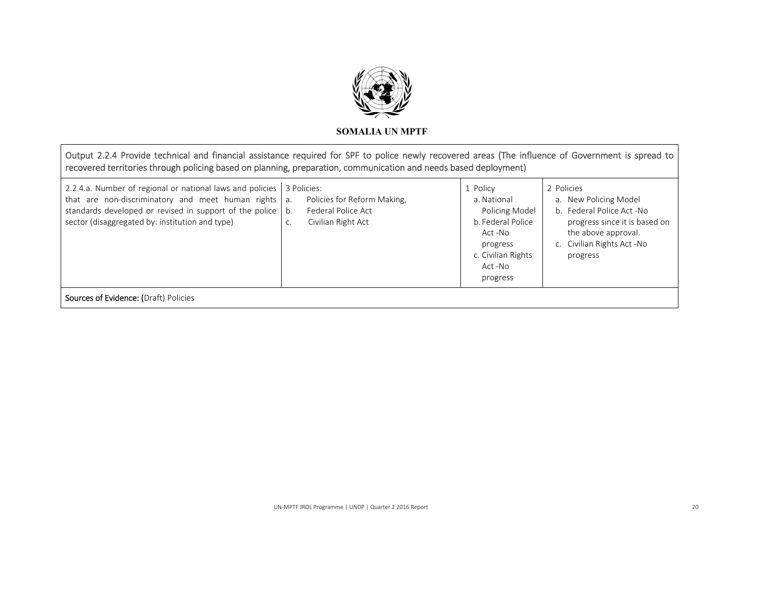**SOMALIA UN MPTF**

| Output 2.2.4 Provide technical and financial assistance required for SPF to police newly recovered areas (The influence of Government is spread to recovered territories through policing based on planning, preparation, communication and needs based deployment) | | | |
|---|---|---|---|
| 2.2.4.a. Number of regional or national laws and policies that are non-discriminatory and meet human rights standards developed or revised in support of the police sector (disaggregated by: institution and type) | 3 Policies:<br>a. Policies for Reform Making,<br>b. Federal Police Act<br>c. Civilian Right Act | 1 Policy<br>a. National Policing Model<br>b. Federal Police Act -No progress<br>c. Civilian Rights Act -No progress | 2 Policies<br>a. New Policing Model<br>b. Federal Police Act -No progress since it is based on the above approval.<br>c. Civilian Rights Act -No progress |
| **Sources of Evidence: (**Draft) Policies | | | |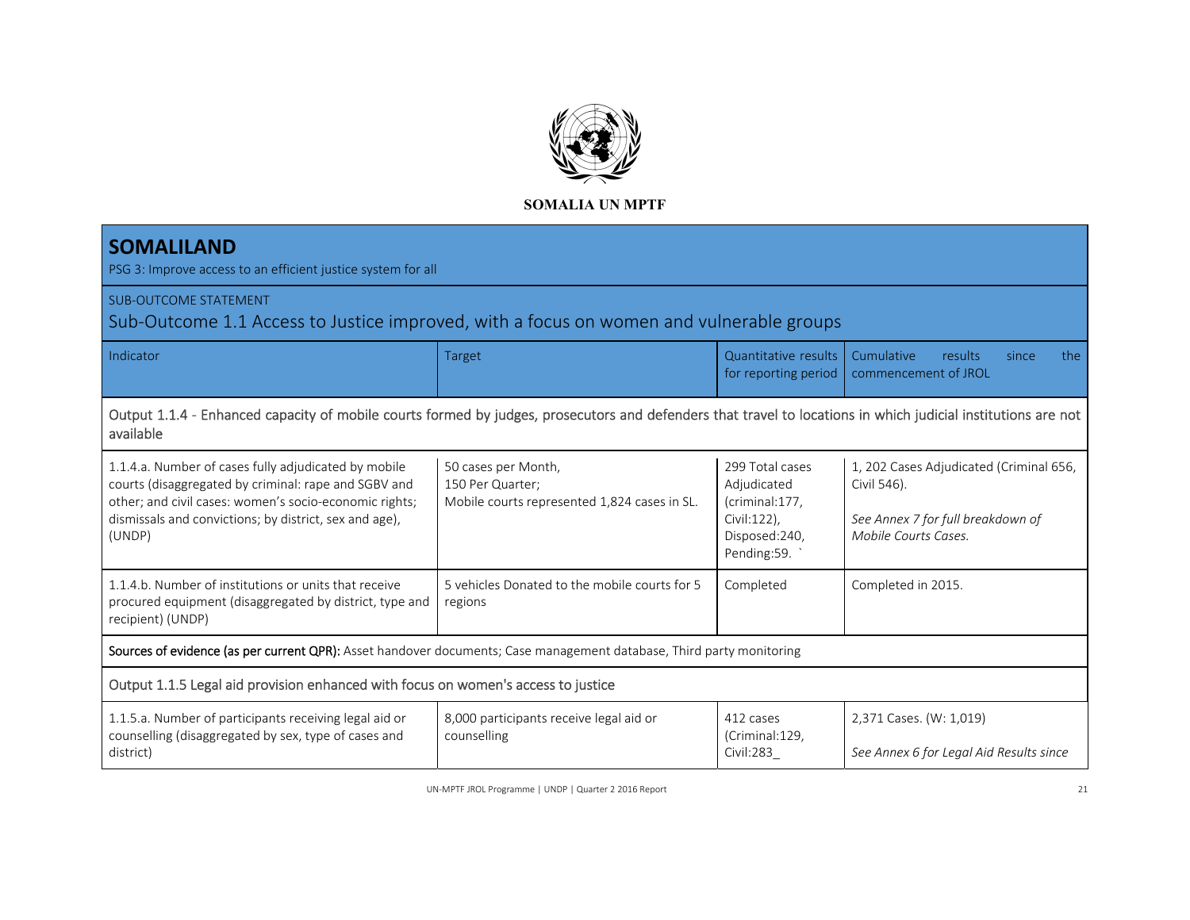**SOMALIA UN MPTF**

| **SOMALILAND**<br>PSG 3: Improve access to an efficient justice system for all | | | |
|---|---|---|---|
| SUB-OUTCOME STATEMENT<br>Sub-Outcome 1.1 Access to Justice improved, with a focus on women and vulnerable groups | | | |
| Indicator | Target | Quantitative results for reporting period | Cumulative results since the commencement of JROL |
| Output 1.1.4 - Enhanced capacity of mobile courts formed by judges, prosecutors and defenders that travel to locations in which judicial institutions are not available | | | |
| 1.1.4.a. Number of cases fully adjudicated by mobile courts (disaggregated by criminal: rape and SGBV and other; and civil cases: women's socio-economic rights; dismissals and convictions; by district, sex and age), (UNDP) | 50 cases per Month,<br>150 Per Quarter;<br>Mobile courts represented 1,824 cases in SL. | 299 Total cases Adjudicated (criminal:177, Civil:122), Disposed:240, Pending:59. ` | 1, 202 Cases Adjudicated (Criminal 656, Civil 546).<br><br>*See Annex 7 for full breakdown of Mobile Courts Cases.* |
| 1.1.4.b. Number of institutions or units that receive procured equipment (disaggregated by district, type and recipient) (UNDP) | 5 vehicles Donated to the mobile courts for 5 regions | Completed | Completed in 2015. |
| **Sources of evidence (as per current QPR):** Asset handover documents; Case management database, Third party monitoring | | | |
| Output 1.1.5 Legal aid provision enhanced with focus on women's access to justice | | | |
| 1.1.5.a. Number of participants receiving legal aid or counselling (disaggregated by sex, type of cases and district) | 8,000 participants receive legal aid or counselling | 412 cases (Criminal:129, Civil:283_ | 2,371 Cases. (W: 1,019)<br><br>*See Annex 6 for Legal Aid Results since* |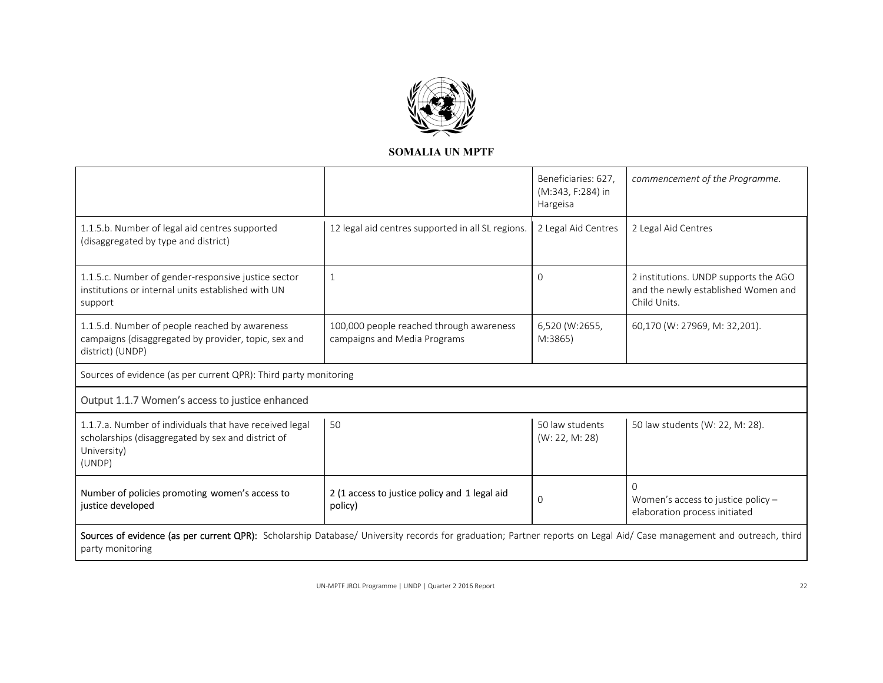**SOMALIA UN MPTF**

| | | | |
|---|---|---|---|
| | | Beneficiaries: 627, (M:343, F:284) in Hargeisa | *commencement of the Programme.* |
| 1.1.5.b. Number of legal aid centres supported (disaggregated by type and district) | 12 legal aid centres supported in all SL regions. | 2 Legal Aid Centres | 2 Legal Aid Centres |
| 1.1.5.c. Number of gender-responsive justice sector institutions or internal units established with UN support | 1 | 0 | 2 institutions. UNDP supports the AGO and the newly established Women and Child Units. |
| 1.1.5.d. Number of people reached by awareness campaigns (disaggregated by provider, topic, sex and district) (UNDP) | 100,000 people reached through awareness campaigns and Media Programs | 6,520 (W:2655, M:3865) | 60,170 (W: 27969, M: 32,201). |
| Sources of evidence (as per current QPR): Third party monitoring | | | |
| Output 1.1.7 Women's access to justice enhanced | | | |
| 1.1.7.a. Number of individuals that have received legal scholarships (disaggregated by sex and district of University) (UNDP) | 50 | 50 law students (W: 22, M: 28) | 50 law students (W: 22, M: 28). |
| Number of policies promoting women's access to justice developed | 2 (1 access to justice policy and 1 legal aid policy) | 0 | 0 Women's access to justice policy – elaboration process initiated |
| **Sources of evidence (as per current QPR):** Scholarship Database/ University records for graduation; Partner reports on Legal Aid/ Case management and outreach, third party monitoring | | | |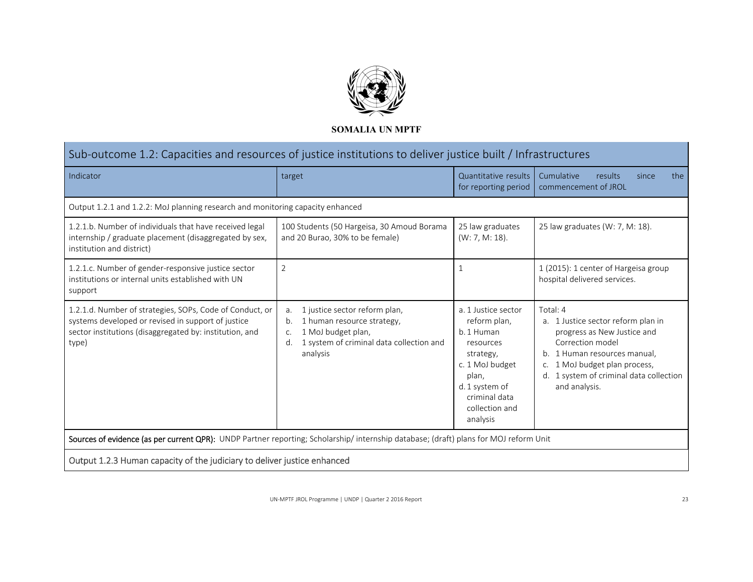**SOMALIA UN MPTF**

| Sub-outcome 1.2: Capacities and resources of justice institutions to deliver justice built / Infrastructures | | | |
|---|---|---|---|
| Indicator | target | Quantitative results for reporting period | Cumulative results since the commencement of JROL |
| Output 1.2.1 and 1.2.2: MoJ planning research and monitoring capacity enhanced | | | |
| 1.2.1.b. Number of individuals that have received legal internship / graduate placement (disaggregated by sex, institution and district) | 100 Students (50 Hargeisa, 30 Amoud Borama and 20 Burao, 30% to be female) | 25 law graduates (W: 7, M: 18). | 25 law graduates (W: 7, M: 18). |
| 1.2.1.c. Number of gender-responsive justice sector institutions or internal units established with UN support | 2 | 1 | 1 (2015): 1 center of Hargeisa group hospital delivered services. |
| 1.2.1.d. Number of strategies, SOPs, Code of Conduct, or systems developed or revised in support of justice sector institutions (disaggregated by: institution, and type) | a. 1 justice sector reform plan,<br>b. 1 human resource strategy,<br>c. 1 MoJ budget plan,<br>d. 1 system of criminal data collection and analysis | a. 1 Justice sector reform plan,<br>b. 1 Human resources strategy,<br>c. 1 MoJ budget plan,<br>d. 1 system of criminal data collection and analysis | Total: 4<br>a. 1 Justice sector reform plan in progress as New Justice and Correction model<br>b. 1 Human resources manual,<br>c. 1 MoJ budget plan process,<br>d. 1 system of criminal data collection and analysis. |
| **Sources of evidence (as per current QPR):** UNDP Partner reporting; Scholarship/ internship database; (draft) plans for MOJ reform Unit | | | |
| Output 1.2.3 Human capacity of the judiciary to deliver justice enhanced | | | |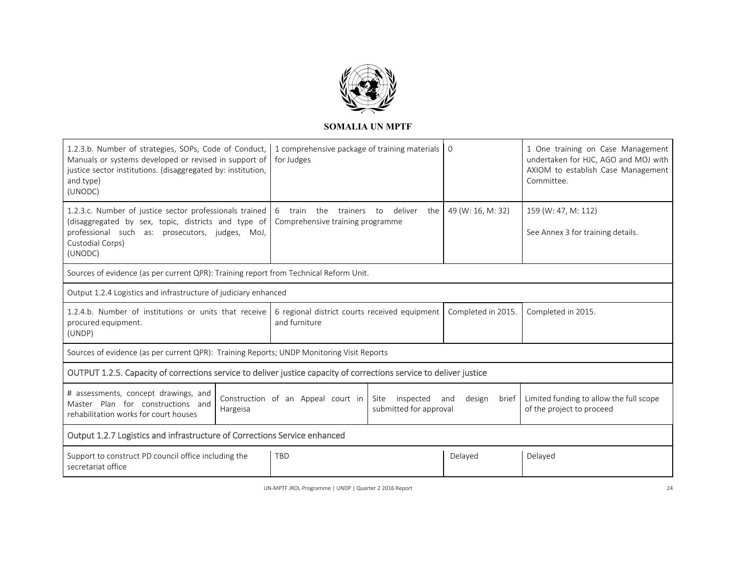**SOMALIA UN MPTF**

| | | | |
|---|---|---|---|
| 1.2.3.b. Number of strategies, SOPs, Code of Conduct, Manuals or systems developed or revised in support of justice sector institutions. (disaggregated by: institution, and type) (UNODC) | 1 comprehensive package of training materials for Judges | 0 | 1 One training on Case Management undertaken for HJC, AGO and MOJ with AXIOM to establish Case Management Committee. |
| 1.2.3.c. Number of justice sector professionals trained (disaggregated by sex, topic, districts and type of professional such as: prosecutors, judges, MoJ, Custodial Corps) (UNODC) | 6 train the trainers to deliver the Comprehensive training programme | 49 (W: 16, M: 32) | 159 (W: 47, M: 112)<br><br>See Annex 3 for training details. |
| Sources of evidence (as per current QPR): Training report from Technical Reform Unit. | | | |
| Output 1.2.4 Logistics and infrastructure of judiciary enhanced | | | |
| 1.2.4.b. Number of institutions or units that receive procured equipment. (UNDP) | 6 regional district courts received equipment and furniture | Completed in 2015. | Completed in 2015. |
| Sources of evidence (as per current QPR): Training Reports; UNDP Monitoring Visit Reports | | | |
| OUTPUT 1.2.5. Capacity of corrections service to deliver justice capacity of corrections service to deliver justice | | | |
| # assessments, concept drawings, and Master Plan for constructions and rehabilitation works for court houses | Construction of an Appeal court in Hargeisa | Site inspected and design brief submitted for approval | Limited funding to allow the full scope of the project to proceed |
| Output 1.2.7 Logistics and infrastructure of Corrections Service enhanced | | | |
| Support to construct PD council office including the secretariat office | TBD | Delayed | Delayed |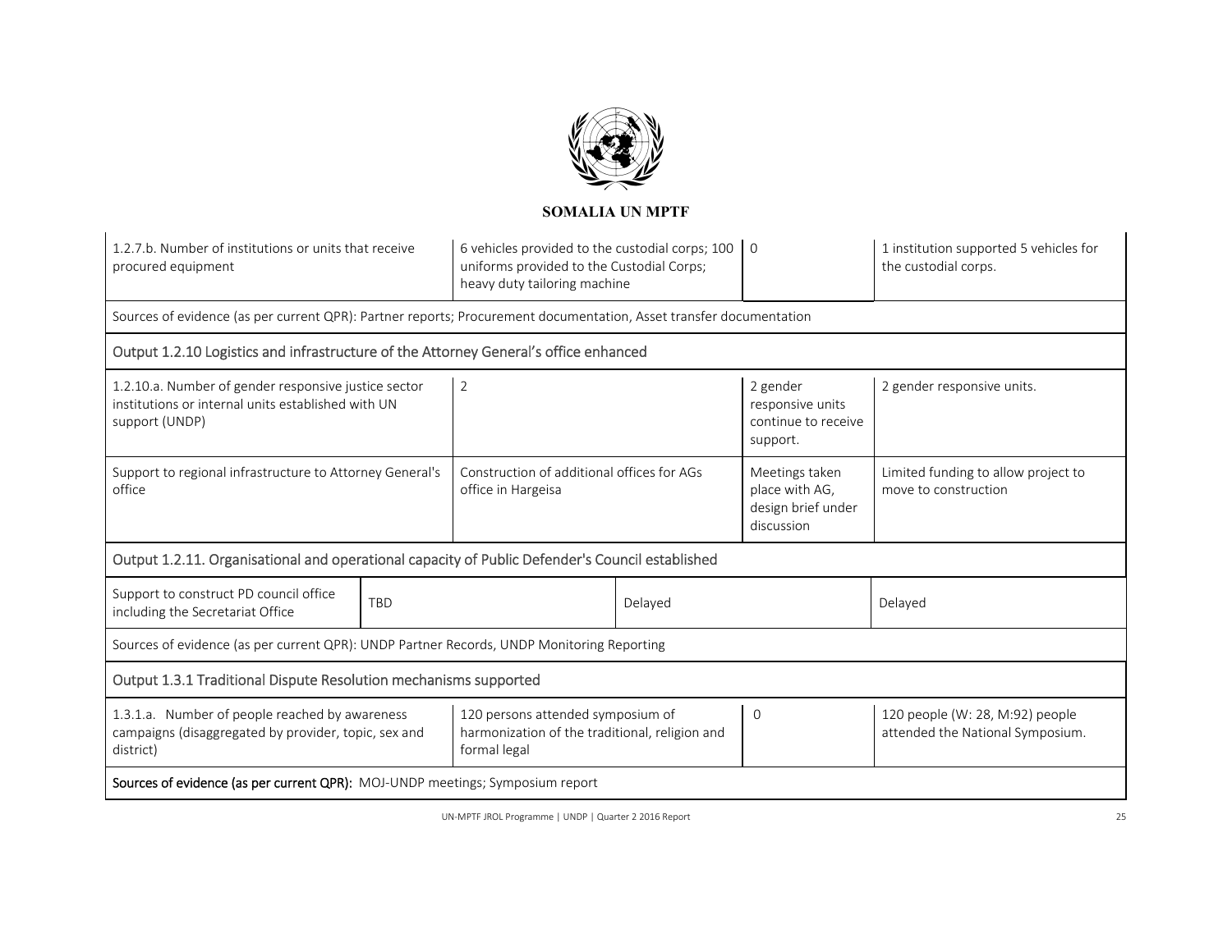**SOMALIA UN MPTF**

| | | | |
|---|---|---|---|
| 1.2.7.b. Number of institutions or units that receive procured equipment | 6 vehicles provided to the custodial corps; 100 uniforms provided to the Custodial Corps; heavy duty tailoring machine | 0 | 1 institution supported 5 vehicles for the custodial corps. |
| Sources of evidence (as per current QPR): Partner reports; Procurement documentation, Asset transfer documentation | | | |
| Output 1.2.10 Logistics and infrastructure of the Attorney General's office enhanced | | | |
| 1.2.10.a. Number of gender responsive justice sector institutions or internal units established with UN support (UNDP) | 2 | 2 gender responsive units continue to receive support. | 2 gender responsive units. |
| Support to regional infrastructure to Attorney General's office | Construction of additional offices for AGs office in Hargeisa | Meetings taken place with AG, design brief under discussion | Limited funding to allow project to move to construction |
| Output 1.2.11. Organisational and operational capacity of Public Defender's Council established | | | |
| Support to construct PD council office including the Secretariat Office | TBD | Delayed | Delayed |
| Sources of evidence (as per current QPR): UNDP Partner Records, UNDP Monitoring Reporting | | | |
| Output 1.3.1 Traditional Dispute Resolution mechanisms supported | | | |
| 1.3.1.a. Number of people reached by awareness campaigns (disaggregated by provider, topic, sex and district) | 120 persons attended symposium of harmonization of the traditional, religion and formal legal | 0 | 120 people (W: 28, M:92) people attended the National Symposium. |
| **Sources of evidence (as per current QPR):** MOJ-UNDP meetings; Symposium report | | | |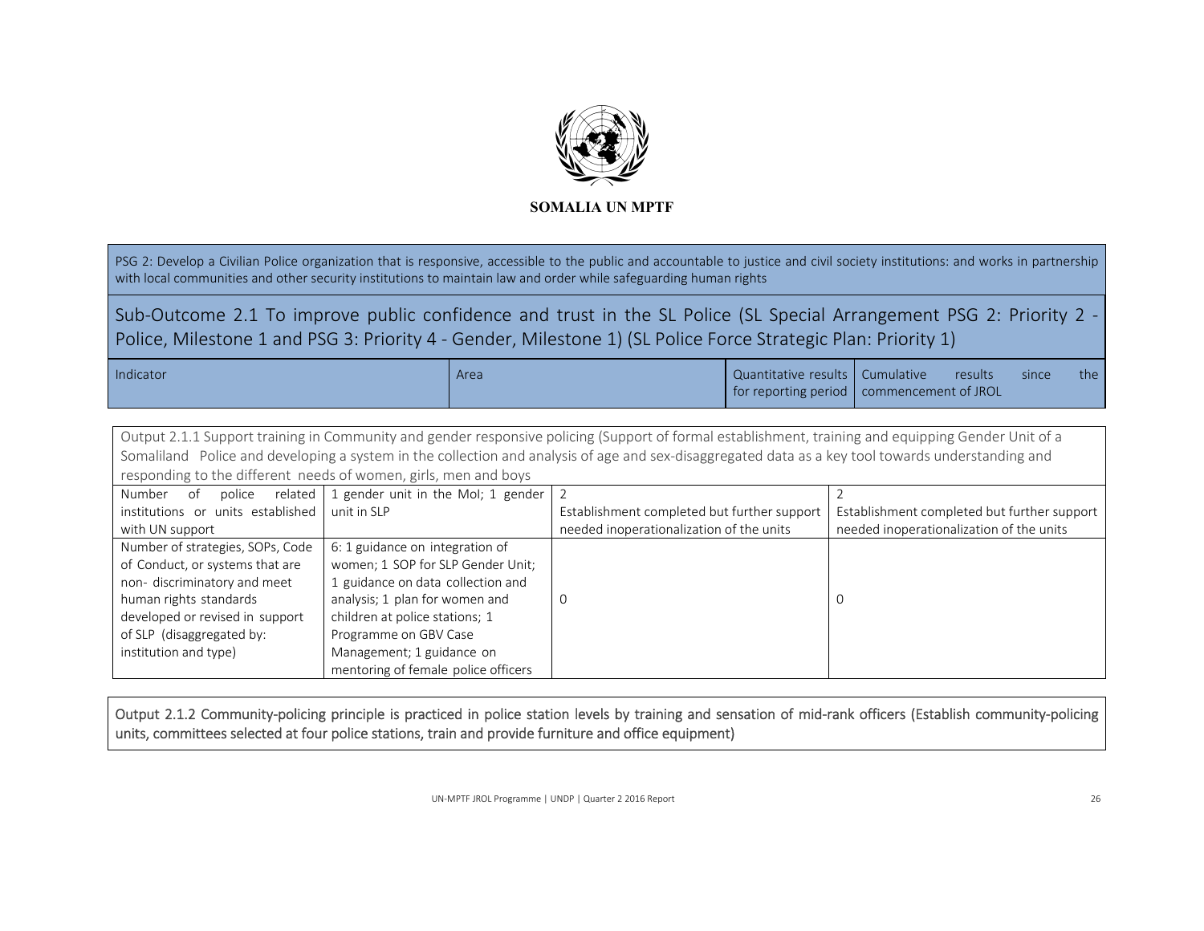**SOMALIA UN MPTF**

PSG 2: Develop a Civilian Police organization that is responsive, accessible to the public and accountable to justice and civil society institutions: and works in partnership with local communities and other security institutions to maintain law and order while safeguarding human rights

## Sub-Outcome 2.1 To improve public confidence and trust in the SL Police (SL Special Arrangement PSG 2: Priority 2 - Police, Milestone 1 and PSG 3: Priority 4 - Gender, Milestone 1) (SL Police Force Strategic Plan: Priority 1)

| Indicator | Area | Quantitative results for reporting period | Cumulative results since the commencement of JROL |
|---|---|---|---|
| **Output 2.1.1 Support training in Community and gender responsive policing (Support of formal establishment, training and equipping Gender Unit of a Somaliland Police and developing a system in the collection and analysis of age and sex-disaggregated data as a key tool towards understanding and responding to the different needs of women, girls, men and boys** | | | |
| Number of police related institutions or units established with UN support | 1 gender unit in the MoI; 1 gender unit in SLP | 2<br>Establishment completed but further support needed inoperationalization of the units | 2<br>Establishment completed but further support needed inoperationalization of the units |
| Number of strategies, SOPs, Code of Conduct, or systems that are non- discriminatory and meet human rights standards developed or revised in support of SLP (disaggregated by: institution and type) | 6: 1 guidance on integration of women; 1 SOP for SLP Gender Unit; 1 guidance on data collection and analysis; 1 plan for women and children at police stations; 1 Programme on GBV Case Management; 1 guidance on mentoring of female police officers | 0 | 0 |
| **Output 2.1.2 Community-policing principle is practiced in police station levels by training and sensation of mid-rank officers (Establish community-policing units, committees selected at four police stations, train and provide furniture and office equipment)** | | | |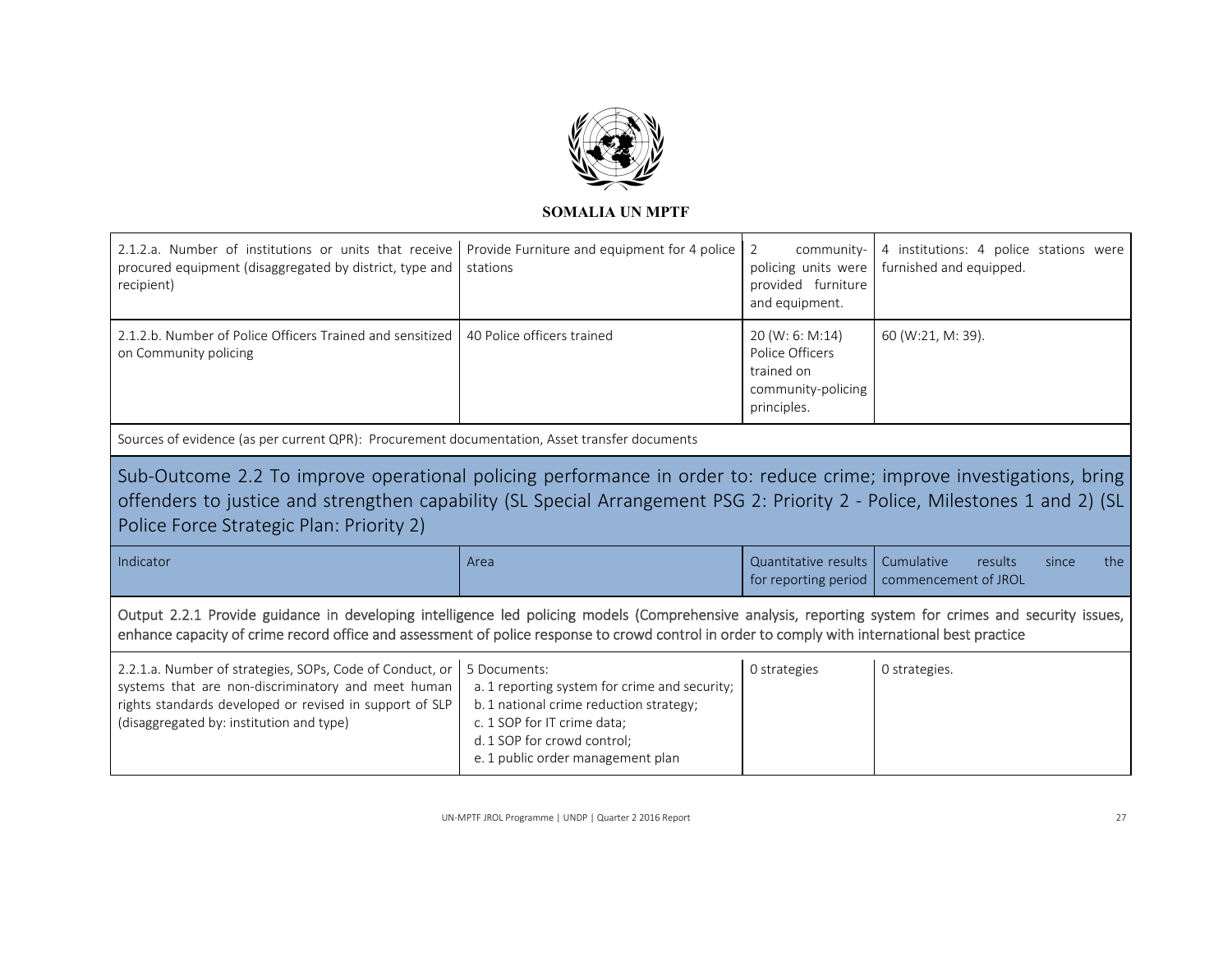**SOMALIA UN MPTF**

| 2.1.2.a. Number of institutions or units that receive procured equipment (disaggregated by district, type and recipient) | Provide Furniture and equipment for 4 police stations | 2 community-policing units were provided furniture and equipment. | 4 institutions: 4 police stations were furnished and equipped. |
|---|---|---|---|
| 2.1.2.b. Number of Police Officers Trained and sensitized on Community policing | 40 Police officers trained | 20 (W: 6: M:14) Police Officers trained on community-policing principles. | 60 (W:21, M: 39). |

Sources of evidence (as per current QPR): Procurement documentation, Asset transfer documents

## Sub-Outcome 2.2 To improve operational policing performance in order to: reduce crime; improve investigations, bring offenders to justice and strengthen capability (SL Special Arrangement PSG 2: Priority 2 - Police, Milestones 1 and 2) (SL Police Force Strategic Plan: Priority 2)

| Indicator | Area | Quantitative results for reporting period | Cumulative results since the commencement of JROL |
|---|---|---|---|
| **Output 2.2.1 Provide guidance in developing intelligence led policing models (Comprehensive analysis, reporting system for crimes and security issues, enhance capacity of crime record office and assessment of police response to crowd control in order to comply with international best practice** | | | |
| 2.2.1.a. Number of strategies, SOPs, Code of Conduct, or systems that are non-discriminatory and meet human rights standards developed or revised in support of SLP (disaggregated by: institution and type) | 5 Documents:<br>a. 1 reporting system for crime and security;<br>b. 1 national crime reduction strategy;<br>c. 1 SOP for IT crime data;<br>d. 1 SOP for crowd control;<br>e. 1 public order management plan | 0 strategies | 0 strategies. |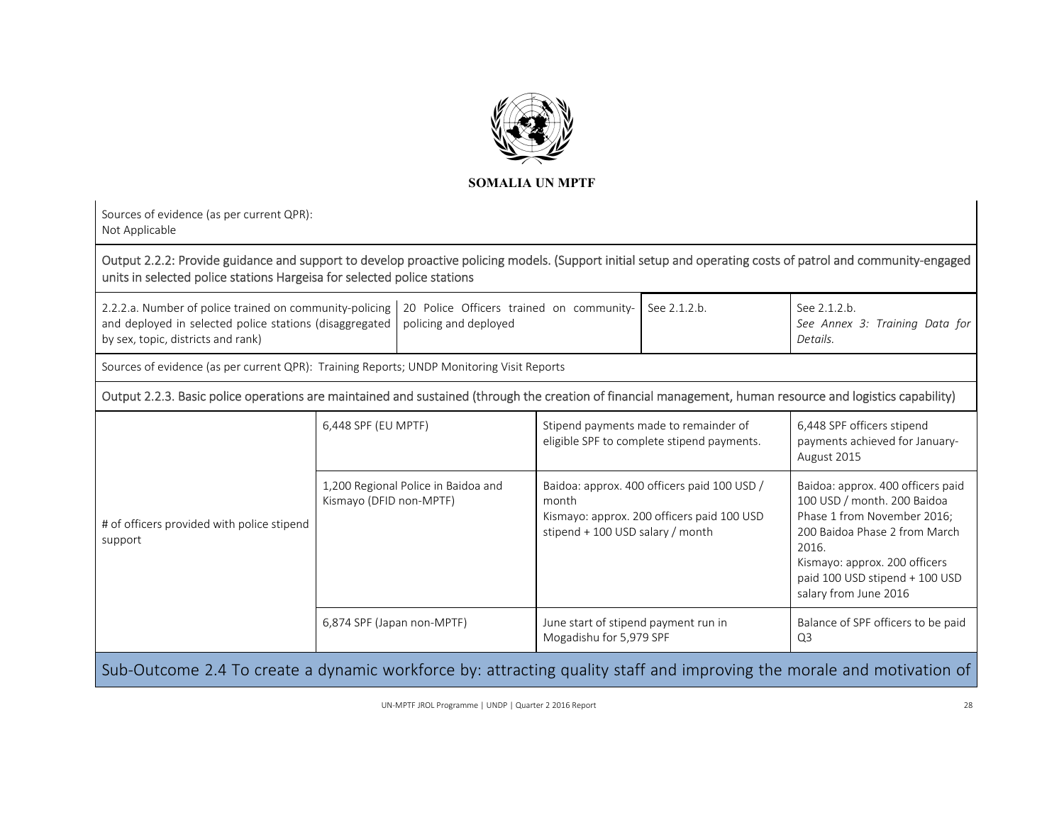Sources of evidence (as per current QPR):
Not Applicable

Output 2.2.2: Provide guidance and support to develop proactive policing models. (Support initial setup and operating costs of patrol and community-engaged units in selected police stations Hargeisa for selected police stations

| | | | |
|---|---|---|---|
| 2.2.2.a. Number of police trained on community-policing and deployed in selected police stations (disaggregated by sex, topic, districts and rank) | 20 Police Officers trained on community-policing and deployed | See 2.1.2.b. | See 2.1.2.b. *See Annex 3: Training Data for Details.* |

Sources of evidence (as per current QPR): Training Reports; UNDP Monitoring Visit Reports

Output 2.2.3. Basic police operations are maintained and sustained (through the creation of financial management, human resource and logistics capability)

| | | | |
|---|---|---|---|
| # of officers provided with police stipend support | 6,448 SPF (EU MPTF) | Stipend payments made to remainder of eligible SPF to complete stipend payments. | 6,448 SPF officers stipend payments achieved for January-August 2015 |
| | 1,200 Regional Police in Baidoa and Kismayo (DFID non-MPTF) | Baidoa: approx. 400 officers paid 100 USD / month<br>Kismayo: approx. 200 officers paid 100 USD stipend + 100 USD salary / month | Baidoa: approx. 400 officers paid 100 USD / month. 200 Baidoa Phase 1 from November 2016; 200 Baidoa Phase 2 from March 2016.<br>Kismayo: approx. 200 officers paid 100 USD stipend + 100 USD salary from June 2016 |
| | 6,874 SPF (Japan non-MPTF) | June start of stipend payment run in Mogadishu for 5,979 SPF | Balance of SPF officers to be paid Q3 |

Sub-Outcome 2.4 To create a dynamic workforce by: attracting quality staff and improving the morale and motivation of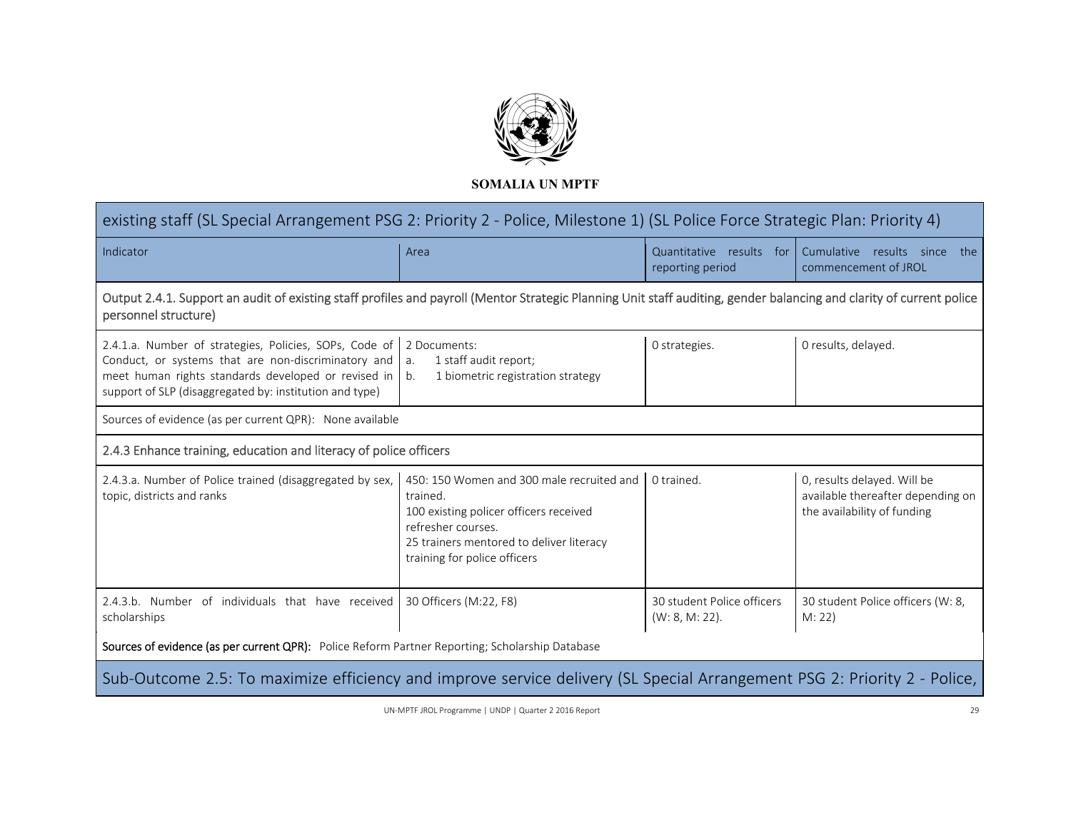| existing staff (SL Special Arrangement PSG 2: Priority 2 - Police, Milestone 1) (SL Police Force Strategic Plan: Priority 4) | | | |
|---|---|---|---|
| Indicator | Area | Quantitative results for reporting period | Cumulative results since the commencement of JROL |
| Output 2.4.1. Support an audit of existing staff profiles and payroll (Mentor Strategic Planning Unit staff auditing, gender balancing and clarity of current police personnel structure) | | | |
| 2.4.1.a. Number of strategies, Policies, SOPs, Code of Conduct, or systems that are non-discriminatory and meet human rights standards developed or revised in support of SLP (disaggregated by: institution and type) | 2 Documents:<br>a. 1 staff audit report;<br>b. 1 biometric registration strategy | 0 strategies. | 0 results, delayed. |
| Sources of evidence (as per current QPR): None available | | | |
| 2.4.3 Enhance training, education and literacy of police officers | | | |
| 2.4.3.a. Number of Police trained (disaggregated by sex, topic, districts and ranks | 450: 150 Women and 300 male recruited and trained.<br>100 existing policer officers received refresher courses.<br>25 trainers mentored to deliver literacy training for police officers | 0 trained. | 0, results delayed. Will be available thereafter depending on the availability of funding |
| 2.4.3.b. Number of individuals that have received scholarships | 30 Officers (M:22, F8) | 30 student Police officers (W: 8, M: 22). | 30 student Police officers (W: 8, M: 22) |
| **Sources of evidence (as per current QPR):** Police Reform Partner Reporting; Scholarship Database | | | |
| Sub-Outcome 2.5: To maximize efficiency and improve service delivery (SL Special Arrangement PSG 2: Priority 2 - Police, | | | |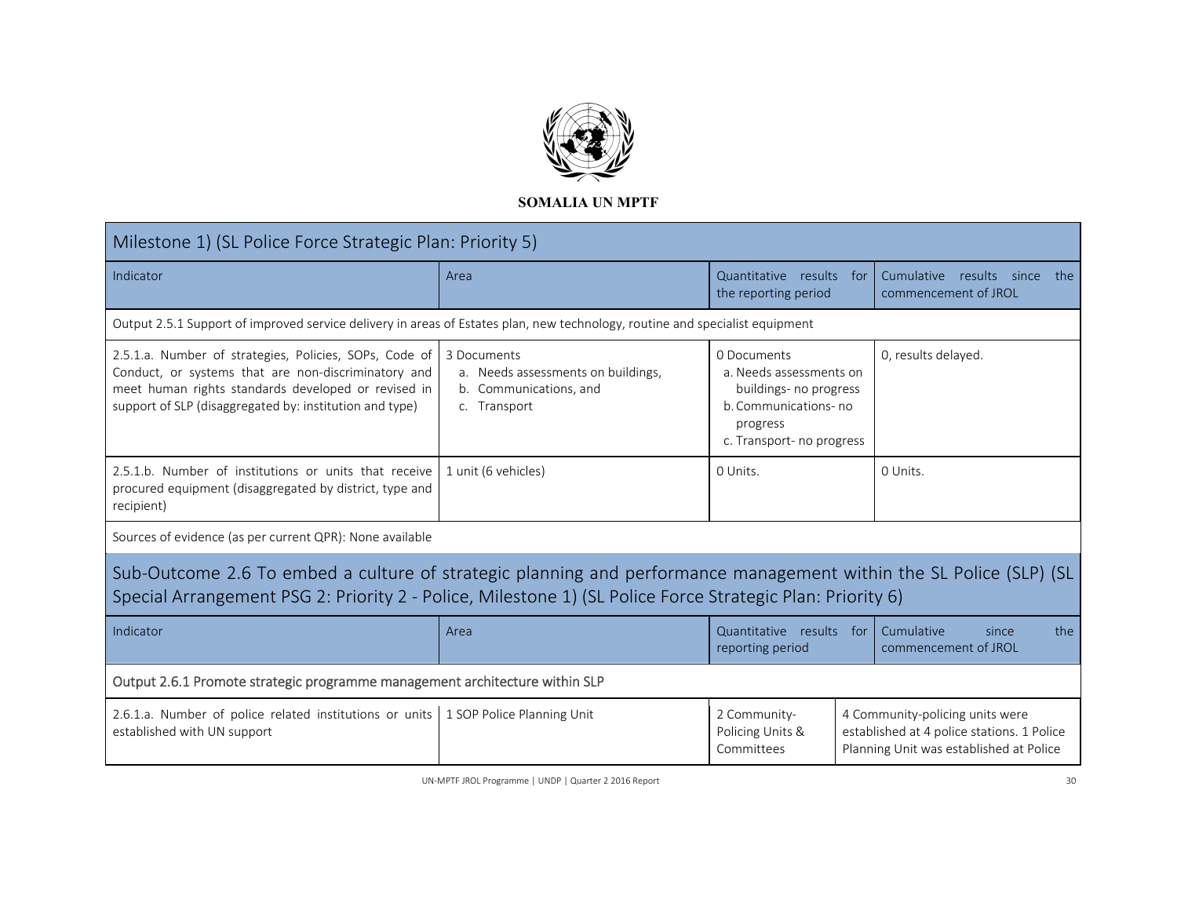**SOMALIA UN MPTF**

| Milestone 1) (SL Police Force Strategic Plan: Priority 5) | | | |
|---|---|---|---|
| Indicator | Area | Quantitative results for the reporting period | Cumulative results since the commencement of JROL |
| Output 2.5.1 Support of improved service delivery in areas of Estates plan, new technology, routine and specialist equipment | | | |
| 2.5.1.a. Number of strategies, Policies, SOPs, Code of Conduct, or systems that are non-discriminatory and meet human rights standards developed or revised in support of SLP (disaggregated by: institution and type) | 3 Documents<br>a. Needs assessments on buildings,<br>b. Communications, and<br>c. Transport | 0 Documents<br>a. Needs assessments on buildings- no progress<br>b. Communications- no progress<br>c. Transport- no progress | 0, results delayed. |
| 2.5.1.b. Number of institutions or units that receive procured equipment (disaggregated by district, type and recipient) | 1 unit (6 vehicles) | 0 Units. | 0 Units. |
| Sources of evidence (as per current QPR): None available | | | |

## Sub-Outcome 2.6 To embed a culture of strategic planning and performance management within the SL Police (SLP) (SL Special Arrangement PSG 2: Priority 2 - Police, Milestone 1) (SL Police Force Strategic Plan: Priority 6)

| Indicator | Area | Quantitative results for reporting period | Cumulative since the commencement of JROL |
|---|---|---|---|
| Output 2.6.1 Promote strategic programme management architecture within SLP | | | |
| 2.6.1.a. Number of police related institutions or units established with UN support | 1 SOP Police Planning Unit | 2 Community-Policing Units & Committees | 4 Community-policing units were established at 4 police stations. 1 Police Planning Unit was established at Police |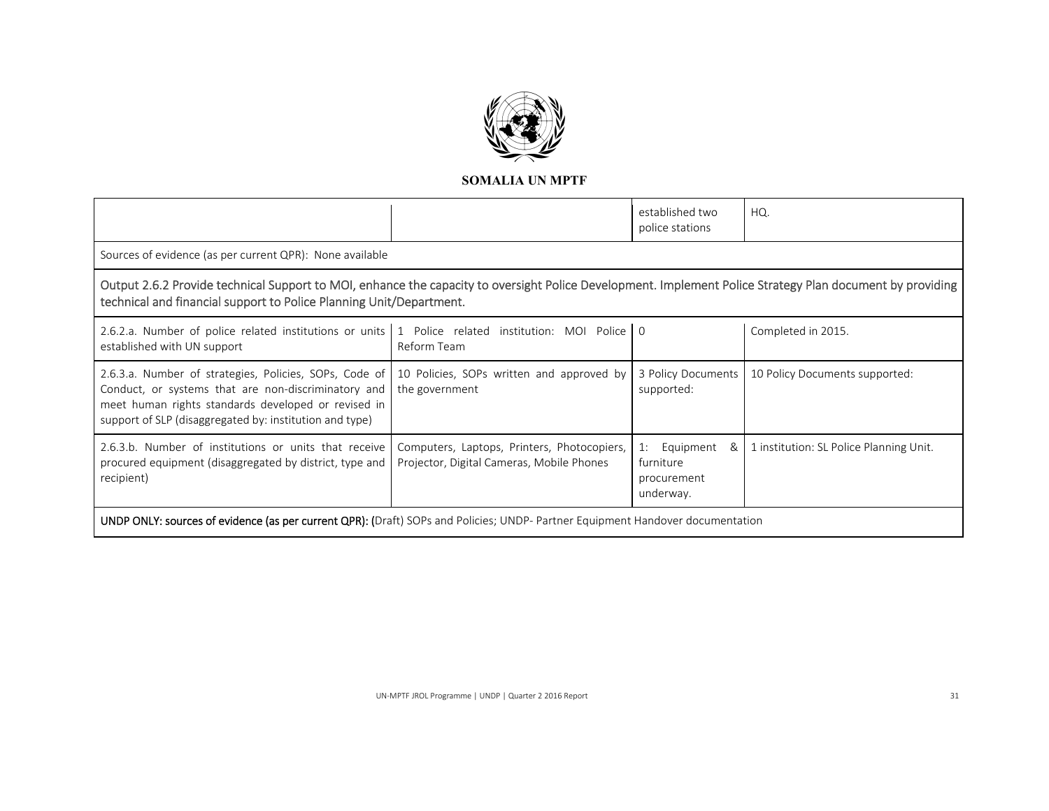**SOMALIA UN MPTF**

| | | | |
|---|---|---|---|
| | | established two police stations | HQ. |
| Sources of evidence (as per current QPR): None available | | | |
| Output 2.6.2 Provide technical Support to MOI, enhance the capacity to oversight Police Development. Implement Police Strategy Plan document by providing technical and financial support to Police Planning Unit/Department. | | | |
| 2.6.2.a. Number of police related institutions or units established with UN support | 1 Police related institution: MOI Police Reform Team | 0 | Completed in 2015. |
| 2.6.3.a. Number of strategies, Policies, SOPs, Code of Conduct, or systems that are non-discriminatory and meet human rights standards developed or revised in support of SLP (disaggregated by: institution and type) | 10 Policies, SOPs written and approved by the government | 3 Policy Documents supported: | 10 Policy Documents supported: |
| 2.6.3.b. Number of institutions or units that receive procured equipment (disaggregated by district, type and recipient) | Computers, Laptops, Printers, Photocopiers, Projector, Digital Cameras, Mobile Phones | 1: Equipment & furniture procurement underway. | 1 institution: SL Police Planning Unit. |
| **UNDP ONLY: sources of evidence (as per current QPR): (**Draft) SOPs and Policies; UNDP- Partner Equipment Handover documentation | | | |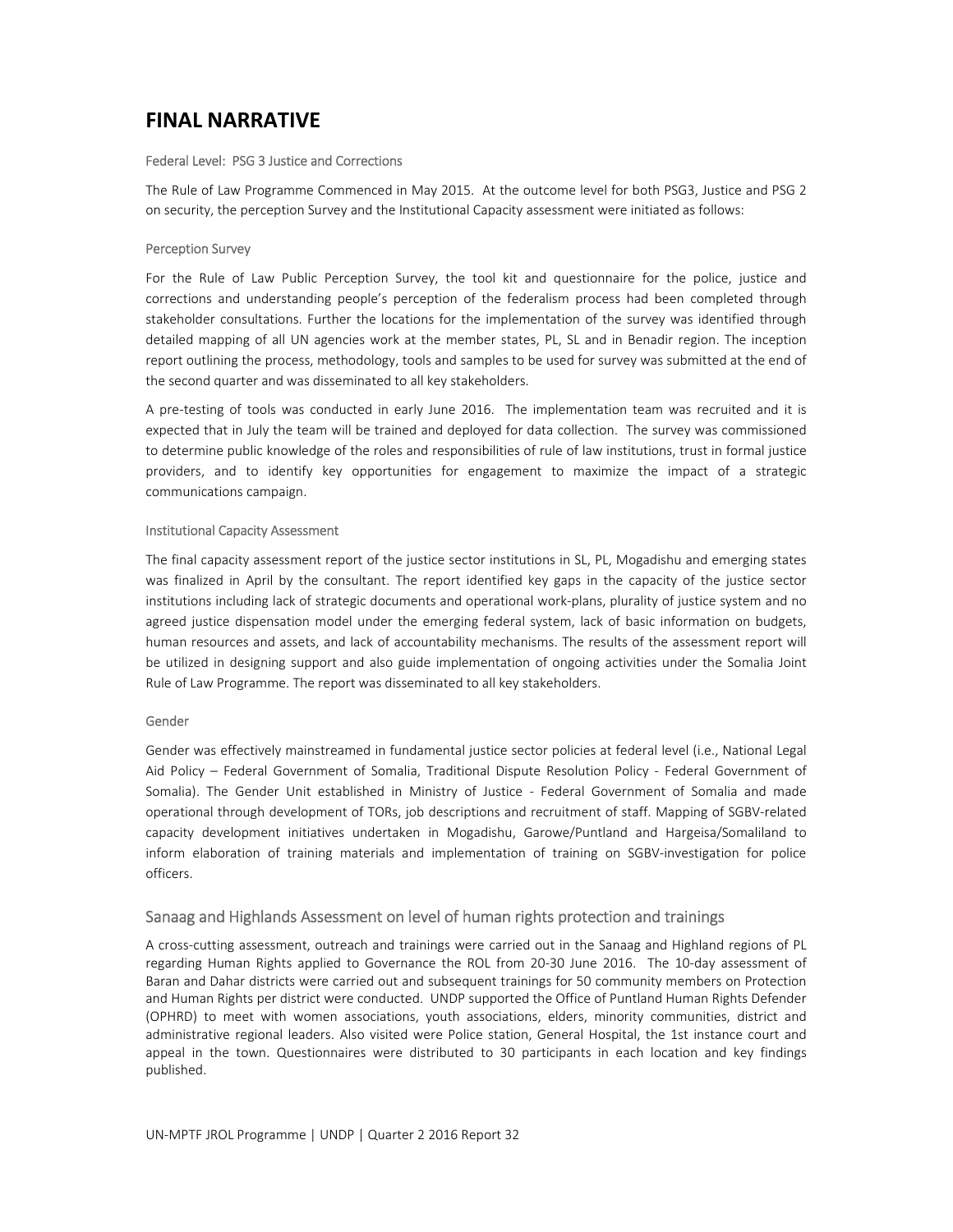# FINAL NARRATIVE

### Federal Level: PSG 3 Justice and Corrections

The Rule of Law Programme Commenced in May 2015. At the outcome level for both PSG3, Justice and PSG 2 on security, the perception Survey and the Institutional Capacity assessment were initiated as follows:

### Perception Survey

For the Rule of Law Public Perception Survey, the tool kit and questionnaire for the police, justice and corrections and understanding people's perception of the federalism process had been completed through stakeholder consultations. Further the locations for the implementation of the survey was identified through detailed mapping of all UN agencies work at the member states, PL, SL and in Benadir region. The inception report outlining the process, methodology, tools and samples to be used for survey was submitted at the end of the second quarter and was disseminated to all key stakeholders.

A pre-testing of tools was conducted in early June 2016. The implementation team was recruited and it is expected that in July the team will be trained and deployed for data collection. The survey was commissioned to determine public knowledge of the roles and responsibilities of rule of law institutions, trust in formal justice providers, and to identify key opportunities for engagement to maximize the impact of a strategic communications campaign.

### Institutional Capacity Assessment

The final capacity assessment report of the justice sector institutions in SL, PL, Mogadishu and emerging states was finalized in April by the consultant. The report identified key gaps in the capacity of the justice sector institutions including lack of strategic documents and operational work-plans, plurality of justice system and no agreed justice dispensation model under the emerging federal system, lack of basic information on budgets, human resources and assets, and lack of accountability mechanisms. The results of the assessment report will be utilized in designing support and also guide implementation of ongoing activities under the Somalia Joint Rule of Law Programme. The report was disseminated to all key stakeholders.

### Gender

Gender was effectively mainstreamed in fundamental justice sector policies at federal level (i.e., National Legal Aid Policy – Federal Government of Somalia, Traditional Dispute Resolution Policy - Federal Government of Somalia). The Gender Unit established in Ministry of Justice - Federal Government of Somalia and made operational through development of TORs, job descriptions and recruitment of staff. Mapping of SGBV-related capacity development initiatives undertaken in Mogadishu, Garowe/Puntland and Hargeisa/Somaliland to inform elaboration of training materials and implementation of training on SGBV-investigation for police officers.

## Sanaag and Highlands Assessment on level of human rights protection and trainings

A cross-cutting assessment, outreach and trainings were carried out in the Sanaag and Highland regions of PL regarding Human Rights applied to Governance the ROL from 20-30 June 2016. The 10-day assessment of Baran and Dahar districts were carried out and subsequent trainings for 50 community members on Protection and Human Rights per district were conducted. UNDP supported the Office of Puntland Human Rights Defender (OPHRD) to meet with women associations, youth associations, elders, minority communities, district and administrative regional leaders. Also visited were Police station, General Hospital, the 1st instance court and appeal in the town. Questionnaires were distributed to 30 participants in each location and key findings published.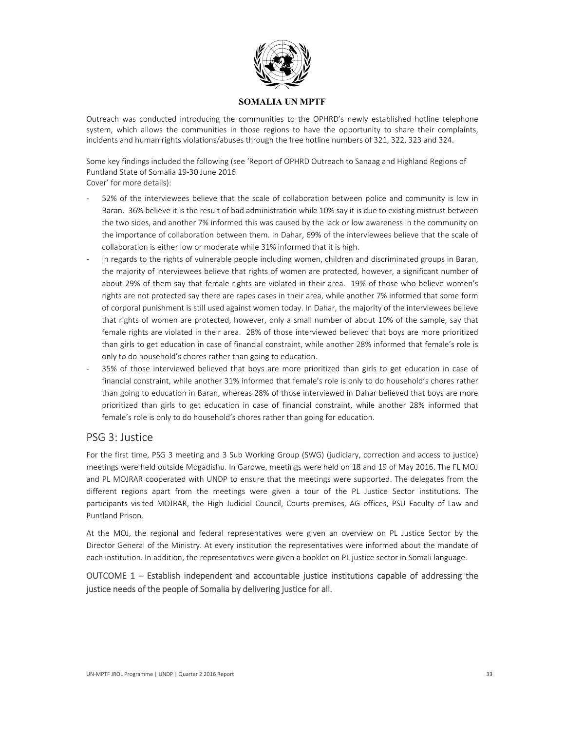Outreach was conducted introducing the communities to the OPHRD's newly established hotline telephone system, which allows the communities in those regions to have the opportunity to share their complaints, incidents and human rights violations/abuses through the free hotline numbers of 321, 322, 323 and 324.

Some key findings included the following (see 'Report of OPHRD Outreach to Sanaag and Highland Regions of Puntland State of Somalia 19-30 June 2016 Cover' for more details):

- 52% of the interviewees believe that the scale of collaboration between police and community is low in Baran. 36% believe it is the result of bad administration while 10% say it is due to existing mistrust between the two sides, and another 7% informed this was caused by the lack or low awareness in the community on the importance of collaboration between them. In Dahar, 69% of the interviewees believe that the scale of collaboration is either low or moderate while 31% informed that it is high.
- In regards to the rights of vulnerable people including women, children and discriminated groups in Baran, the majority of interviewees believe that rights of women are protected, however, a significant number of about 29% of them say that female rights are violated in their area. 19% of those who believe women's rights are not protected say there are rapes cases in their area, while another 7% informed that some form of corporal punishment is still used against women today. In Dahar, the majority of the interviewees believe that rights of women are protected, however, only a small number of about 10% of the sample, say that female rights are violated in their area. 28% of those interviewed believed that boys are more prioritized than girls to get education in case of financial constraint, while another 28% informed that female's role is only to do household's chores rather than going to education.
- 35% of those interviewed believed that boys are more prioritized than girls to get education in case of financial constraint, while another 31% informed that female's role is only to do household's chores rather than going to education in Baran, whereas 28% of those interviewed in Dahar believed that boys are more prioritized than girls to get education in case of financial constraint, while another 28% informed that female's role is only to do household's chores rather than going for education.

## PSG 3: Justice

For the first time, PSG 3 meeting and 3 Sub Working Group (SWG) (judiciary, correction and access to justice) meetings were held outside Mogadishu. In Garowe, meetings were held on 18 and 19 of May 2016. The FL MOJ and PL MOJRAR cooperated with UNDP to ensure that the meetings were supported. The delegates from the different regions apart from the meetings were given a tour of the PL Justice Sector institutions. The participants visited MOJRAR, the High Judicial Council, Courts premises, AG offices, PSU Faculty of Law and Puntland Prison.

At the MOJ, the regional and federal representatives were given an overview on PL Justice Sector by the Director General of the Ministry. At every institution the representatives were informed about the mandate of each institution. In addition, the representatives were given a booklet on PL justice sector in Somali language.

### OUTCOME 1 – Establish independent and accountable justice institutions capable of addressing the justice needs of the people of Somalia by delivering justice for all.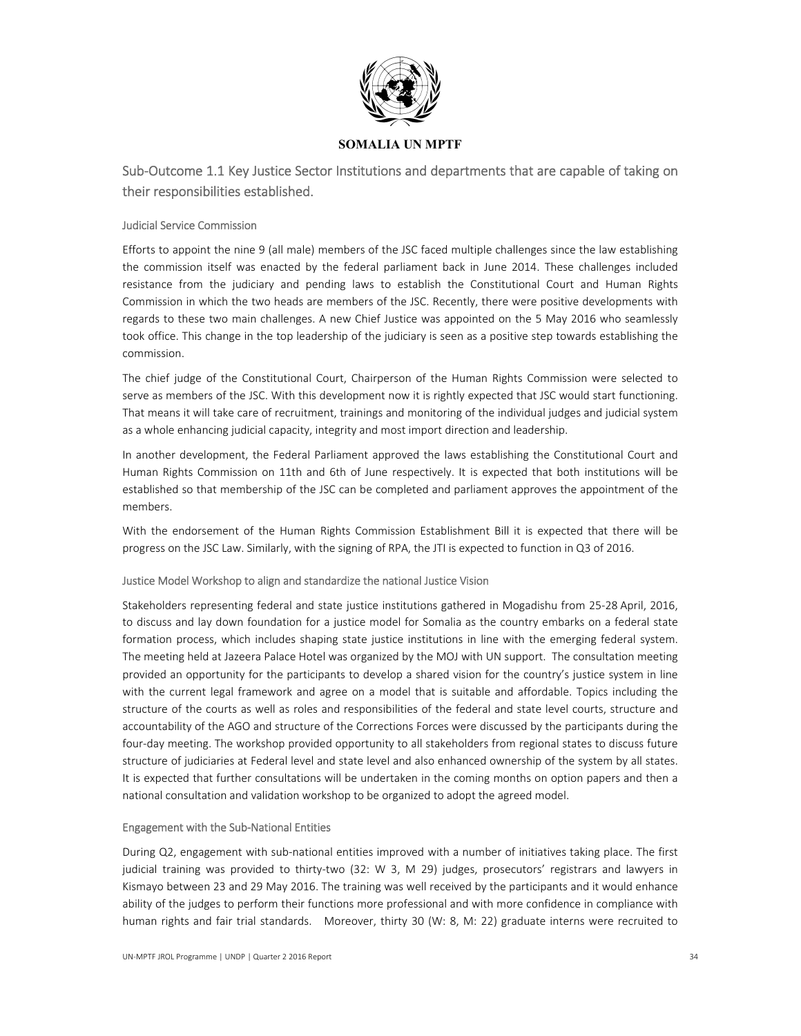**SOMALIA UN MPTF**

## Sub-Outcome 1.1 Key Justice Sector Institutions and departments that are capable of taking on their responsibilities established.

### Judicial Service Commission

Efforts to appoint the nine 9 (all male) members of the JSC faced multiple challenges since the law establishing the commission itself was enacted by the federal parliament back in June 2014. These challenges included resistance from the judiciary and pending laws to establish the Constitutional Court and Human Rights Commission in which the two heads are members of the JSC. Recently, there were positive developments with regards to these two main challenges. A new Chief Justice was appointed on the 5 May 2016 who seamlessly took office. This change in the top leadership of the judiciary is seen as a positive step towards establishing the commission.

The chief judge of the Constitutional Court, Chairperson of the Human Rights Commission were selected to serve as members of the JSC. With this development now it is rightly expected that JSC would start functioning. That means it will take care of recruitment, trainings and monitoring of the individual judges and judicial system as a whole enhancing judicial capacity, integrity and most import direction and leadership.

In another development, the Federal Parliament approved the laws establishing the Constitutional Court and Human Rights Commission on 11th and 6th of June respectively. It is expected that both institutions will be established so that membership of the JSC can be completed and parliament approves the appointment of the members.

With the endorsement of the Human Rights Commission Establishment Bill it is expected that there will be progress on the JSC Law. Similarly, with the signing of RPA, the JTI is expected to function in Q3 of 2016.

### Justice Model Workshop to align and standardize the national Justice Vision

Stakeholders representing federal and state justice institutions gathered in Mogadishu from 25-28 April, 2016, to discuss and lay down foundation for a justice model for Somalia as the country embarks on a federal state formation process, which includes shaping state justice institutions in line with the emerging federal system. The meeting held at Jazeera Palace Hotel was organized by the MOJ with UN support. The consultation meeting provided an opportunity for the participants to develop a shared vision for the country's justice system in line with the current legal framework and agree on a model that is suitable and affordable. Topics including the structure of the courts as well as roles and responsibilities of the federal and state level courts, structure and accountability of the AGO and structure of the Corrections Forces were discussed by the participants during the four-day meeting. The workshop provided opportunity to all stakeholders from regional states to discuss future structure of judiciaries at Federal level and state level and also enhanced ownership of the system by all states. It is expected that further consultations will be undertaken in the coming months on option papers and then a national consultation and validation workshop to be organized to adopt the agreed model.

### Engagement with the Sub-National Entities

During Q2, engagement with sub-national entities improved with a number of initiatives taking place. The first judicial training was provided to thirty-two (32: W 3, M 29) judges, prosecutors' registrars and lawyers in Kismayo between 23 and 29 May 2016. The training was well received by the participants and it would enhance ability of the judges to perform their functions more professional and with more confidence in compliance with human rights and fair trial standards. Moreover, thirty 30 (W: 8, M: 22) graduate interns were recruited to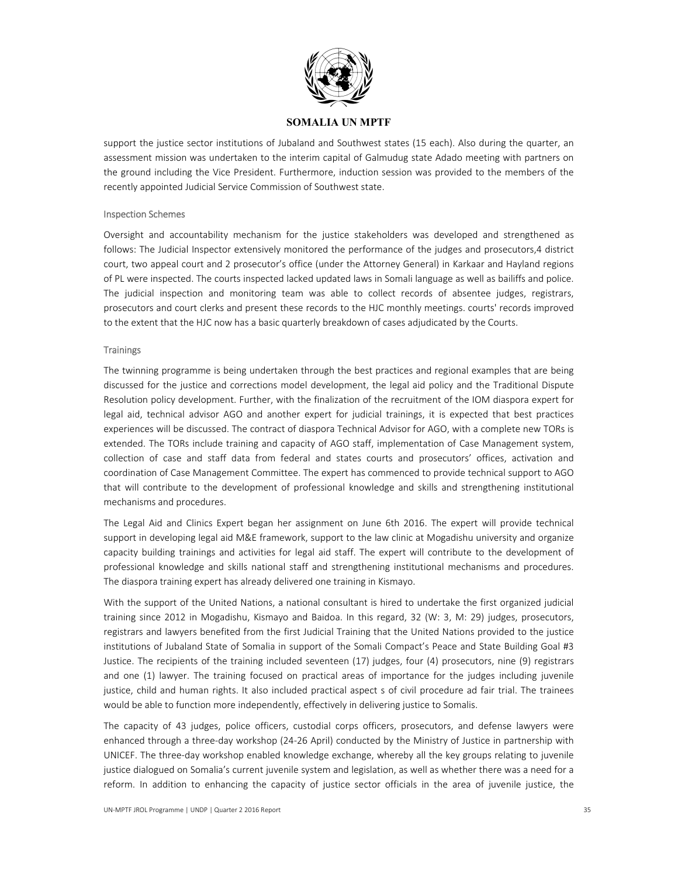support the justice sector institutions of Jubaland and Southwest states (15 each). Also during the quarter, an assessment mission was undertaken to the interim capital of Galmudug state Adado meeting with partners on the ground including the Vice President. Furthermore, induction session was provided to the members of the recently appointed Judicial Service Commission of Southwest state.

### Inspection Schemes

Oversight and accountability mechanism for the justice stakeholders was developed and strengthened as follows: The Judicial Inspector extensively monitored the performance of the judges and prosecutors,4 district court, two appeal court and 2 prosecutor's office (under the Attorney General) in Karkaar and Hayland regions of PL were inspected. The courts inspected lacked updated laws in Somali language as well as bailiffs and police. The judicial inspection and monitoring team was able to collect records of absentee judges, registrars, prosecutors and court clerks and present these records to the HJC monthly meetings. courts' records improved to the extent that the HJC now has a basic quarterly breakdown of cases adjudicated by the Courts.

### Trainings

The twinning programme is being undertaken through the best practices and regional examples that are being discussed for the justice and corrections model development, the legal aid policy and the Traditional Dispute Resolution policy development. Further, with the finalization of the recruitment of the IOM diaspora expert for legal aid, technical advisor AGO and another expert for judicial trainings, it is expected that best practices experiences will be discussed. The contract of diaspora Technical Advisor for AGO, with a complete new TORs is extended. The TORs include training and capacity of AGO staff, implementation of Case Management system, collection of case and staff data from federal and states courts and prosecutors' offices, activation and coordination of Case Management Committee. The expert has commenced to provide technical support to AGO that will contribute to the development of professional knowledge and skills and strengthening institutional mechanisms and procedures.

The Legal Aid and Clinics Expert began her assignment on June 6th 2016. The expert will provide technical support in developing legal aid M&E framework, support to the law clinic at Mogadishu university and organize capacity building trainings and activities for legal aid staff. The expert will contribute to the development of professional knowledge and skills national staff and strengthening institutional mechanisms and procedures. The diaspora training expert has already delivered one training in Kismayo.

With the support of the United Nations, a national consultant is hired to undertake the first organized judicial training since 2012 in Mogadishu, Kismayo and Baidoa. In this regard, 32 (W: 3, M: 29) judges, prosecutors, registrars and lawyers benefited from the first Judicial Training that the United Nations provided to the justice institutions of Jubaland State of Somalia in support of the Somali Compact's Peace and State Building Goal #3 Justice. The recipients of the training included seventeen (17) judges, four (4) prosecutors, nine (9) registrars and one (1) lawyer. The training focused on practical areas of importance for the judges including juvenile justice, child and human rights. It also included practical aspect s of civil procedure ad fair trial. The trainees would be able to function more independently, effectively in delivering justice to Somalis.

The capacity of 43 judges, police officers, custodial corps officers, prosecutors, and defense lawyers were enhanced through a three-day workshop (24-26 April) conducted by the Ministry of Justice in partnership with UNICEF. The three-day workshop enabled knowledge exchange, whereby all the key groups relating to juvenile justice dialogued on Somalia's current juvenile system and legislation, as well as whether there was a need for a reform. In addition to enhancing the capacity of justice sector officials in the area of juvenile justice, the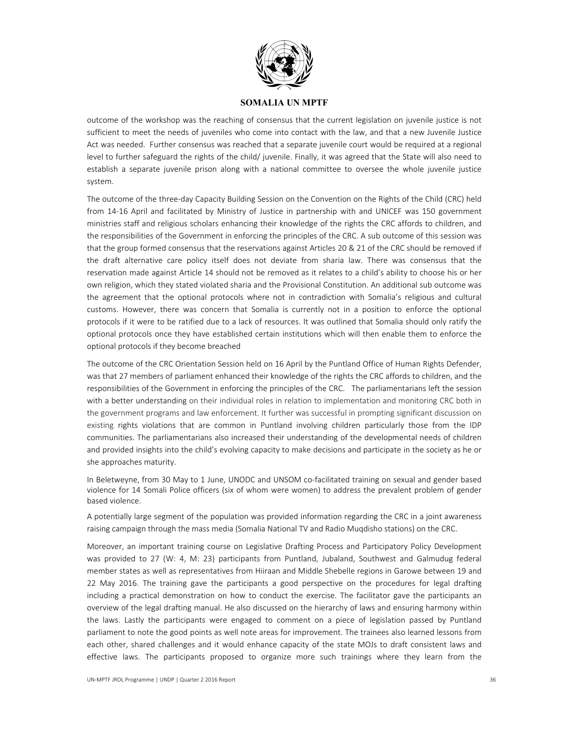outcome of the workshop was the reaching of consensus that the current legislation on juvenile justice is not sufficient to meet the needs of juveniles who come into contact with the law, and that a new Juvenile Justice Act was needed. Further consensus was reached that a separate juvenile court would be required at a regional level to further safeguard the rights of the child/ juvenile. Finally, it was agreed that the State will also need to establish a separate juvenile prison along with a national committee to oversee the whole juvenile justice system.

The outcome of the three-day Capacity Building Session on the Convention on the Rights of the Child (CRC) held from 14-16 April and facilitated by Ministry of Justice in partnership with and UNICEF was 150 government ministries staff and religious scholars enhancing their knowledge of the rights the CRC affords to children, and the responsibilities of the Government in enforcing the principles of the CRC. A sub outcome of this session was that the group formed consensus that the reservations against Articles 20 & 21 of the CRC should be removed if the draft alternative care policy itself does not deviate from sharia law. There was consensus that the reservation made against Article 14 should not be removed as it relates to a child's ability to choose his or her own religion, which they stated violated sharia and the Provisional Constitution. An additional sub outcome was the agreement that the optional protocols where not in contradiction with Somalia's religious and cultural customs. However, there was concern that Somalia is currently not in a position to enforce the optional protocols if it were to be ratified due to a lack of resources. It was outlined that Somalia should only ratify the optional protocols once they have established certain institutions which will then enable them to enforce the optional protocols if they become breached

The outcome of the CRC Orientation Session held on 16 April by the Puntland Office of Human Rights Defender, was that 27 members of parliament enhanced their knowledge of the rights the CRC affords to children, and the responsibilities of the Government in enforcing the principles of the CRC. The parliamentarians left the session with a better understanding on their individual roles in relation to implementation and monitoring CRC both in the government programs and law enforcement. It further was successful in prompting significant discussion on existing rights violations that are common in Puntland involving children particularly those from the IDP communities. The parliamentarians also increased their understanding of the developmental needs of children and provided insights into the child's evolving capacity to make decisions and participate in the society as he or she approaches maturity.

In Beletweyne, from 30 May to 1 June, UNODC and UNSOM co-facilitated training on sexual and gender based violence for 14 Somali Police officers (six of whom were women) to address the prevalent problem of gender based violence.

A potentially large segment of the population was provided information regarding the CRC in a joint awareness raising campaign through the mass media (Somalia National TV and Radio Muqdisho stations) on the CRC.

Moreover, an important training course on Legislative Drafting Process and Participatory Policy Development was provided to 27 (W: 4, M: 23) participants from Puntland, Jubaland, Southwest and Galmudug federal member states as well as representatives from Hiiraan and Middle Shebelle regions in Garowe between 19 and 22 May 2016. The training gave the participants a good perspective on the procedures for legal drafting including a practical demonstration on how to conduct the exercise. The facilitator gave the participants an overview of the legal drafting manual. He also discussed on the hierarchy of laws and ensuring harmony within the laws. Lastly the participants were engaged to comment on a piece of legislation passed by Puntland parliament to note the good points as well note areas for improvement. The trainees also learned lessons from each other, shared challenges and it would enhance capacity of the state MOJs to draft consistent laws and effective laws. The participants proposed to organize more such trainings where they learn from the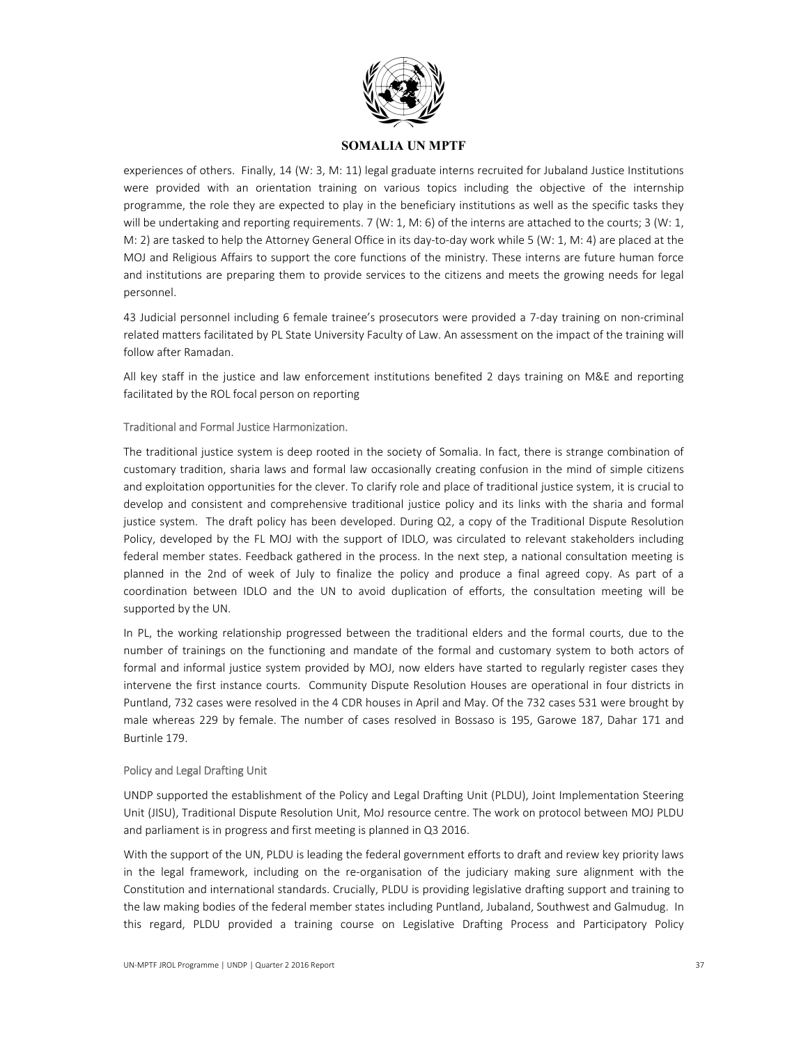experiences of others. Finally, 14 (W: 3, M: 11) legal graduate interns recruited for Jubaland Justice Institutions were provided with an orientation training on various topics including the objective of the internship programme, the role they are expected to play in the beneficiary institutions as well as the specific tasks they will be undertaking and reporting requirements. 7 (W: 1, M: 6) of the interns are attached to the courts; 3 (W: 1, M: 2) are tasked to help the Attorney General Office in its day-to-day work while 5 (W: 1, M: 4) are placed at the MOJ and Religious Affairs to support the core functions of the ministry. These interns are future human force and institutions are preparing them to provide services to the citizens and meets the growing needs for legal personnel.

43 Judicial personnel including 6 female trainee's prosecutors were provided a 7-day training on non-criminal related matters facilitated by PL State University Faculty of Law. An assessment on the impact of the training will follow after Ramadan.

All key staff in the justice and law enforcement institutions benefited 2 days training on M&E and reporting facilitated by the ROL focal person on reporting

### Traditional and Formal Justice Harmonization.

The traditional justice system is deep rooted in the society of Somalia. In fact, there is strange combination of customary tradition, sharia laws and formal law occasionally creating confusion in the mind of simple citizens and exploitation opportunities for the clever. To clarify role and place of traditional justice system, it is crucial to develop and consistent and comprehensive traditional justice policy and its links with the sharia and formal justice system. The draft policy has been developed. During Q2, a copy of the Traditional Dispute Resolution Policy, developed by the FL MOJ with the support of IDLO, was circulated to relevant stakeholders including federal member states. Feedback gathered in the process. In the next step, a national consultation meeting is planned in the 2nd of week of July to finalize the policy and produce a final agreed copy. As part of a coordination between IDLO and the UN to avoid duplication of efforts, the consultation meeting will be supported by the UN.

In PL, the working relationship progressed between the traditional elders and the formal courts, due to the number of trainings on the functioning and mandate of the formal and customary system to both actors of formal and informal justice system provided by MOJ, now elders have started to regularly register cases they intervene the first instance courts. Community Dispute Resolution Houses are operational in four districts in Puntland, 732 cases were resolved in the 4 CDR houses in April and May. Of the 732 cases 531 were brought by male whereas 229 by female. The number of cases resolved in Bossaso is 195, Garowe 187, Dahar 171 and Burtinle 179.

### Policy and Legal Drafting Unit

UNDP supported the establishment of the Policy and Legal Drafting Unit (PLDU), Joint Implementation Steering Unit (JISU), Traditional Dispute Resolution Unit, MoJ resource centre. The work on protocol between MOJ PLDU and parliament is in progress and first meeting is planned in Q3 2016.

With the support of the UN, PLDU is leading the federal government efforts to draft and review key priority laws in the legal framework, including on the re-organisation of the judiciary making sure alignment with the Constitution and international standards. Crucially, PLDU is providing legislative drafting support and training to the law making bodies of the federal member states including Puntland, Jubaland, Southwest and Galmudug. In this regard, PLDU provided a training course on Legislative Drafting Process and Participatory Policy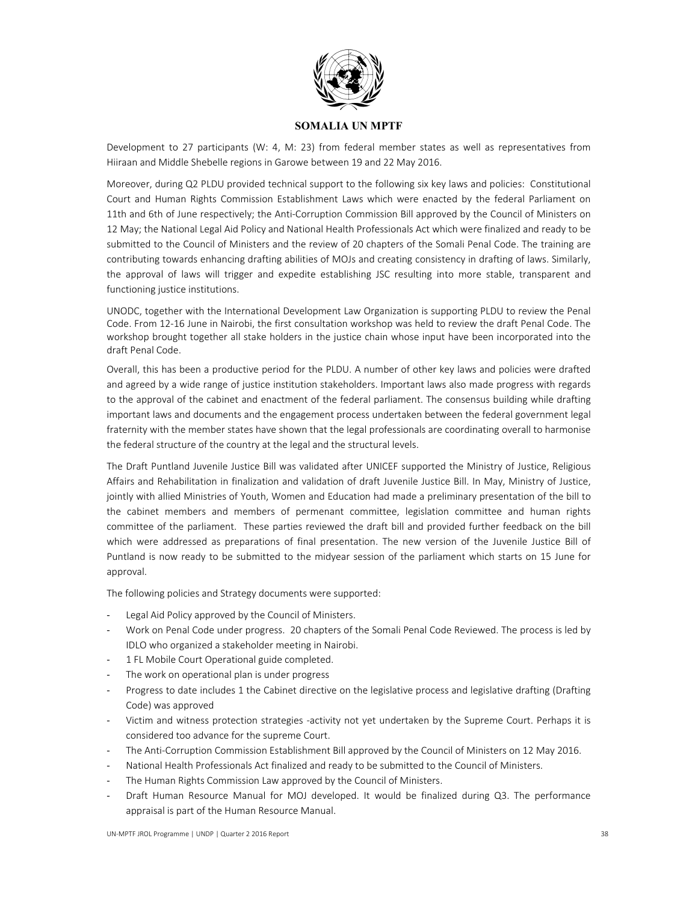Development to 27 participants (W: 4, M: 23) from federal member states as well as representatives from Hiiraan and Middle Shebelle regions in Garowe between 19 and 22 May 2016.

Moreover, during Q2 PLDU provided technical support to the following six key laws and policies: Constitutional Court and Human Rights Commission Establishment Laws which were enacted by the federal Parliament on 11th and 6th of June respectively; the Anti-Corruption Commission Bill approved by the Council of Ministers on 12 May; the National Legal Aid Policy and National Health Professionals Act which were finalized and ready to be submitted to the Council of Ministers and the review of 20 chapters of the Somali Penal Code. The training are contributing towards enhancing drafting abilities of MOJs and creating consistency in drafting of laws. Similarly, the approval of laws will trigger and expedite establishing JSC resulting into more stable, transparent and functioning justice institutions.

UNODC, together with the International Development Law Organization is supporting PLDU to review the Penal Code. From 12-16 June in Nairobi, the first consultation workshop was held to review the draft Penal Code. The workshop brought together all stake holders in the justice chain whose input have been incorporated into the draft Penal Code.

Overall, this has been a productive period for the PLDU. A number of other key laws and policies were drafted and agreed by a wide range of justice institution stakeholders. Important laws also made progress with regards to the approval of the cabinet and enactment of the federal parliament. The consensus building while drafting important laws and documents and the engagement process undertaken between the federal government legal fraternity with the member states have shown that the legal professionals are coordinating overall to harmonise the federal structure of the country at the legal and the structural levels.

The Draft Puntland Juvenile Justice Bill was validated after UNICEF supported the Ministry of Justice, Religious Affairs and Rehabilitation in finalization and validation of draft Juvenile Justice Bill. In May, Ministry of Justice, jointly with allied Ministries of Youth, Women and Education had made a preliminary presentation of the bill to the cabinet members and members of permenant committee, legislation committee and human rights committee of the parliament. These parties reviewed the draft bill and provided further feedback on the bill which were addressed as preparations of final presentation. The new version of the Juvenile Justice Bill of Puntland is now ready to be submitted to the midyear session of the parliament which starts on 15 June for approval.

The following policies and Strategy documents were supported:

- Legal Aid Policy approved by the Council of Ministers.
- Work on Penal Code under progress. 20 chapters of the Somali Penal Code Reviewed. The process is led by IDLO who organized a stakeholder meeting in Nairobi.
- 1 FL Mobile Court Operational guide completed.
- The work on operational plan is under progress
- Progress to date includes 1 the Cabinet directive on the legislative process and legislative drafting (Drafting Code) was approved
- Victim and witness protection strategies -activity not yet undertaken by the Supreme Court. Perhaps it is considered too advance for the supreme Court.
- The Anti-Corruption Commission Establishment Bill approved by the Council of Ministers on 12 May 2016.
- National Health Professionals Act finalized and ready to be submitted to the Council of Ministers.
- The Human Rights Commission Law approved by the Council of Ministers.
- Draft Human Resource Manual for MOJ developed. It would be finalized during Q3. The performance appraisal is part of the Human Resource Manual.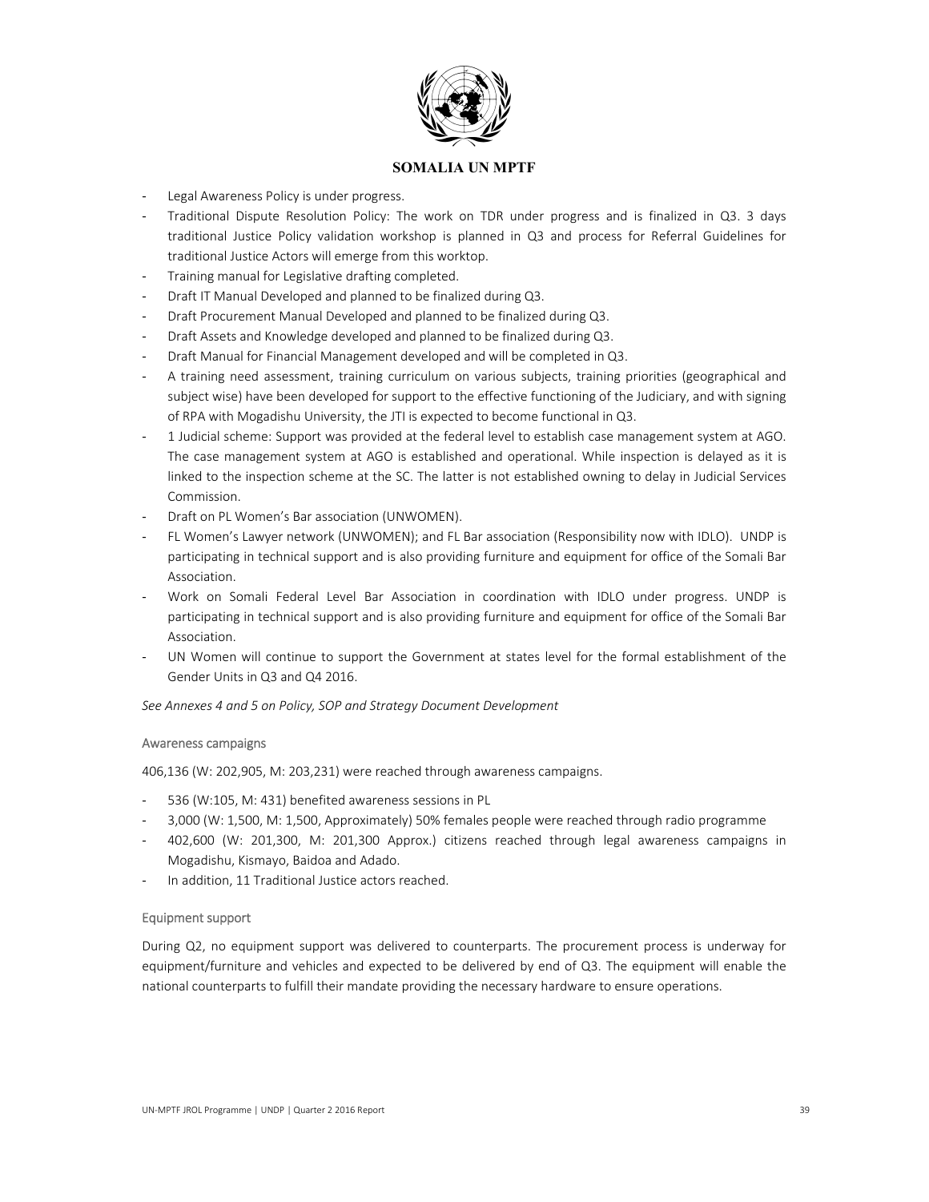- Legal Awareness Policy is under progress.
- Traditional Dispute Resolution Policy: The work on TDR under progress and is finalized in Q3. 3 days traditional Justice Policy validation workshop is planned in Q3 and process for Referral Guidelines for traditional Justice Actors will emerge from this worktop.
- Training manual for Legislative drafting completed.
- Draft IT Manual Developed and planned to be finalized during Q3.
- Draft Procurement Manual Developed and planned to be finalized during Q3.
- Draft Assets and Knowledge developed and planned to be finalized during Q3.
- Draft Manual for Financial Management developed and will be completed in Q3.
- A training need assessment, training curriculum on various subjects, training priorities (geographical and subject wise) have been developed for support to the effective functioning of the Judiciary, and with signing of RPA with Mogadishu University, the JTI is expected to become functional in Q3.
- 1 Judicial scheme: Support was provided at the federal level to establish case management system at AGO. The case management system at AGO is established and operational. While inspection is delayed as it is linked to the inspection scheme at the SC. The latter is not established owning to delay in Judicial Services Commission.
- Draft on PL Women's Bar association (UNWOMEN).
- FL Women's Lawyer network (UNWOMEN); and FL Bar association (Responsibility now with IDLO). UNDP is participating in technical support and is also providing furniture and equipment for office of the Somali Bar Association.
- Work on Somali Federal Level Bar Association in coordination with IDLO under progress. UNDP is participating in technical support and is also providing furniture and equipment for office of the Somali Bar Association.
- UN Women will continue to support the Government at states level for the formal establishment of the Gender Units in Q3 and Q4 2016.

*See Annexes 4 and 5 on Policy, SOP and Strategy Document Development*

### Awareness campaigns

406,136 (W: 202,905, M: 203,231) were reached through awareness campaigns.

- 536 (W:105, M: 431) benefited awareness sessions in PL
- 3,000 (W: 1,500, M: 1,500, Approximately) 50% females people were reached through radio programme
- 402,600 (W: 201,300, M: 201,300 Approx.) citizens reached through legal awareness campaigns in Mogadishu, Kismayo, Baidoa and Adado.
- In addition, 11 Traditional Justice actors reached.

### Equipment support

During Q2, no equipment support was delivered to counterparts. The procurement process is underway for equipment/furniture and vehicles and expected to be delivered by end of Q3. The equipment will enable the national counterparts to fulfill their mandate providing the necessary hardware to ensure operations.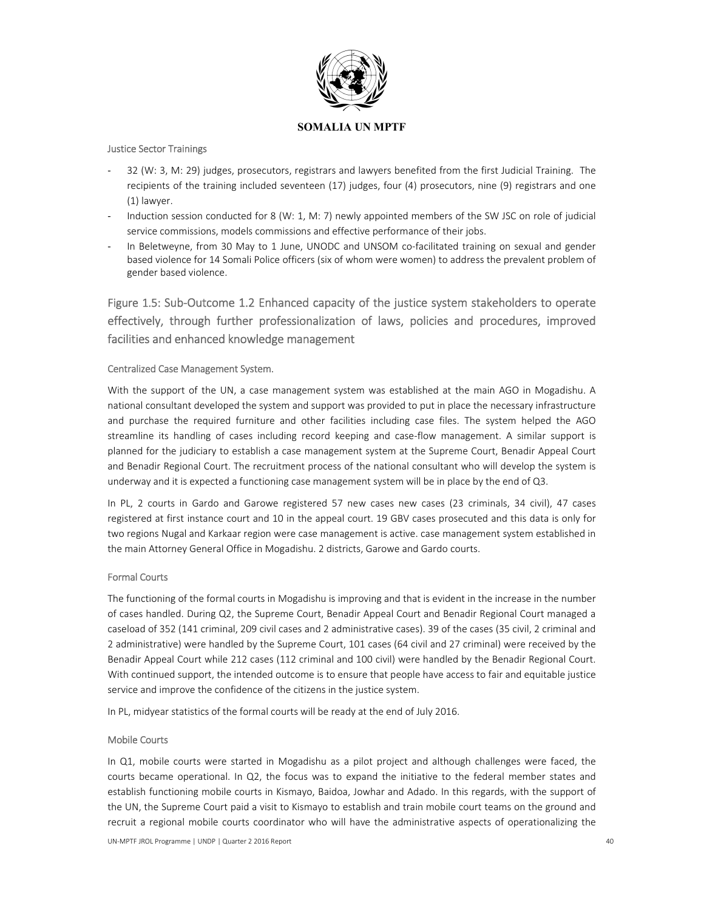Justice Sector Trainings

- 32 (W: 3, M: 29) judges, prosecutors, registrars and lawyers benefited from the first Judicial Training. The recipients of the training included seventeen (17) judges, four (4) prosecutors, nine (9) registrars and one (1) lawyer.
- Induction session conducted for 8 (W: 1, M: 7) newly appointed members of the SW JSC on role of judicial service commissions, models commissions and effective performance of their jobs.
- In Beletweyne, from 30 May to 1 June, UNODC and UNSOM co-facilitated training on sexual and gender based violence for 14 Somali Police officers (six of whom were women) to address the prevalent problem of gender based violence.

## Figure 1.5: Sub-Outcome 1.2 Enhanced capacity of the justice system stakeholders to operate effectively, through further professionalization of laws, policies and procedures, improved facilities and enhanced knowledge management

### Centralized Case Management System.

With the support of the UN, a case management system was established at the main AGO in Mogadishu. A national consultant developed the system and support was provided to put in place the necessary infrastructure and purchase the required furniture and other facilities including case files. The system helped the AGO streamline its handling of cases including record keeping and case-flow management. A similar support is planned for the judiciary to establish a case management system at the Supreme Court, Benadir Appeal Court and Benadir Regional Court. The recruitment process of the national consultant who will develop the system is underway and it is expected a functioning case management system will be in place by the end of Q3.

In PL, 2 courts in Gardo and Garowe registered 57 new cases new cases (23 criminals, 34 civil), 47 cases registered at first instance court and 10 in the appeal court. 19 GBV cases prosecuted and this data is only for two regions Nugal and Karkaar region were case management is active. case management system established in the main Attorney General Office in Mogadishu. 2 districts, Garowe and Gardo courts.

### Formal Courts

The functioning of the formal courts in Mogadishu is improving and that is evident in the increase in the number of cases handled. During Q2, the Supreme Court, Benadir Appeal Court and Benadir Regional Court managed a caseload of 352 (141 criminal, 209 civil cases and 2 administrative cases). 39 of the cases (35 civil, 2 criminal and 2 administrative) were handled by the Supreme Court, 101 cases (64 civil and 27 criminal) were received by the Benadir Appeal Court while 212 cases (112 criminal and 100 civil) were handled by the Benadir Regional Court. With continued support, the intended outcome is to ensure that people have access to fair and equitable justice service and improve the confidence of the citizens in the justice system.

In PL, midyear statistics of the formal courts will be ready at the end of July 2016.

### Mobile Courts

In Q1, mobile courts were started in Mogadishu as a pilot project and although challenges were faced, the courts became operational. In Q2, the focus was to expand the initiative to the federal member states and establish functioning mobile courts in Kismayo, Baidoa, Jowhar and Adado. In this regards, with the support of the UN, the Supreme Court paid a visit to Kismayo to establish and train mobile court teams on the ground and recruit a regional mobile courts coordinator who will have the administrative aspects of operationalizing the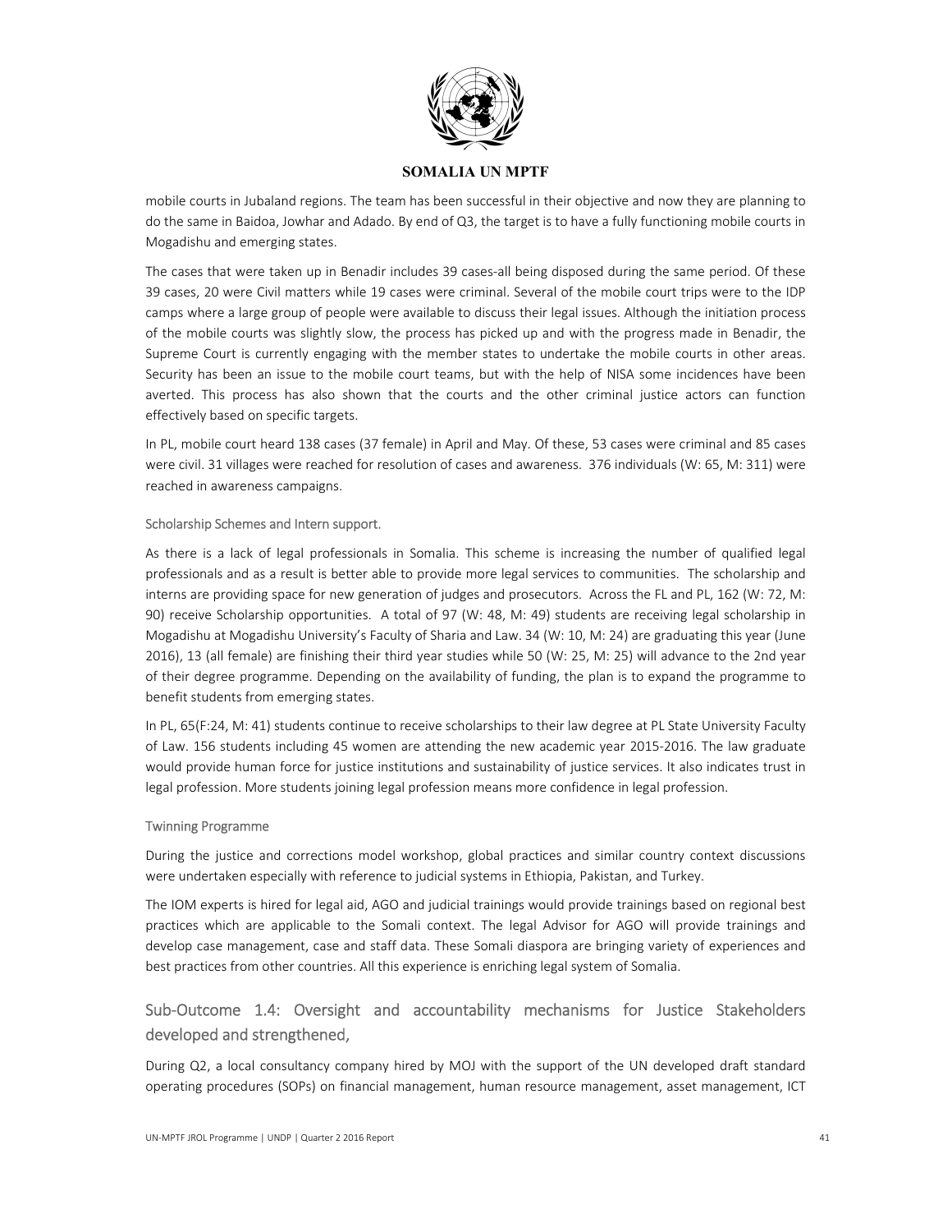mobile courts in Jubaland regions. The team has been successful in their objective and now they are planning to do the same in Baidoa, Jowhar and Adado. By end of Q3, the target is to have a fully functioning mobile courts in Mogadishu and emerging states.

The cases that were taken up in Benadir includes 39 cases-all being disposed during the same period. Of these 39 cases, 20 were Civil matters while 19 cases were criminal. Several of the mobile court trips were to the IDP camps where a large group of people were available to discuss their legal issues. Although the initiation process of the mobile courts was slightly slow, the process has picked up and with the progress made in Benadir, the Supreme Court is currently engaging with the member states to undertake the mobile courts in other areas. Security has been an issue to the mobile court teams, but with the help of NISA some incidences have been averted. This process has also shown that the courts and the other criminal justice actors can function effectively based on specific targets.

In PL, mobile court heard 138 cases (37 female) in April and May. Of these, 53 cases were criminal and 85 cases were civil. 31 villages were reached for resolution of cases and awareness. 376 individuals (W: 65, M: 311) were reached in awareness campaigns.

#### Scholarship Schemes and Intern support.

As there is a lack of legal professionals in Somalia. This scheme is increasing the number of qualified legal professionals and as a result is better able to provide more legal services to communities. The scholarship and interns are providing space for new generation of judges and prosecutors. Across the FL and PL, 162 (W: 72, M: 90) receive Scholarship opportunities. A total of 97 (W: 48, M: 49) students are receiving legal scholarship in Mogadishu at Mogadishu University's Faculty of Sharia and Law. 34 (W: 10, M: 24) are graduating this year (June 2016), 13 (all female) are finishing their third year studies while 50 (W: 25, M: 25) will advance to the 2nd year of their degree programme. Depending on the availability of funding, the plan is to expand the programme to benefit students from emerging states.

In PL, 65(F:24, M: 41) students continue to receive scholarships to their law degree at PL State University Faculty of Law. 156 students including 45 women are attending the new academic year 2015-2016. The law graduate would provide human force for justice institutions and sustainability of justice services. It also indicates trust in legal profession. More students joining legal profession means more confidence in legal profession.

#### Twinning Programme

During the justice and corrections model workshop, global practices and similar country context discussions were undertaken especially with reference to judicial systems in Ethiopia, Pakistan, and Turkey.

The IOM experts is hired for legal aid, AGO and judicial trainings would provide trainings based on regional best practices which are applicable to the Somali context. The legal Advisor for AGO will provide trainings and develop case management, case and staff data. These Somali diaspora are bringing variety of experiences and best practices from other countries. All this experience is enriching legal system of Somalia.

## Sub-Outcome 1.4: Oversight and accountability mechanisms for Justice Stakeholders developed and strengthened,

During Q2, a local consultancy company hired by MOJ with the support of the UN developed draft standard operating procedures (SOPs) on financial management, human resource management, asset management, ICT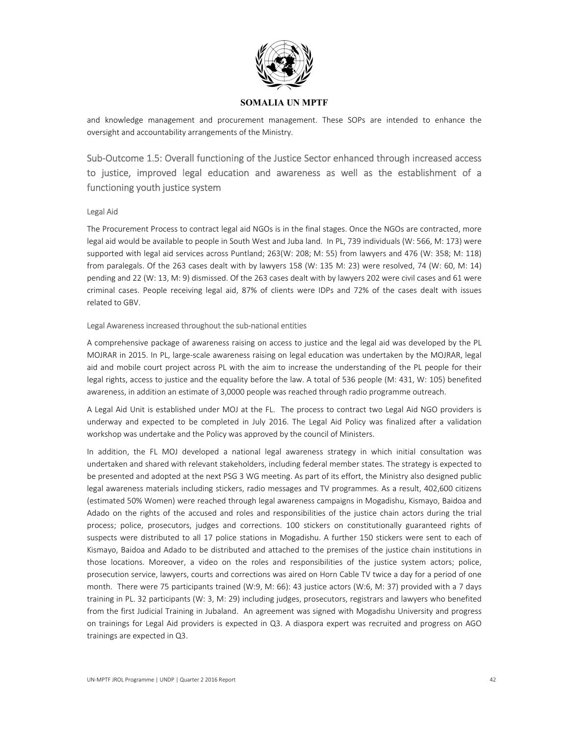and knowledge management and procurement management. These SOPs are intended to enhance the oversight and accountability arrangements of the Ministry.

## Sub-Outcome 1.5: Overall functioning of the Justice Sector enhanced through increased access to justice, improved legal education and awareness as well as the establishment of a functioning youth justice system

### Legal Aid

The Procurement Process to contract legal aid NGOs is in the final stages. Once the NGOs are contracted, more legal aid would be available to people in South West and Juba land. In PL, 739 individuals (W: 566, M: 173) were supported with legal aid services across Puntland; 263(W: 208; M: 55) from lawyers and 476 (W: 358; M: 118) from paralegals. Of the 263 cases dealt with by lawyers 158 (W: 135 M: 23) were resolved, 74 (W: 60, M: 14) pending and 22 (W: 13, M: 9) dismissed. Of the 263 cases dealt with by lawyers 202 were civil cases and 61 were criminal cases. People receiving legal aid, 87% of clients were IDPs and 72% of the cases dealt with issues related to GBV.

### Legal Awareness increased throughout the sub-national entities

A comprehensive package of awareness raising on access to justice and the legal aid was developed by the PL MOJRAR in 2015. In PL, large-scale awareness raising on legal education was undertaken by the MOJRAR, legal aid and mobile court project across PL with the aim to increase the understanding of the PL people for their legal rights, access to justice and the equality before the law. A total of 536 people (M: 431, W: 105) benefited awareness, in addition an estimate of 3,0000 people was reached through radio programme outreach.

A Legal Aid Unit is established under MOJ at the FL. The process to contract two Legal Aid NGO providers is underway and expected to be completed in July 2016. The Legal Aid Policy was finalized after a validation workshop was undertake and the Policy was approved by the council of Ministers.

In addition, the FL MOJ developed a national legal awareness strategy in which initial consultation was undertaken and shared with relevant stakeholders, including federal member states. The strategy is expected to be presented and adopted at the next PSG 3 WG meeting. As part of its effort, the Ministry also designed public legal awareness materials including stickers, radio messages and TV programmes. As a result, 402,600 citizens (estimated 50% Women) were reached through legal awareness campaigns in Mogadishu, Kismayo, Baidoa and Adado on the rights of the accused and roles and responsibilities of the justice chain actors during the trial process; police, prosecutors, judges and corrections. 100 stickers on constitutionally guaranteed rights of suspects were distributed to all 17 police stations in Mogadishu. A further 150 stickers were sent to each of Kismayo, Baidoa and Adado to be distributed and attached to the premises of the justice chain institutions in those locations. Moreover, a video on the roles and responsibilities of the justice system actors; police, prosecution service, lawyers, courts and corrections was aired on Horn Cable TV twice a day for a period of one month. There were 75 participants trained (W:9, M: 66): 43 justice actors (W:6, M: 37) provided with a 7 days training in PL. 32 participants (W: 3, M: 29) including judges, prosecutors, registrars and lawyers who benefited from the first Judicial Training in Jubaland. An agreement was signed with Mogadishu University and progress on trainings for Legal Aid providers is expected in Q3. A diaspora expert was recruited and progress on AGO trainings are expected in Q3.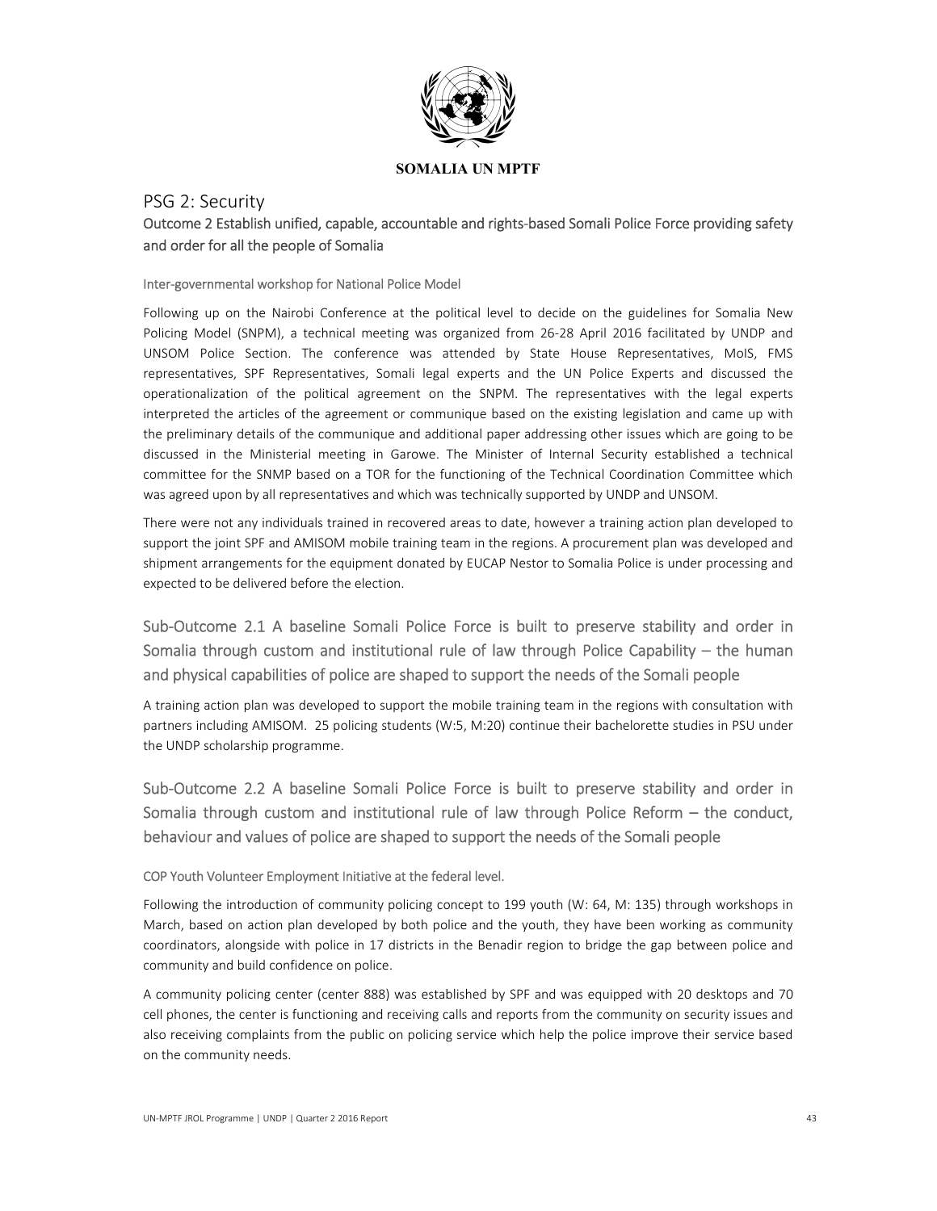**SOMALIA UN MPTF**

# PSG 2: Security

## Outcome 2 Establish unified, capable, accountable and rights-based Somali Police Force providing safety and order for all the people of Somalia

### Inter-governmental workshop for National Police Model

Following up on the Nairobi Conference at the political level to decide on the guidelines for Somalia New Policing Model (SNPM), a technical meeting was organized from 26-28 April 2016 facilitated by UNDP and UNSOM Police Section. The conference was attended by State House Representatives, MoIS, FMS representatives, SPF Representatives, Somali legal experts and the UN Police Experts and discussed the operationalization of the political agreement on the SNPM. The representatives with the legal experts interpreted the articles of the agreement or communique based on the existing legislation and came up with the preliminary details of the communique and additional paper addressing other issues which are going to be discussed in the Ministerial meeting in Garowe. The Minister of Internal Security established a technical committee for the SNMP based on a TOR for the functioning of the Technical Coordination Committee which was agreed upon by all representatives and which was technically supported by UNDP and UNSOM.

There were not any individuals trained in recovered areas to date, however a training action plan developed to support the joint SPF and AMISOM mobile training team in the regions. A procurement plan was developed and shipment arrangements for the equipment donated by EUCAP Nestor to Somalia Police is under processing and expected to be delivered before the election.

## Sub-Outcome 2.1 A baseline Somali Police Force is built to preserve stability and order in Somalia through custom and institutional rule of law through Police Capability – the human and physical capabilities of police are shaped to support the needs of the Somali people

A training action plan was developed to support the mobile training team in the regions with consultation with partners including AMISOM. 25 policing students (W:5, M:20) continue their bachelorette studies in PSU under the UNDP scholarship programme.

## Sub-Outcome 2.2 A baseline Somali Police Force is built to preserve stability and order in Somalia through custom and institutional rule of law through Police Reform – the conduct, behaviour and values of police are shaped to support the needs of the Somali people

### COP Youth Volunteer Employment Initiative at the federal level.

Following the introduction of community policing concept to 199 youth (W: 64, M: 135) through workshops in March, based on action plan developed by both police and the youth, they have been working as community coordinators, alongside with police in 17 districts in the Benadir region to bridge the gap between police and community and build confidence on police.

A community policing center (center 888) was established by SPF and was equipped with 20 desktops and 70 cell phones, the center is functioning and receiving calls and reports from the community on security issues and also receiving complaints from the public on policing service which help the police improve their service based on the community needs.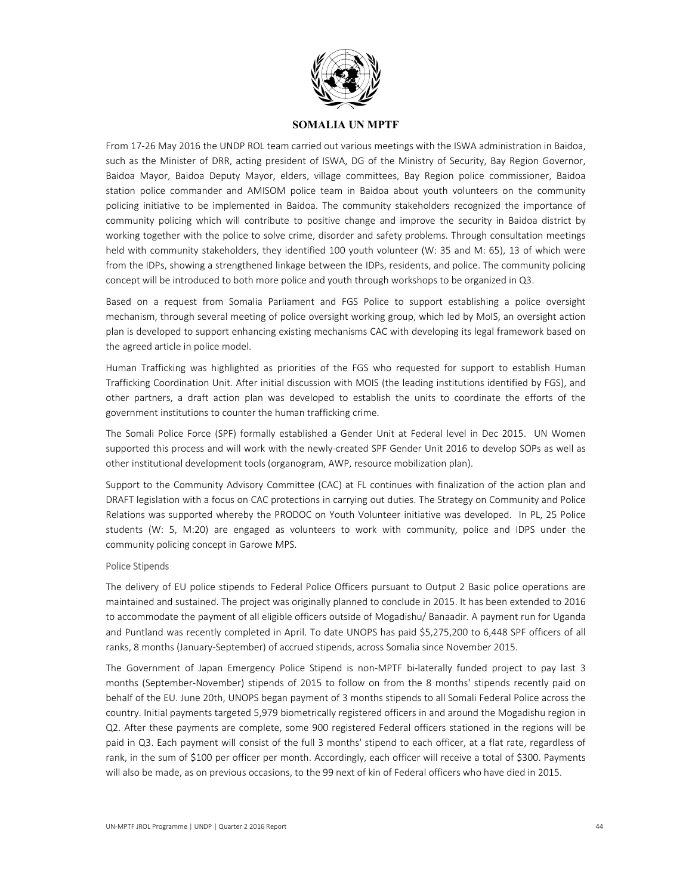From 17-26 May 2016 the UNDP ROL team carried out various meetings with the ISWA administration in Baidoa, such as the Minister of DRR, acting president of ISWA, DG of the Ministry of Security, Bay Region Governor, Baidoa Mayor, Baidoa Deputy Mayor, elders, village committees, Bay Region police commissioner, Baidoa station police commander and AMISOM police team in Baidoa about youth volunteers on the community policing initiative to be implemented in Baidoa. The community stakeholders recognized the importance of community policing which will contribute to positive change and improve the security in Baidoa district by working together with the police to solve crime, disorder and safety problems. Through consultation meetings held with community stakeholders, they identified 100 youth volunteer (W: 35 and M: 65), 13 of which were from the IDPs, showing a strengthened linkage between the IDPs, residents, and police. The community policing concept will be introduced to both more police and youth through workshops to be organized in Q3.

Based on a request from Somalia Parliament and FGS Police to support establishing a police oversight mechanism, through several meeting of police oversight working group, which led by MoIS, an oversight action plan is developed to support enhancing existing mechanisms CAC with developing its legal framework based on the agreed article in police model.

Human Trafficking was highlighted as priorities of the FGS who requested for support to establish Human Trafficking Coordination Unit. After initial discussion with MOIS (the leading institutions identified by FGS), and other partners, a draft action plan was developed to establish the units to coordinate the efforts of the government institutions to counter the human trafficking crime.

The Somali Police Force (SPF) formally established a Gender Unit at Federal level in Dec 2015. UN Women supported this process and will work with the newly-created SPF Gender Unit 2016 to develop SOPs as well as other institutional development tools (organogram, AWP, resource mobilization plan).

Support to the Community Advisory Committee (CAC) at FL continues with finalization of the action plan and DRAFT legislation with a focus on CAC protections in carrying out duties. The Strategy on Community and Police Relations was supported whereby the PRODOC on Youth Volunteer initiative was developed. In PL, 25 Police students (W: 5, M:20) are engaged as volunteers to work with community, police and IDPS under the community policing concept in Garowe MPS.

### Police Stipends

The delivery of EU police stipends to Federal Police Officers pursuant to Output 2 Basic police operations are maintained and sustained. The project was originally planned to conclude in 2015. It has been extended to 2016 to accommodate the payment of all eligible officers outside of Mogadishu/ Banaadir. A payment run for Uganda and Puntland was recently completed in April. To date UNOPS has paid $5,275,200 to 6,448 SPF officers of all ranks, 8 months (January-September) of accrued stipends, across Somalia since November 2015.

The Government of Japan Emergency Police Stipend is non-MPTF bi-laterally funded project to pay last 3 months (September-November) stipends of 2015 to follow on from the 8 months' stipends recently paid on behalf of the EU. June 20th, UNOPS began payment of 3 months stipends to all Somali Federal Police across the country. Initial payments targeted 5,979 biometrically registered officers in and around the Mogadishu region in Q2. After these payments are complete, some 900 registered Federal officers stationed in the regions will be paid in Q3. Each payment will consist of the full 3 months' stipend to each officer, at a flat rate, regardless of rank, in the sum of $100 per officer per month. Accordingly, each officer will receive a total of $300. Payments will also be made, as on previous occasions, to the 99 next of kin of Federal officers who have died in 2015.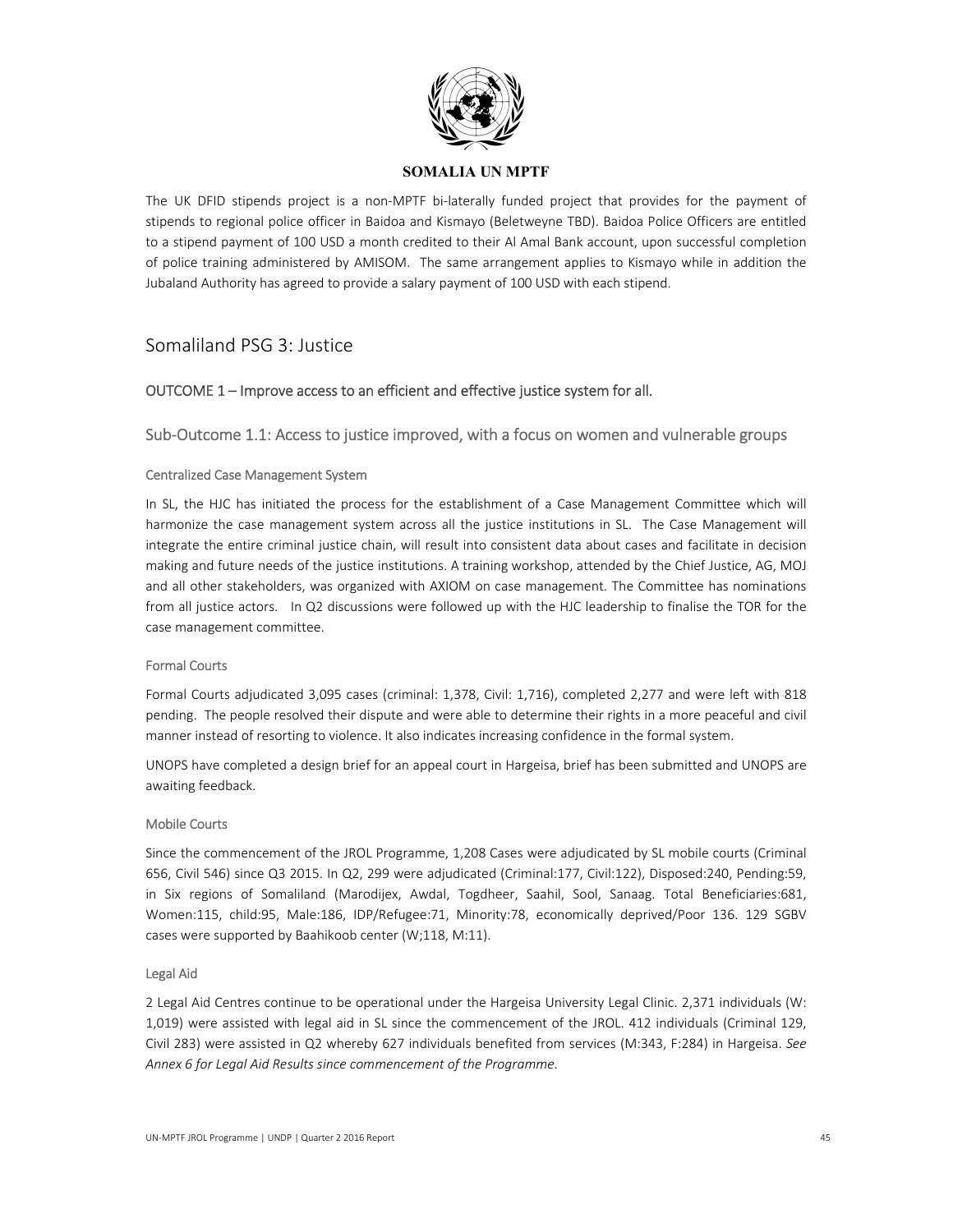The UK DFID stipends project is a non-MPTF bi-laterally funded project that provides for the payment of stipends to regional police officer in Baidoa and Kismayo (Beletweyne TBD). Baidoa Police Officers are entitled to a stipend payment of 100 USD a month credited to their Al Amal Bank account, upon successful completion of police training administered by AMISOM. The same arrangement applies to Kismayo while in addition the Jubaland Authority has agreed to provide a salary payment of 100 USD with each stipend.

## Somaliland PSG 3: Justice

### OUTCOME 1 – Improve access to an efficient and effective justice system for all.

### Sub-Outcome 1.1: Access to justice improved, with a focus on women and vulnerable groups

#### Centralized Case Management System

In SL, the HJC has initiated the process for the establishment of a Case Management Committee which will harmonize the case management system across all the justice institutions in SL. The Case Management will integrate the entire criminal justice chain, will result into consistent data about cases and facilitate in decision making and future needs of the justice institutions. A training workshop, attended by the Chief Justice, AG, MOJ and all other stakeholders, was organized with AXIOM on case management. The Committee has nominations from all justice actors. In Q2 discussions were followed up with the HJC leadership to finalise the TOR for the case management committee.

#### Formal Courts

Formal Courts adjudicated 3,095 cases (criminal: 1,378, Civil: 1,716), completed 2,277 and were left with 818 pending. The people resolved their dispute and were able to determine their rights in a more peaceful and civil manner instead of resorting to violence. It also indicates increasing confidence in the formal system.

UNOPS have completed a design brief for an appeal court in Hargeisa, brief has been submitted and UNOPS are awaiting feedback.

#### Mobile Courts

Since the commencement of the JROL Programme, 1,208 Cases were adjudicated by SL mobile courts (Criminal 656, Civil 546) since Q3 2015. In Q2, 299 were adjudicated (Criminal:177, Civil:122), Disposed:240, Pending:59, in Six regions of Somaliland (Marodijex, Awdal, Togdheer, Saahil, Sool, Sanaag. Total Beneficiaries:681, Women:115, child:95, Male:186, IDP/Refugee:71, Minority:78, economically deprived/Poor 136. 129 SGBV cases were supported by Baahikoob center (W;118, M:11).

#### Legal Aid

2 Legal Aid Centres continue to be operational under the Hargeisa University Legal Clinic. 2,371 individuals (W: 1,019) were assisted with legal aid in SL since the commencement of the JROL. 412 individuals (Criminal 129, Civil 283) were assisted in Q2 whereby 627 individuals benefited from services (M:343, F:284) in Hargeisa. *See Annex 6 for Legal Aid Results since commencement of the Programme.*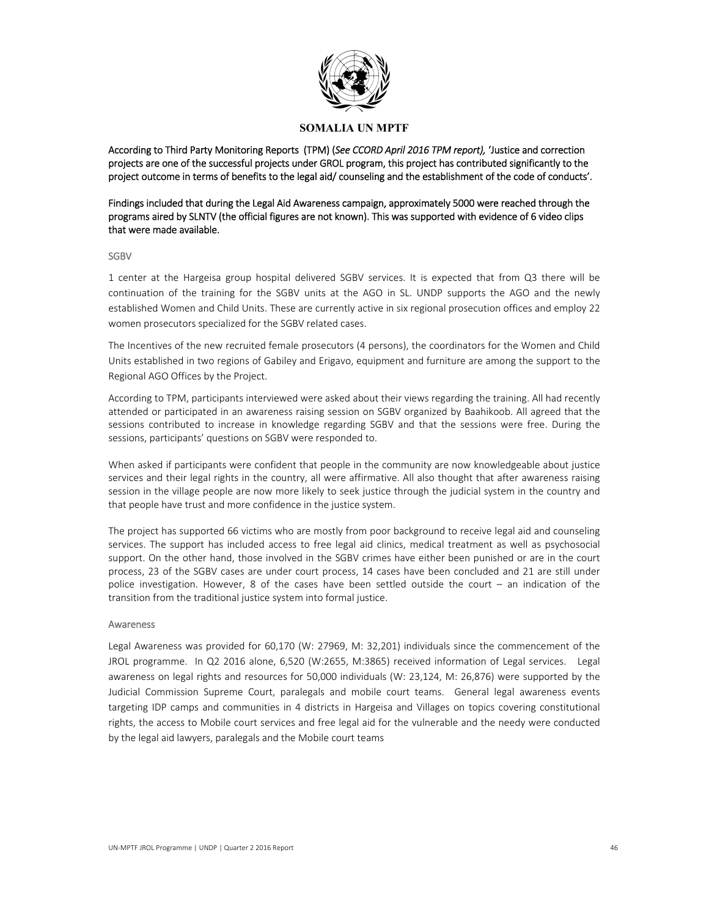**According to Third Party Monitoring Reports (TPM) (*See CCORD April 2016 TPM report),* 'Justice and correction projects are one of the successful projects under GROL program, this project has contributed significantly to the project outcome in terms of benefits to the legal aid/ counseling and the establishment of the code of conducts'.**

**Findings included that during the Legal Aid Awareness campaign, approximately 5000 were reached through the programs aired by SLNTV (the official figures are not known). This was supported with evidence of 6 video clips that were made available.**

SGBV

1 center at the Hargeisa group hospital delivered SGBV services. It is expected that from Q3 there will be continuation of the training for the SGBV units at the AGO in SL. UNDP supports the AGO and the newly established Women and Child Units. These are currently active in six regional prosecution offices and employ 22 women prosecutors specialized for the SGBV related cases.

The Incentives of the new recruited female prosecutors (4 persons), the coordinators for the Women and Child Units established in two regions of Gabiley and Erigavo, equipment and furniture are among the support to the Regional AGO Offices by the Project.

According to TPM, participants interviewed were asked about their views regarding the training. All had recently attended or participated in an awareness raising session on SGBV organized by Baahikoob. All agreed that the sessions contributed to increase in knowledge regarding SGBV and that the sessions were free. During the sessions, participants' questions on SGBV were responded to.

When asked if participants were confident that people in the community are now knowledgeable about justice services and their legal rights in the country, all were affirmative. All also thought that after awareness raising session in the village people are now more likely to seek justice through the judicial system in the country and that people have trust and more confidence in the justice system.

The project has supported 66 victims who are mostly from poor background to receive legal aid and counseling services. The support has included access to free legal aid clinics, medical treatment as well as psychosocial support. On the other hand, those involved in the SGBV crimes have either been punished or are in the court process, 23 of the SGBV cases are under court process, 14 cases have been concluded and 21 are still under police investigation. However, 8 of the cases have been settled outside the court – an indication of the transition from the traditional justice system into formal justice.

Awareness

Legal Awareness was provided for 60,170 (W: 27969, M: 32,201) individuals since the commencement of the JROL programme. In Q2 2016 alone, 6,520 (W:2655, M:3865) received information of Legal services. Legal awareness on legal rights and resources for 50,000 individuals (W: 23,124, M: 26,876) were supported by the Judicial Commission Supreme Court, paralegals and mobile court teams. General legal awareness events targeting IDP camps and communities in 4 districts in Hargeisa and Villages on topics covering constitutional rights, the access to Mobile court services and free legal aid for the vulnerable and the needy were conducted by the legal aid lawyers, paralegals and the Mobile court teams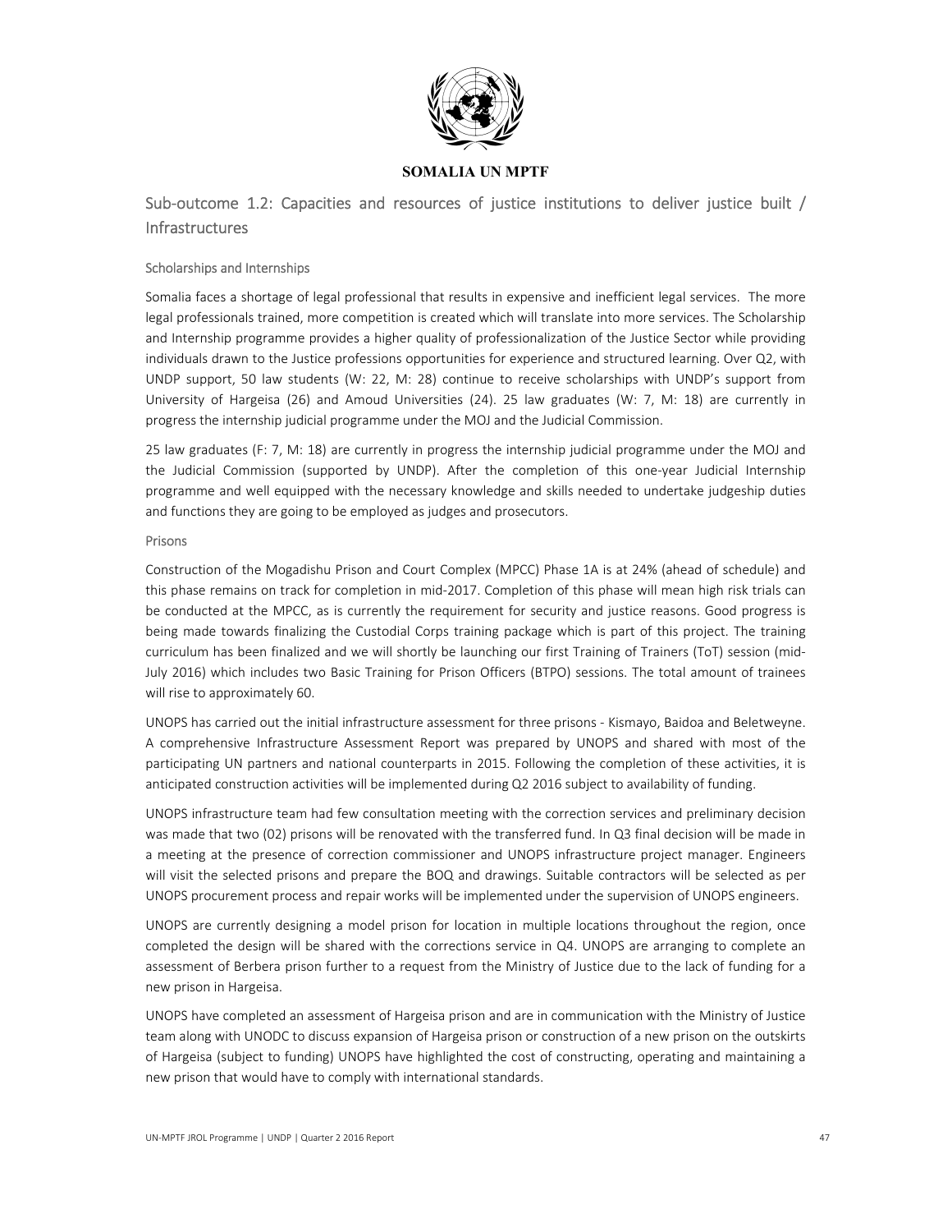**SOMALIA UN MPTF**

## Sub-outcome 1.2: Capacities and resources of justice institutions to deliver justice built / Infrastructures

### Scholarships and Internships

Somalia faces a shortage of legal professional that results in expensive and inefficient legal services. The more legal professionals trained, more competition is created which will translate into more services. The Scholarship and Internship programme provides a higher quality of professionalization of the Justice Sector while providing individuals drawn to the Justice professions opportunities for experience and structured learning. Over Q2, with UNDP support, 50 law students (W: 22, M: 28) continue to receive scholarships with UNDP's support from University of Hargeisa (26) and Amoud Universities (24). 25 law graduates (W: 7, M: 18) are currently in progress the internship judicial programme under the MOJ and the Judicial Commission.

25 law graduates (F: 7, M: 18) are currently in progress the internship judicial programme under the MOJ and the Judicial Commission (supported by UNDP). After the completion of this one-year Judicial Internship programme and well equipped with the necessary knowledge and skills needed to undertake judgeship duties and functions they are going to be employed as judges and prosecutors.

### Prisons

Construction of the Mogadishu Prison and Court Complex (MPCC) Phase 1A is at 24% (ahead of schedule) and this phase remains on track for completion in mid-2017. Completion of this phase will mean high risk trials can be conducted at the MPCC, as is currently the requirement for security and justice reasons. Good progress is being made towards finalizing the Custodial Corps training package which is part of this project. The training curriculum has been finalized and we will shortly be launching our first Training of Trainers (ToT) session (mid-July 2016) which includes two Basic Training for Prison Officers (BTPO) sessions. The total amount of trainees will rise to approximately 60.

UNOPS has carried out the initial infrastructure assessment for three prisons - Kismayo, Baidoa and Beletweyne. A comprehensive Infrastructure Assessment Report was prepared by UNOPS and shared with most of the participating UN partners and national counterparts in 2015. Following the completion of these activities, it is anticipated construction activities will be implemented during Q2 2016 subject to availability of funding.

UNOPS infrastructure team had few consultation meeting with the correction services and preliminary decision was made that two (02) prisons will be renovated with the transferred fund. In Q3 final decision will be made in a meeting at the presence of correction commissioner and UNOPS infrastructure project manager. Engineers will visit the selected prisons and prepare the BOQ and drawings. Suitable contractors will be selected as per UNOPS procurement process and repair works will be implemented under the supervision of UNOPS engineers.

UNOPS are currently designing a model prison for location in multiple locations throughout the region, once completed the design will be shared with the corrections service in Q4. UNOPS are arranging to complete an assessment of Berbera prison further to a request from the Ministry of Justice due to the lack of funding for a new prison in Hargeisa.

UNOPS have completed an assessment of Hargeisa prison and are in communication with the Ministry of Justice team along with UNODC to discuss expansion of Hargeisa prison or construction of a new prison on the outskirts of Hargeisa (subject to funding) UNOPS have highlighted the cost of constructing, operating and maintaining a new prison that would have to comply with international standards.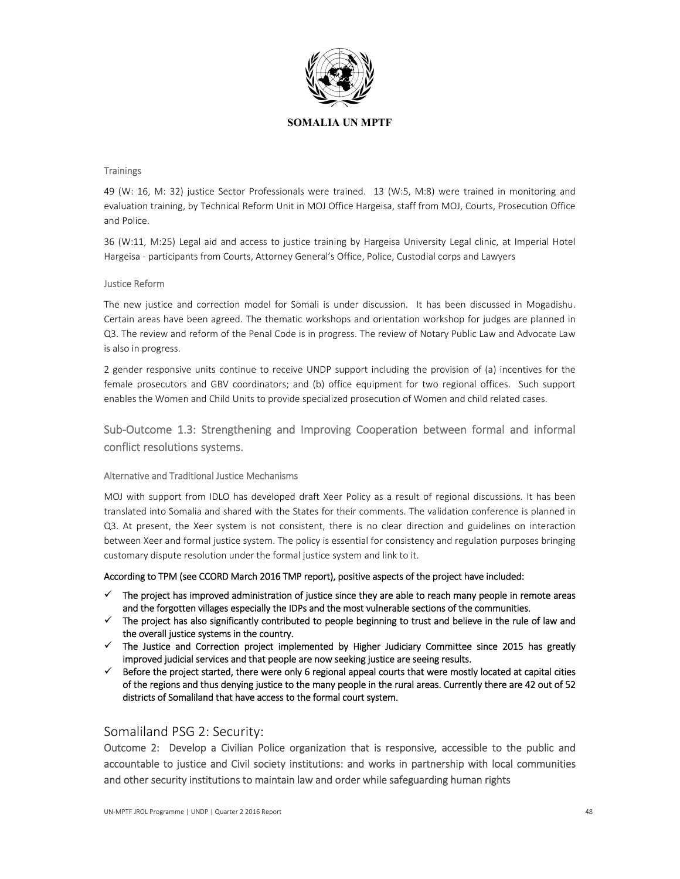#### Trainings

49 (W: 16, M: 32) justice Sector Professionals were trained. 13 (W:5, M:8) were trained in monitoring and evaluation training, by Technical Reform Unit in MOJ Office Hargeisa, staff from MOJ, Courts, Prosecution Office and Police.

36 (W:11, M:25) Legal aid and access to justice training by Hargeisa University Legal clinic, at Imperial Hotel Hargeisa - participants from Courts, Attorney General's Office, Police, Custodial corps and Lawyers

#### Justice Reform

The new justice and correction model for Somali is under discussion. It has been discussed in Mogadishu. Certain areas have been agreed. The thematic workshops and orientation workshop for judges are planned in Q3. The review and reform of the Penal Code is in progress. The review of Notary Public Law and Advocate Law is also in progress.

2 gender responsive units continue to receive UNDP support including the provision of (a) incentives for the female prosecutors and GBV coordinators; and (b) office equipment for two regional offices. Such support enables the Women and Child Units to provide specialized prosecution of Women and child related cases.

### Sub-Outcome 1.3: Strengthening and Improving Cooperation between formal and informal conflict resolutions systems.

#### Alternative and Traditional Justice Mechanisms

MOJ with support from IDLO has developed draft Xeer Policy as a result of regional discussions. It has been translated into Somalia and shared with the States for their comments. The validation conference is planned in Q3. At present, the Xeer system is not consistent, there is no clear direction and guidelines on interaction between Xeer and formal justice system. The policy is essential for consistency and regulation purposes bringing customary dispute resolution under the formal justice system and link to it.

**According to TPM (see CCORD March 2016 TMP report), positive aspects of the project have included:**

- ✓ **The project has improved administration of justice since they are able to reach many people in remote areas and the forgotten villages especially the IDPs and the most vulnerable sections of the communities.**
- ✓ **The project has also significantly contributed to people beginning to trust and believe in the rule of law and the overall justice systems in the country.**
- ✓ **The Justice and Correction project implemented by Higher Judiciary Committee since 2015 has greatly improved judicial services and that people are now seeking justice are seeing results.**
- ✓ **Before the project started, there were only 6 regional appeal courts that were mostly located at capital cities of the regions and thus denying justice to the many people in the rural areas. Currently there are 42 out of 52 districts of Somaliland that have access to the formal court system.**

## Somaliland PSG 2: Security:

### Outcome 2: Develop a Civilian Police organization that is responsive, accessible to the public and accountable to justice and Civil society institutions: and works in partnership with local communities and other security institutions to maintain law and order while safeguarding human rights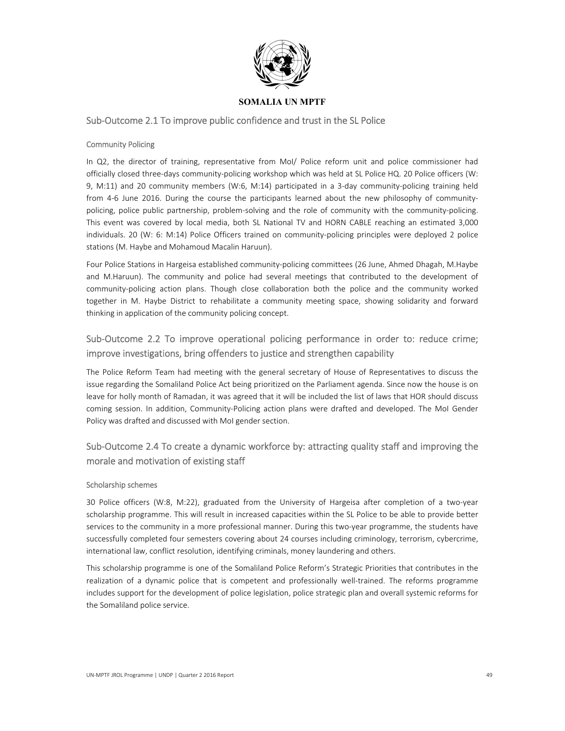**SOMALIA UN MPTF**

## Sub-Outcome 2.1 To improve public confidence and trust in the SL Police

### Community Policing

In Q2, the director of training, representative from MoI/ Police reform unit and police commissioner had officially closed three-days community-policing workshop which was held at SL Police HQ. 20 Police officers (W: 9, M:11) and 20 community members (W:6, M:14) participated in a 3-day community-policing training held from 4-6 June 2016. During the course the participants learned about the new philosophy of community-policing, police public partnership, problem-solving and the role of community with the community-policing. This event was covered by local media, both SL National TV and HORN CABLE reaching an estimated 3,000 individuals. 20 (W: 6: M:14) Police Officers trained on community-policing principles were deployed 2 police stations (M. Haybe and Mohamoud Macalin Haruun).

Four Police Stations in Hargeisa established community-policing committees (26 June, Ahmed Dhagah, M.Haybe and M.Haruun). The community and police had several meetings that contributed to the development of community-policing action plans. Though close collaboration both the police and the community worked together in M. Haybe District to rehabilitate a community meeting space, showing solidarity and forward thinking in application of the community policing concept.

## Sub-Outcome 2.2 To improve operational policing performance in order to: reduce crime; improve investigations, bring offenders to justice and strengthen capability

The Police Reform Team had meeting with the general secretary of House of Representatives to discuss the issue regarding the Somaliland Police Act being prioritized on the Parliament agenda. Since now the house is on leave for holly month of Ramadan, it was agreed that it will be included the list of laws that HOR should discuss coming session. In addition, Community-Policing action plans were drafted and developed. The MoI Gender Policy was drafted and discussed with MoI gender section.

## Sub-Outcome 2.4 To create a dynamic workforce by: attracting quality staff and improving the morale and motivation of existing staff

### Scholarship schemes

30 Police officers (W:8, M:22), graduated from the University of Hargeisa after completion of a two-year scholarship programme. This will result in increased capacities within the SL Police to be able to provide better services to the community in a more professional manner. During this two-year programme, the students have successfully completed four semesters covering about 24 courses including criminology, terrorism, cybercrime, international law, conflict resolution, identifying criminals, money laundering and others.

This scholarship programme is one of the Somaliland Police Reform's Strategic Priorities that contributes in the realization of a dynamic police that is competent and professionally well-trained. The reforms programme includes support for the development of police legislation, police strategic plan and overall systemic reforms for the Somaliland police service.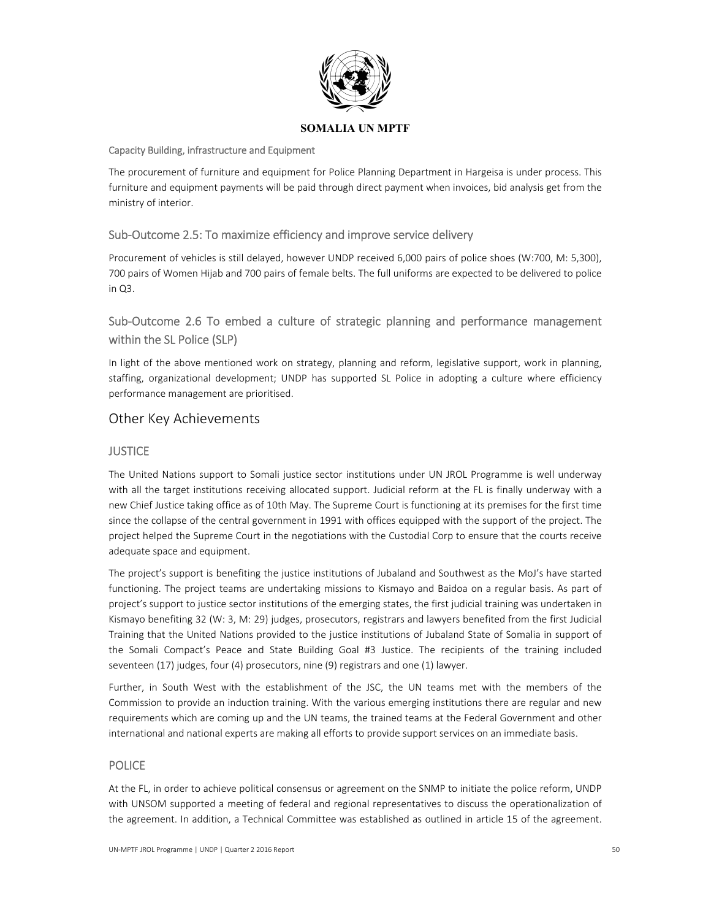Capacity Building, infrastructure and Equipment

The procurement of furniture and equipment for Police Planning Department in Hargeisa is under process. This furniture and equipment payments will be paid through direct payment when invoices, bid analysis get from the ministry of interior.

### Sub-Outcome 2.5: To maximize efficiency and improve service delivery

Procurement of vehicles is still delayed, however UNDP received 6,000 pairs of police shoes (W:700, M: 5,300), 700 pairs of Women Hijab and 700 pairs of female belts. The full uniforms are expected to be delivered to police in Q3.

### Sub-Outcome 2.6 To embed a culture of strategic planning and performance management within the SL Police (SLP)

In light of the above mentioned work on strategy, planning and reform, legislative support, work in planning, staffing, organizational development; UNDP has supported SL Police in adopting a culture where efficiency performance management are prioritised.

## Other Key Achievements

### JUSTICE

The United Nations support to Somali justice sector institutions under UN JROL Programme is well underway with all the target institutions receiving allocated support. Judicial reform at the FL is finally underway with a new Chief Justice taking office as of 10th May. The Supreme Court is functioning at its premises for the first time since the collapse of the central government in 1991 with offices equipped with the support of the project. The project helped the Supreme Court in the negotiations with the Custodial Corp to ensure that the courts receive adequate space and equipment.

The project's support is benefiting the justice institutions of Jubaland and Southwest as the MoJ's have started functioning. The project teams are undertaking missions to Kismayo and Baidoa on a regular basis. As part of project's support to justice sector institutions of the emerging states, the first judicial training was undertaken in Kismayo benefiting 32 (W: 3, M: 29) judges, prosecutors, registrars and lawyers benefited from the first Judicial Training that the United Nations provided to the justice institutions of Jubaland State of Somalia in support of the Somali Compact's Peace and State Building Goal #3 Justice. The recipients of the training included seventeen (17) judges, four (4) prosecutors, nine (9) registrars and one (1) lawyer.

Further, in South West with the establishment of the JSC, the UN teams met with the members of the Commission to provide an induction training. With the various emerging institutions there are regular and new requirements which are coming up and the UN teams, the trained teams at the Federal Government and other international and national experts are making all efforts to provide support services on an immediate basis.

### POLICE

At the FL, in order to achieve political consensus or agreement on the SNMP to initiate the police reform, UNDP with UNSOM supported a meeting of federal and regional representatives to discuss the operationalization of the agreement. In addition, a Technical Committee was established as outlined in article 15 of the agreement.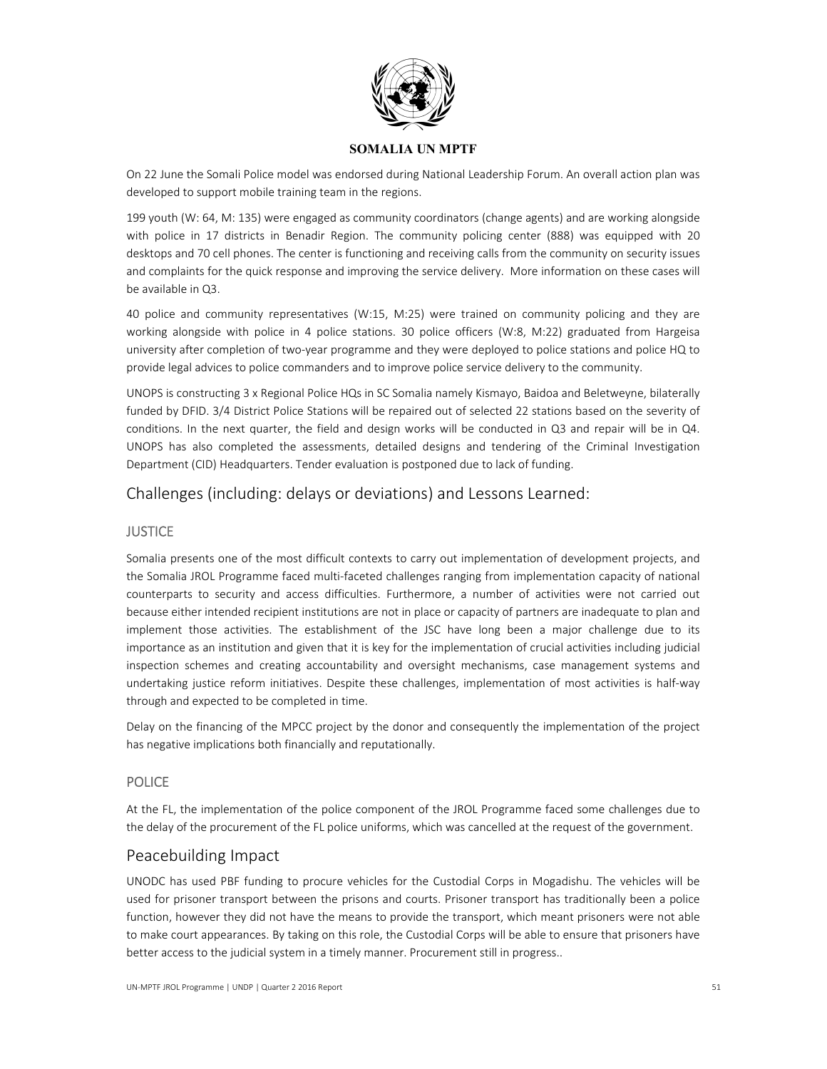**SOMALIA UN MPTF**

On 22 June the Somali Police model was endorsed during National Leadership Forum. An overall action plan was developed to support mobile training team in the regions.

199 youth (W: 64, M: 135) were engaged as community coordinators (change agents) and are working alongside with police in 17 districts in Benadir Region. The community policing center (888) was equipped with 20 desktops and 70 cell phones. The center is functioning and receiving calls from the community on security issues and complaints for the quick response and improving the service delivery. More information on these cases will be available in Q3.

40 police and community representatives (W:15, M:25) were trained on community policing and they are working alongside with police in 4 police stations. 30 police officers (W:8, M:22) graduated from Hargeisa university after completion of two-year programme and they were deployed to police stations and police HQ to provide legal advices to police commanders and to improve police service delivery to the community.

UNOPS is constructing 3 x Regional Police HQs in SC Somalia namely Kismayo, Baidoa and Beletweyne, bilaterally funded by DFID. 3/4 District Police Stations will be repaired out of selected 22 stations based on the severity of conditions. In the next quarter, the field and design works will be conducted in Q3 and repair will be in Q4. UNOPS has also completed the assessments, detailed designs and tendering of the Criminal Investigation Department (CID) Headquarters. Tender evaluation is postponed due to lack of funding.

## Challenges (including: delays or deviations) and Lessons Learned:

### JUSTICE

Somalia presents one of the most difficult contexts to carry out implementation of development projects, and the Somalia JROL Programme faced multi-faceted challenges ranging from implementation capacity of national counterparts to security and access difficulties. Furthermore, a number of activities were not carried out because either intended recipient institutions are not in place or capacity of partners are inadequate to plan and implement those activities. The establishment of the JSC have long been a major challenge due to its importance as an institution and given that it is key for the implementation of crucial activities including judicial inspection schemes and creating accountability and oversight mechanisms, case management systems and undertaking justice reform initiatives. Despite these challenges, implementation of most activities is half-way through and expected to be completed in time.

Delay on the financing of the MPCC project by the donor and consequently the implementation of the project has negative implications both financially and reputationally.

### POLICE

At the FL, the implementation of the police component of the JROL Programme faced some challenges due to the delay of the procurement of the FL police uniforms, which was cancelled at the request of the government.

## Peacebuilding Impact

UNODC has used PBF funding to procure vehicles for the Custodial Corps in Mogadishu. The vehicles will be used for prisoner transport between the prisons and courts. Prisoner transport has traditionally been a police function, however they did not have the means to provide the transport, which meant prisoners were not able to make court appearances. By taking on this role, the Custodial Corps will be able to ensure that prisoners have better access to the judicial system in a timely manner. Procurement still in progress..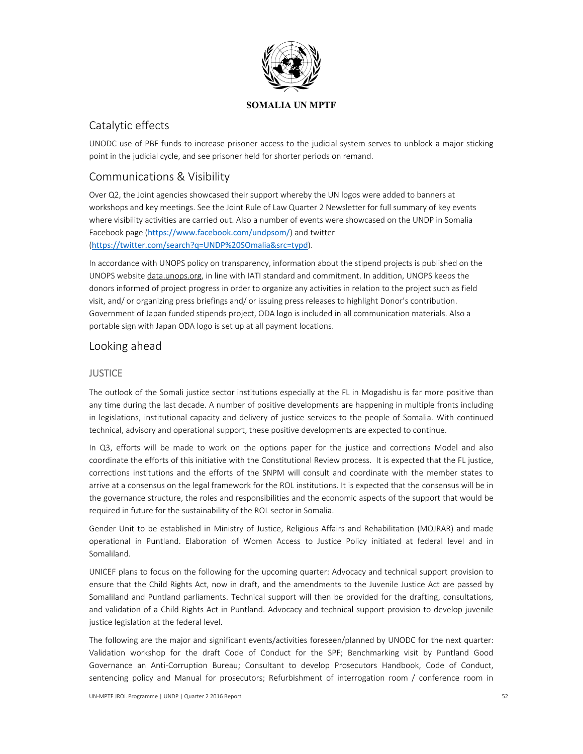## Catalytic effects

UNODC use of PBF funds to increase prisoner access to the judicial system serves to unblock a major sticking point in the judicial cycle, and see prisoner held for shorter periods on remand.

## Communications & Visibility

Over Q2, the Joint agencies showcased their support whereby the UN logos were added to banners at workshops and key meetings. See the Joint Rule of Law Quarter 2 Newsletter for full summary of key events where visibility activities are carried out. Also a number of events were showcased on the UNDP in Somalia Facebook page (https://www.facebook.com/undpsom/) and twitter (https://twitter.com/search?q=UNDP%20SOmalia&src=typd).

In accordance with UNOPS policy on transparency, information about the stipend projects is published on the UNOPS website data.unops.org, in line with IATI standard and commitment. In addition, UNOPS keeps the donors informed of project progress in order to organize any activities in relation to the project such as field visit, and/ or organizing press briefings and/ or issuing press releases to highlight Donor's contribution. Government of Japan funded stipends project, ODA logo is included in all communication materials. Also a portable sign with Japan ODA logo is set up at all payment locations.

## Looking ahead

### JUSTICE

The outlook of the Somali justice sector institutions especially at the FL in Mogadishu is far more positive than any time during the last decade. A number of positive developments are happening in multiple fronts including in legislations, institutional capacity and delivery of justice services to the people of Somalia. With continued technical, advisory and operational support, these positive developments are expected to continue.

In Q3, efforts will be made to work on the options paper for the justice and corrections Model and also coordinate the efforts of this initiative with the Constitutional Review process. It is expected that the FL justice, corrections institutions and the efforts of the SNPM will consult and coordinate with the member states to arrive at a consensus on the legal framework for the ROL institutions. It is expected that the consensus will be in the governance structure, the roles and responsibilities and the economic aspects of the support that would be required in future for the sustainability of the ROL sector in Somalia.

Gender Unit to be established in Ministry of Justice, Religious Affairs and Rehabilitation (MOJRAR) and made operational in Puntland. Elaboration of Women Access to Justice Policy initiated at federal level and in Somaliland.

UNICEF plans to focus on the following for the upcoming quarter: Advocacy and technical support provision to ensure that the Child Rights Act, now in draft, and the amendments to the Juvenile Justice Act are passed by Somaliland and Puntland parliaments. Technical support will then be provided for the drafting, consultations, and validation of a Child Rights Act in Puntland. Advocacy and technical support provision to develop juvenile justice legislation at the federal level.

The following are the major and significant events/activities foreseen/planned by UNODC for the next quarter: Validation workshop for the draft Code of Conduct for the SPF; Benchmarking visit by Puntland Good Governance an Anti-Corruption Bureau; Consultant to develop Prosecutors Handbook, Code of Conduct, sentencing policy and Manual for prosecutors; Refurbishment of interrogation room / conference room in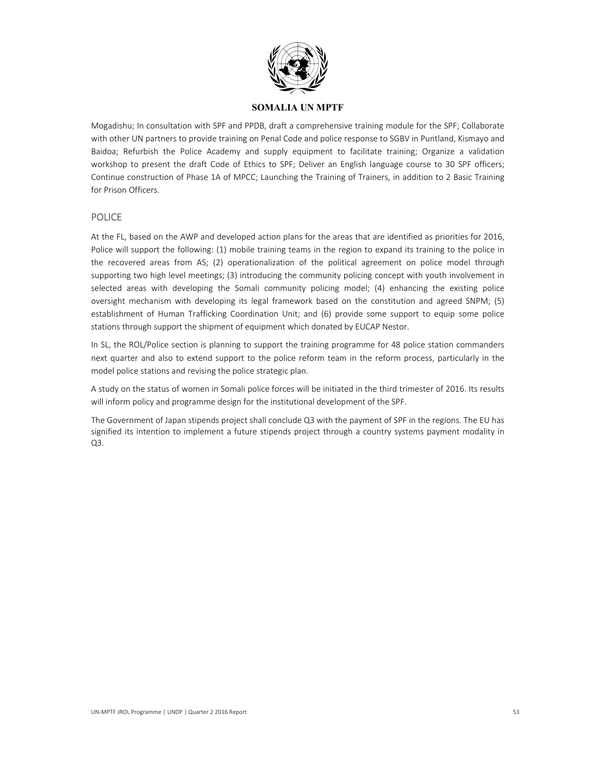Mogadishu; In consultation with SPF and PPDB, draft a comprehensive training module for the SPF; Collaborate with other UN partners to provide training on Penal Code and police response to SGBV in Puntland, Kismayo and Baidoa; Refurbish the Police Academy and supply equipment to facilitate training; Organize a validation workshop to present the draft Code of Ethics to SPF; Deliver an English language course to 30 SPF officers; Continue construction of Phase 1A of MPCC; Launching the Training of Trainers, in addition to 2 Basic Training for Prison Officers.

## POLICE

At the FL, based on the AWP and developed action plans for the areas that are identified as priorities for 2016, Police will support the following: (1) mobile training teams in the region to expand its training to the police in the recovered areas from AS; (2) operationalization of the political agreement on police model through supporting two high level meetings; (3) introducing the community policing concept with youth involvement in selected areas with developing the Somali community policing model; (4) enhancing the existing police oversight mechanism with developing its legal framework based on the constitution and agreed SNPM; (5) establishment of Human Trafficking Coordination Unit; and (6) provide some support to equip some police stations through support the shipment of equipment which donated by EUCAP Nestor.

In SL, the ROL/Police section is planning to support the training programme for 48 police station commanders next quarter and also to extend support to the police reform team in the reform process, particularly in the model police stations and revising the police strategic plan.

A study on the status of women in Somali police forces will be initiated in the third trimester of 2016. Its results will inform policy and programme design for the institutional development of the SPF.

The Government of Japan stipends project shall conclude Q3 with the payment of SPF in the regions. The EU has signified its intention to implement a future stipends project through a country systems payment modality in Q3.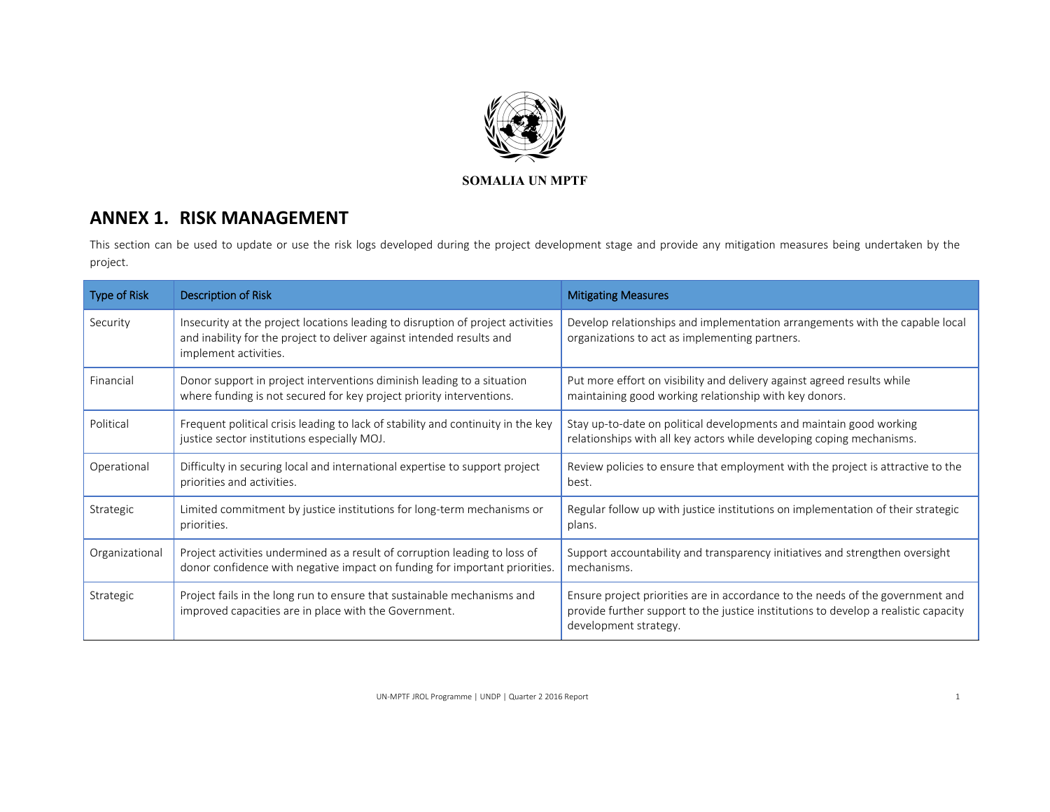SOMALIA UN MPTF

# ANNEX 1. RISK MANAGEMENT

This section can be used to update or use the risk logs developed during the project development stage and provide any mitigation measures being undertaken by the project.

| Type of Risk | Description of Risk | Mitigating Measures |
|---|---|---|
| Security | Insecurity at the project locations leading to disruption of project activities and inability for the project to deliver against intended results and implement activities. | Develop relationships and implementation arrangements with the capable local organizations to act as implementing partners. |
| Financial | Donor support in project interventions diminish leading to a situation where funding is not secured for key project priority interventions. | Put more effort on visibility and delivery against agreed results while maintaining good working relationship with key donors. |
| Political | Frequent political crisis leading to lack of stability and continuity in the key justice sector institutions especially MOJ. | Stay up-to-date on political developments and maintain good working relationships with all key actors while developing coping mechanisms. |
| Operational | Difficulty in securing local and international expertise to support project priorities and activities. | Review policies to ensure that employment with the project is attractive to the best. |
| Strategic | Limited commitment by justice institutions for long-term mechanisms or priorities. | Regular follow up with justice institutions on implementation of their strategic plans. |
| Organizational | Project activities undermined as a result of corruption leading to loss of donor confidence with negative impact on funding for important priorities. | Support accountability and transparency initiatives and strengthen oversight mechanisms. |
| Strategic | Project fails in the long run to ensure that sustainable mechanisms and improved capacities are in place with the Government. | Ensure project priorities are in accordance to the needs of the government and provide further support to the justice institutions to develop a realistic capacity development strategy. |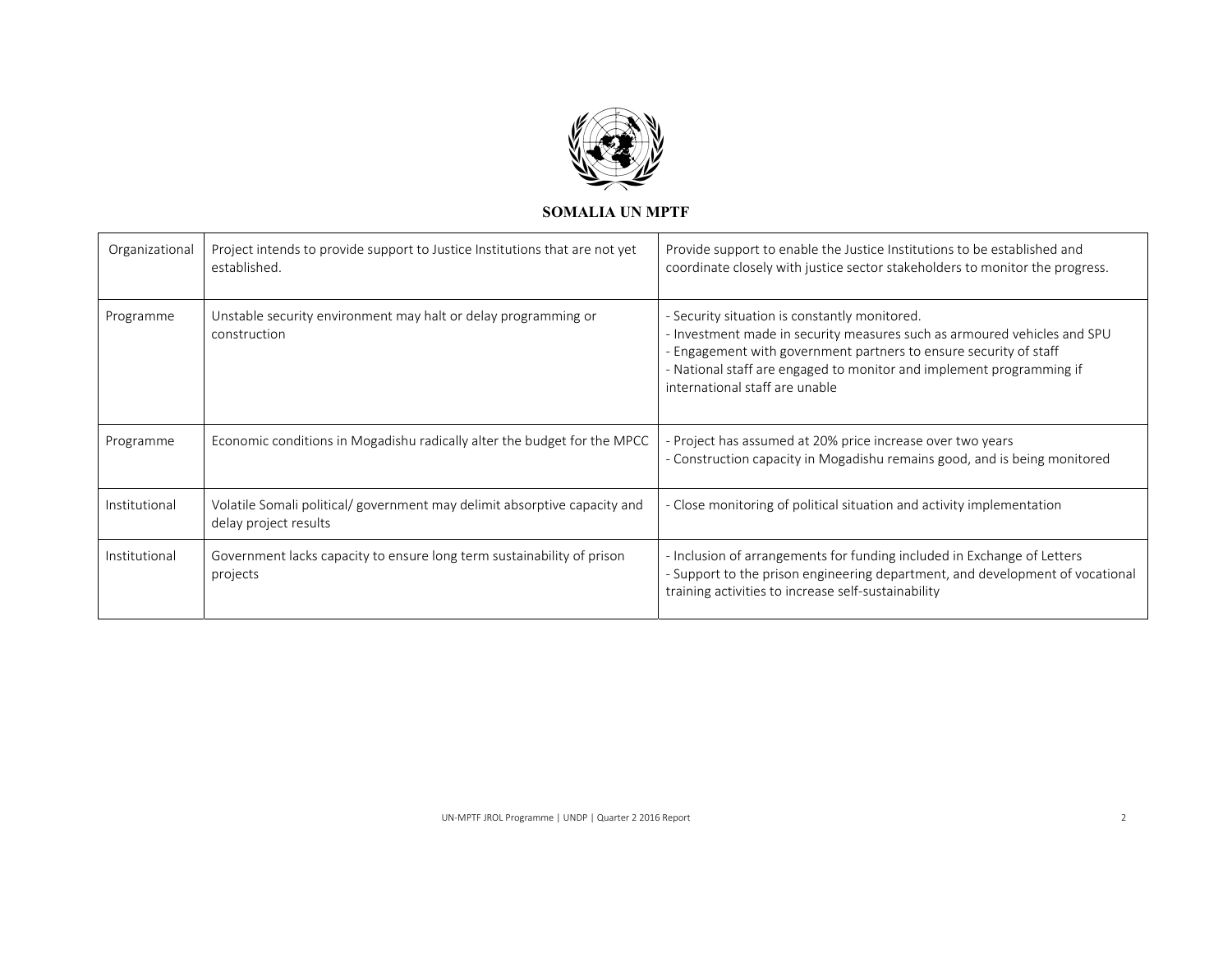**SOMALIA UN MPTF**

| | | |
|---|---|---|
| Organizational | Project intends to provide support to Justice Institutions that are not yet established. | Provide support to enable the Justice Institutions to be established and coordinate closely with justice sector stakeholders to monitor the progress. |
| Programme | Unstable security environment may halt or delay programming or construction | - Security situation is constantly monitored.<br>- Investment made in security measures such as armoured vehicles and SPU<br>- Engagement with government partners to ensure security of staff<br>- National staff are engaged to monitor and implement programming if international staff are unable |
| Programme | Economic conditions in Mogadishu radically alter the budget for the MPCC | - Project has assumed at 20% price increase over two years<br>- Construction capacity in Mogadishu remains good, and is being monitored |
| Institutional | Volatile Somali political/ government may delimit absorptive capacity and delay project results | - Close monitoring of political situation and activity implementation |
| Institutional | Government lacks capacity to ensure long term sustainability of prison projects | - Inclusion of arrangements for funding included in Exchange of Letters<br>- Support to the prison engineering department, and development of vocational training activities to increase self-sustainability |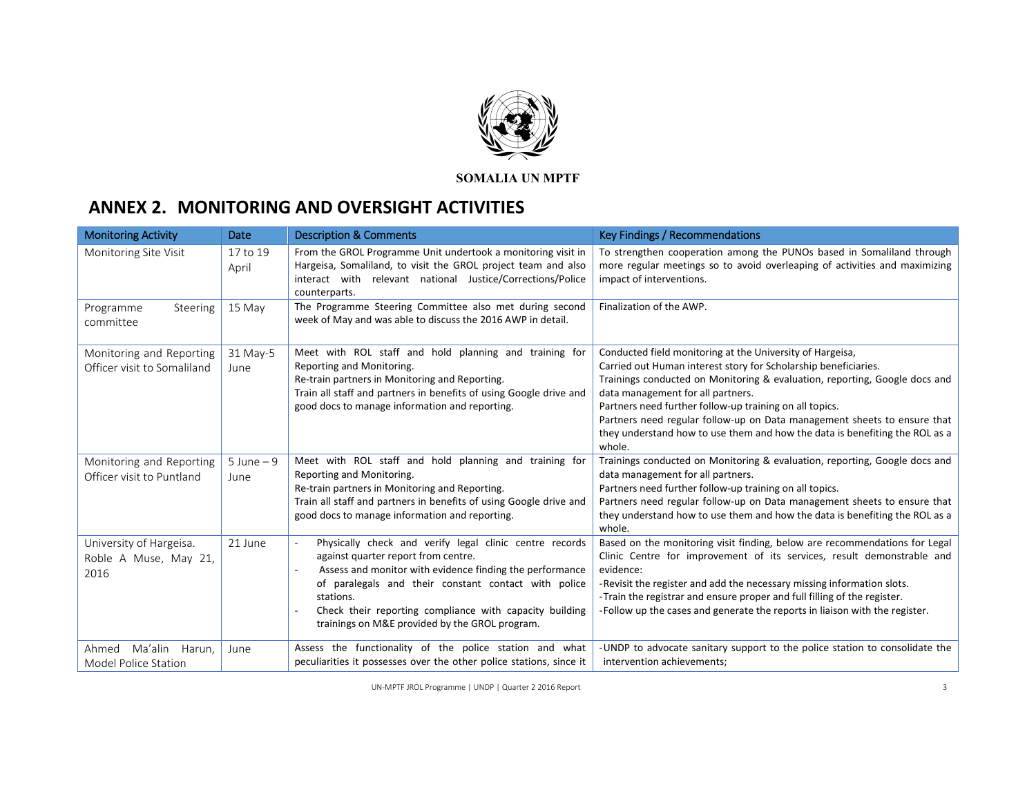SOMALIA UN MPTF

# ANNEX 2. MONITORING AND OVERSIGHT ACTIVITIES

| Monitoring Activity | Date | Description & Comments | Key Findings / Recommendations |
|---|---|---|---|
| Monitoring Site Visit | 17 to 19 April | From the GROL Programme Unit undertook a monitoring visit in Hargeisa, Somaliland, to visit the GROL project team and also interact with relevant national Justice/Corrections/Police counterparts. | To strengthen cooperation among the PUNOs based in Somaliland through more regular meetings so to avoid overleaping of activities and maximizing impact of interventions. |
| Programme Steering committee | 15 May | The Programme Steering Committee also met during second week of May and was able to discuss the 2016 AWP in detail. | Finalization of the AWP. |
| Monitoring and Reporting Officer visit to Somaliland | 31 May-5 June | Meet with ROL staff and hold planning and training for Reporting and Monitoring.<br>Re-train partners in Monitoring and Reporting.<br>Train all staff and partners in benefits of using Google drive and good docs to manage information and reporting. | Conducted field monitoring at the University of Hargeisa,<br>Carried out Human interest story for Scholarship beneficiaries.<br>Trainings conducted on Monitoring & evaluation, reporting, Google docs and data management for all partners.<br>Partners need further follow-up training on all topics.<br>Partners need regular follow-up on Data management sheets to ensure that they understand how to use them and how the data is benefiting the ROL as a whole. |
| Monitoring and Reporting Officer visit to Puntland | 5 June – 9 June | Meet with ROL staff and hold planning and training for Reporting and Monitoring.<br>Re-train partners in Monitoring and Reporting.<br>Train all staff and partners in benefits of using Google drive and good docs to manage information and reporting. | Trainings conducted on Monitoring & evaluation, reporting, Google docs and data management for all partners.<br>Partners need further follow-up training on all topics.<br>Partners need regular follow-up on Data management sheets to ensure that they understand how to use them and how the data is benefiting the ROL as a whole. |
| University of Hargeisa. Roble A Muse, May 21, 2016 | 21 June | - Physically check and verify legal clinic centre records against quarter report from centre.<br>- Assess and monitor with evidence finding the performance of paralegals and their constant contact with police stations.<br>- Check their reporting compliance with capacity building trainings on M&E provided by the GROL program. | Based on the monitoring visit finding, below are recommendations for Legal Clinic Centre for improvement of its services, result demonstrable and evidence:<br>-Revisit the register and add the necessary missing information slots.<br>-Train the registrar and ensure proper and full filling of the register.<br>-Follow up the cases and generate the reports in liaison with the register. |
| Ahmed Ma'alin Harun, Model Police Station | June | Assess the functionality of the police station and what peculiarities it possesses over the other police stations, since it | -UNDP to advocate sanitary support to the police station to consolidate the intervention achievements; |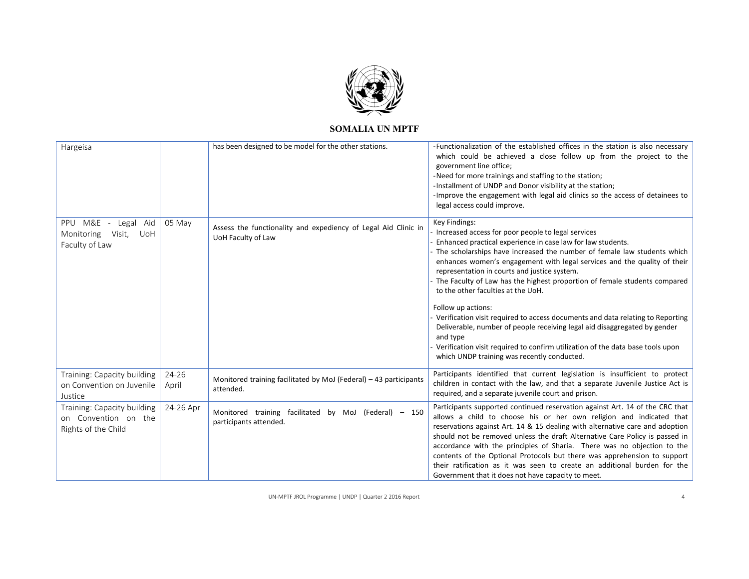| Hargeisa | | has been designed to be model for the other stations. | -Functionalization of the established offices in the station is also necessary which could be achieved a close follow up from the project to the government line office;<br>-Need for more trainings and staffing to the station;<br>-Installment of UNDP and Donor visibility at the station;<br>-Improve the engagement with legal aid clinics so the access of detainees to legal access could improve. |
|---|---|---|---|
| PPU M&E - Legal Aid Monitoring Visit, UoH Faculty of Law | 05 May | Assess the functionality and expediency of Legal Aid Clinic in UoH Faculty of Law | Key Findings:<br>- Increased access for poor people to legal services<br>- Enhanced practical experience in case law for law students.<br>- The scholarships have increased the number of female law students which enhances women's engagement with legal services and the quality of their representation in courts and justice system.<br>- The Faculty of Law has the highest proportion of female students compared to the other faculties at the UoH.<br><br>Follow up actions:<br>- Verification visit required to access documents and data relating to Reporting Deliverable, number of people receiving legal aid disaggregated by gender and type<br>- Verification visit required to confirm utilization of the data base tools upon which UNDP training was recently conducted. |
| Training: Capacity building on Convention on Juvenile Justice | 24-26 April | Monitored training facilitated by MoJ (Federal) – 43 participants attended. | Participants identified that current legislation is insufficient to protect children in contact with the law, and that a separate Juvenile Justice Act is required, and a separate juvenile court and prison. |
| Training: Capacity building on Convention on the Rights of the Child | 24-26 Apr | Monitored training facilitated by MoJ (Federal) – 150 participants attended. | Participants supported continued reservation against Art. 14 of the CRC that allows a child to choose his or her own religion and indicated that reservations against Art. 14 & 15 dealing with alternative care and adoption should not be removed unless the draft Alternative Care Policy is passed in accordance with the principles of Sharia. There was no objection to the contents of the Optional Protocols but there was apprehension to support their ratification as it was seen to create an additional burden for the Government that it does not have capacity to meet. |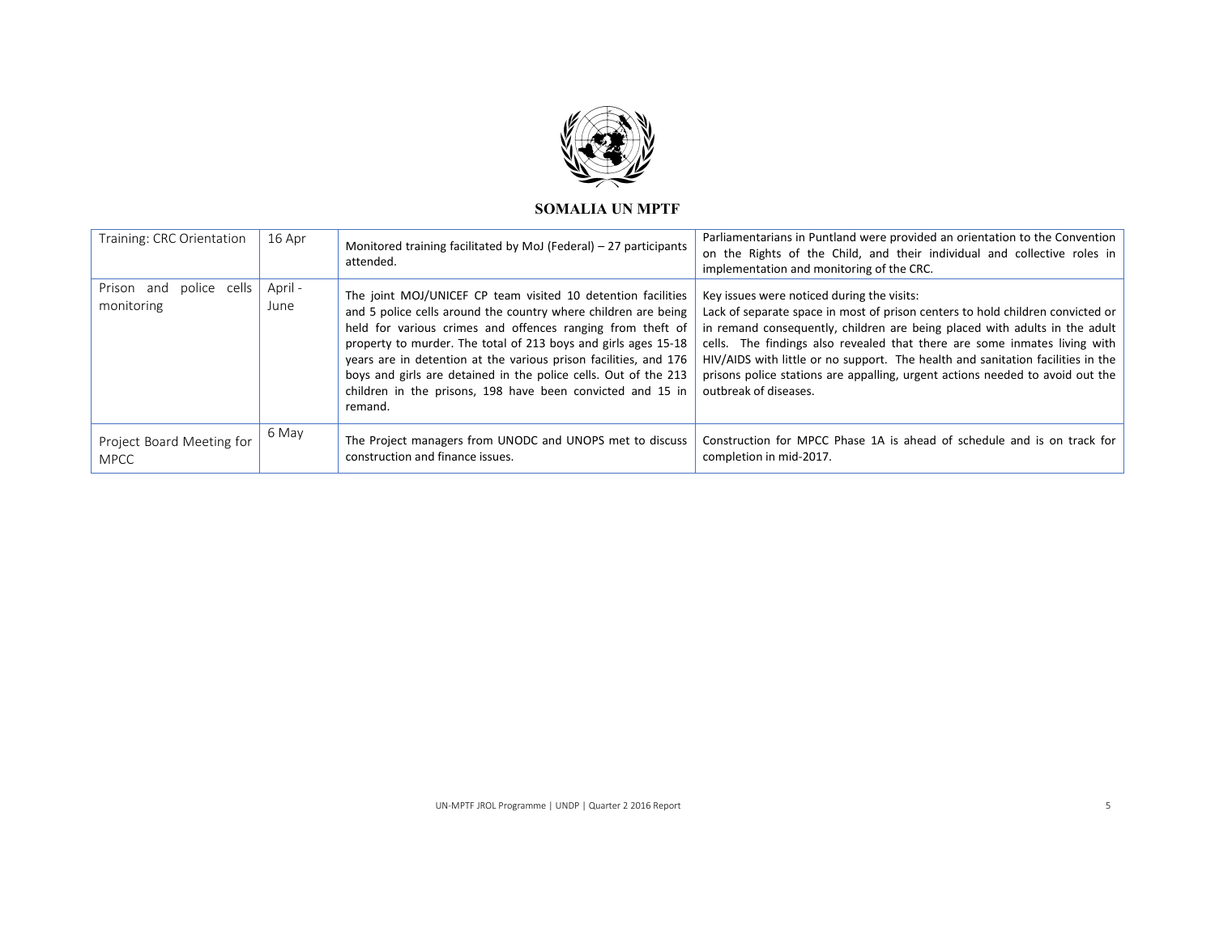**SOMALIA UN MPTF**

| | | | |
|---|---|---|---|
| Training: CRC Orientation | 16 Apr | Monitored training facilitated by MoJ (Federal) – 27 participants attended. | Parliamentarians in Puntland were provided an orientation to the Convention on the Rights of the Child, and their individual and collective roles in implementation and monitoring of the CRC. |
| Prison and police cells monitoring | April - June | The joint MOJ/UNICEF CP team visited 10 detention facilities and 5 police cells around the country where children are being held for various crimes and offences ranging from theft of property to murder. The total of 213 boys and girls ages 15-18 years are in detention at the various prison facilities, and 176 boys and girls are detained in the police cells. Out of the 213 children in the prisons, 198 have been convicted and 15 in remand. | Key issues were noticed during the visits: Lack of separate space in most of prison centers to hold children convicted or in remand consequently, children are being placed with adults in the adult cells. The findings also revealed that there are some inmates living with HIV/AIDS with little or no support. The health and sanitation facilities in the prisons police stations are appalling, urgent actions needed to avoid out the outbreak of diseases. |
| Project Board Meeting for MPCC | 6 May | The Project managers from UNODC and UNOPS met to discuss construction and finance issues. | Construction for MPCC Phase 1A is ahead of schedule and is on track for completion in mid-2017. |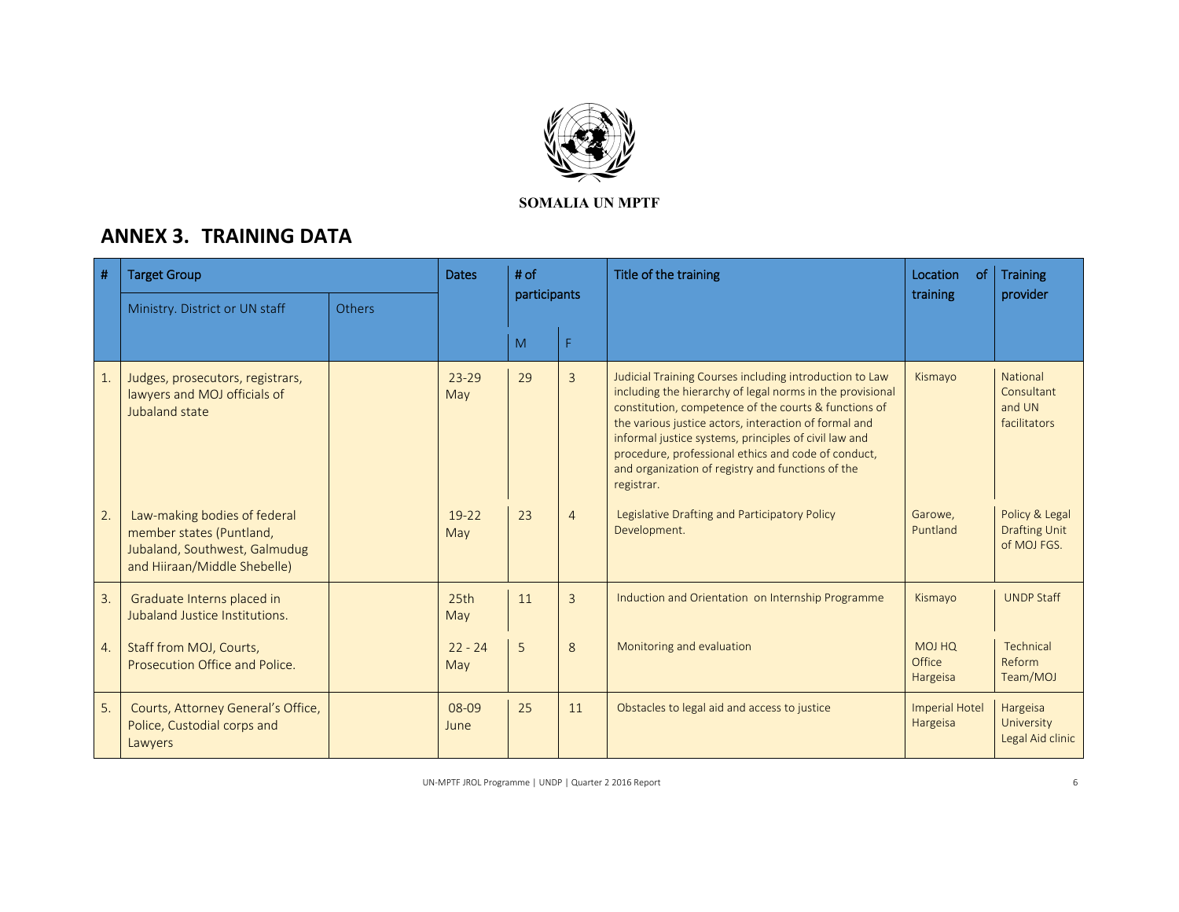**SOMALIA UN MPTF**

## ANNEX 3. TRAINING DATA

| # | Target Group | | Dates | # of participants | | Title of the training | Location of training | Training provider |
|---|---|---|---|---|---|---|---|---|
| | Ministry. District or UN staff | Others | | M | F | | | |
| 1. | Judges, prosecutors, registrars, lawyers and MOJ officials of Jubaland state | | 23-29 May | 29 | 3 | Judicial Training Courses including introduction to Law including the hierarchy of legal norms in the provisional constitution, competence of the courts & functions of the various justice actors, interaction of formal and informal justice systems, principles of civil law and procedure, professional ethics and code of conduct, and organization of registry and functions of the registrar. | Kismayo | National Consultant and UN facilitators |
| 2. | Law-making bodies of federal member states (Puntland, Jubaland, Southwest, Galmudug and Hiiraan/Middle Shebelle) | | 19-22 May | 23 | 4 | Legislative Drafting and Participatory Policy Development. | Garowe, Puntland | Policy & Legal Drafting Unit of MOJ FGS. |
| 3. | Graduate Interns placed in Jubaland Justice Institutions. | | 25th May | 11 | 3 | Induction and Orientation on Internship Programme | Kismayo | UNDP Staff |
| 4. | Staff from MOJ, Courts, Prosecution Office and Police. | | 22 - 24 May | 5 | 8 | Monitoring and evaluation | MOJ HQ Office Hargeisa | Technical Reform Team/MOJ |
| 5. | Courts, Attorney General's Office, Police, Custodial corps and Lawyers | | 08-09 June | 25 | 11 | Obstacles to legal aid and access to justice | Imperial Hotel Hargeisa | Hargeisa University Legal Aid clinic |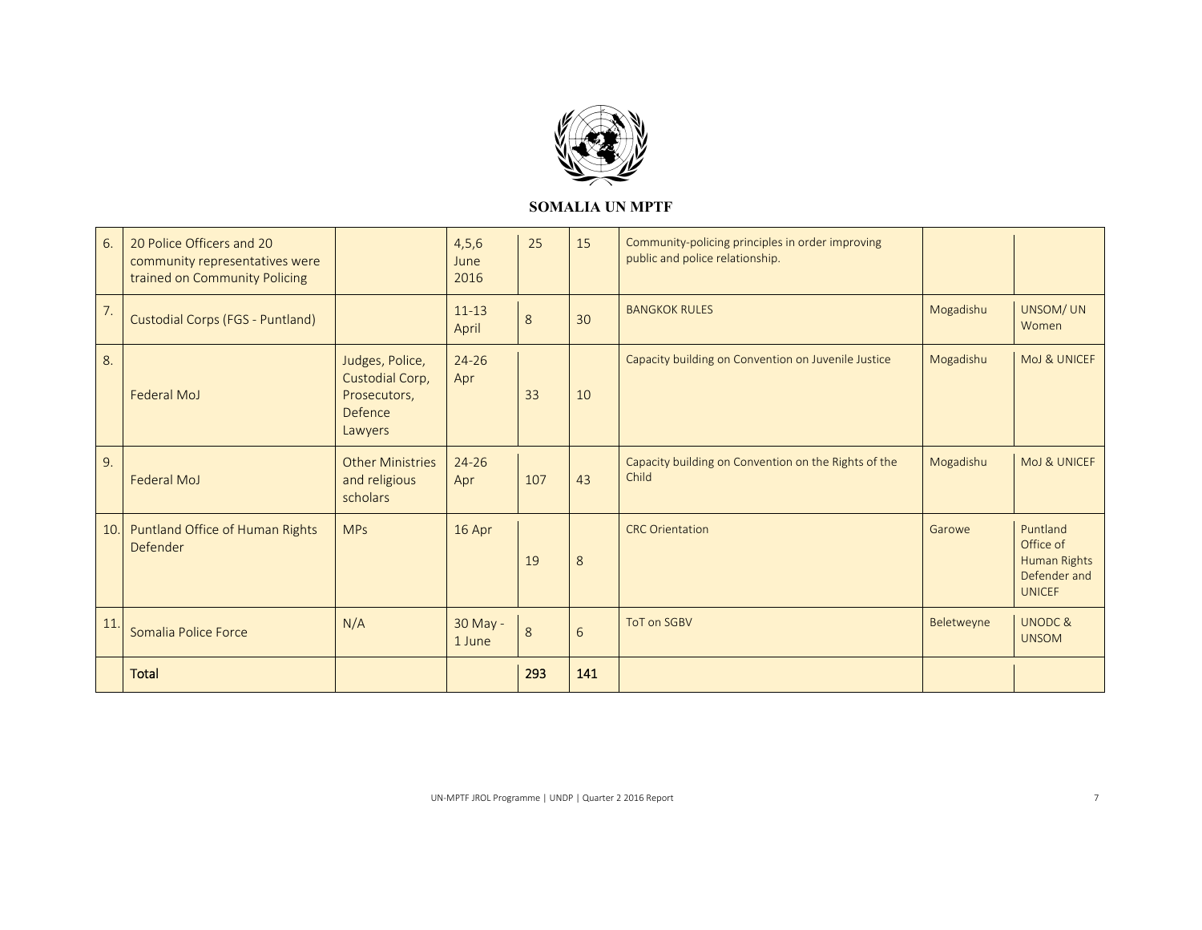**SOMALIA UN MPTF**

| | | | | | | | | |
|---|---|---|---|---|---|---|---|---|
| 6. | 20 Police Officers and 20 community representatives were trained on Community Policing | | 4,5,6 June 2016 | 25 | 15 | Community-policing principles in order improving public and police relationship. | | |
| 7. | Custodial Corps (FGS - Puntland) | | 11-13 April | 8 | 30 | BANGKOK RULES | Mogadishu | UNSOM/ UN Women |
| 8. | Federal MoJ | Judges, Police, Custodial Corp, Prosecutors, Defence Lawyers | 24-26 Apr | 33 | 10 | Capacity building on Convention on Juvenile Justice | Mogadishu | MoJ & UNICEF |
| 9. | Federal MoJ | Other Ministries and religious scholars | 24-26 Apr | 107 | 43 | Capacity building on Convention on the Rights of the Child | Mogadishu | MoJ & UNICEF |
| 10. | Puntland Office of Human Rights Defender | MPs | 16 Apr | 19 | 8 | CRC Orientation | Garowe | Puntland Office of Human Rights Defender and UNICEF |
| 11. | Somalia Police Force | N/A | 30 May - 1 June | 8 | 6 | ToT on SGBV | Beletweyne | UNODC & UNSOM |
| | **Total** | | | **293** | **141** | | | |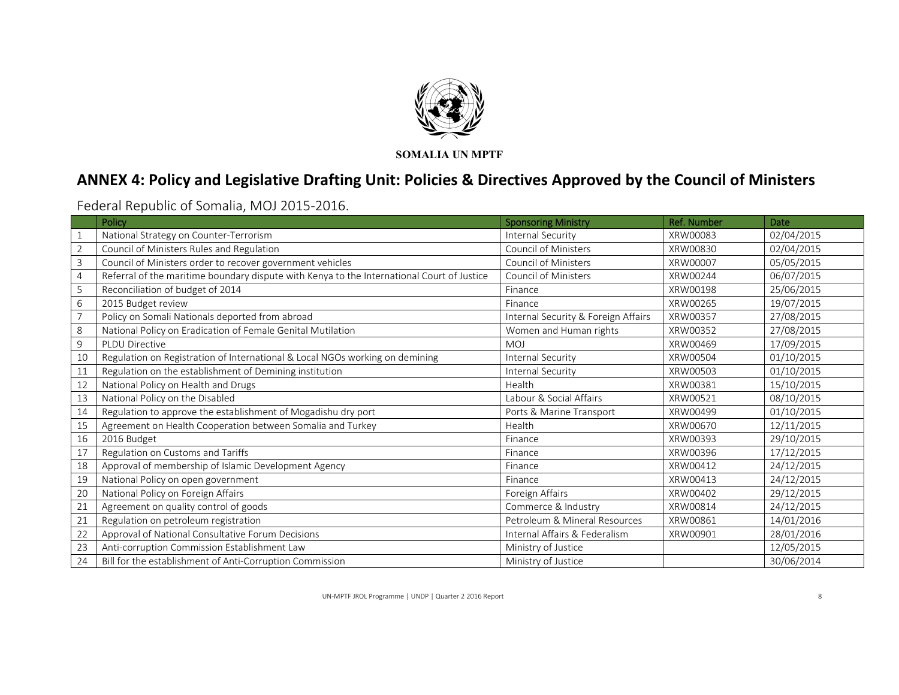**SOMALIA UN MPTF**

# ANNEX 4: Policy and Legislative Drafting Unit: Policies & Directives Approved by the Council of Ministers

Federal Republic of Somalia, MOJ 2015-2016.

| | Policy | Sponsoring Ministry | Ref. Number | Date |
|---|---|---|---|---|
| 1 | National Strategy on Counter-Terrorism | Internal Security | XRW00083 | 02/04/2015 |
| 2 | Council of Ministers Rules and Regulation | Council of Ministers | XRW00830 | 02/04/2015 |
| 3 | Council of Ministers order to recover government vehicles | Council of Ministers | XRW00007 | 05/05/2015 |
| 4 | Referral of the maritime boundary dispute with Kenya to the International Court of Justice | Council of Ministers | XRW00244 | 06/07/2015 |
| 5 | Reconciliation of budget of 2014 | Finance | XRW00198 | 25/06/2015 |
| 6 | 2015 Budget review | Finance | XRW00265 | 19/07/2015 |
| 7 | Policy on Somali Nationals deported from abroad | Internal Security & Foreign Affairs | XRW00357 | 27/08/2015 |
| 8 | National Policy on Eradication of Female Genital Mutilation | Women and Human rights | XRW00352 | 27/08/2015 |
| 9 | PLDU Directive | MOJ | XRW00469 | 17/09/2015 |
| 10 | Regulation on Registration of International & Local NGOs working on demining | Internal Security | XRW00504 | 01/10/2015 |
| 11 | Regulation on the establishment of Demining institution | Internal Security | XRW00503 | 01/10/2015 |
| 12 | National Policy on Health and Drugs | Health | XRW00381 | 15/10/2015 |
| 13 | National Policy on the Disabled | Labour & Social Affairs | XRW00521 | 08/10/2015 |
| 14 | Regulation to approve the establishment of Mogadishu dry port | Ports & Marine Transport | XRW00499 | 01/10/2015 |
| 15 | Agreement on Health Cooperation between Somalia and Turkey | Health | XRW00670 | 12/11/2015 |
| 16 | 2016 Budget | Finance | XRW00393 | 29/10/2015 |
| 17 | Regulation on Customs and Tariffs | Finance | XRW00396 | 17/12/2015 |
| 18 | Approval of membership of Islamic Development Agency | Finance | XRW00412 | 24/12/2015 |
| 19 | National Policy on open government | Finance | XRW00413 | 24/12/2015 |
| 20 | National Policy on Foreign Affairs | Foreign Affairs | XRW00402 | 29/12/2015 |
| 21 | Agreement on quality control of goods | Commerce & Industry | XRW00814 | 24/12/2015 |
| 21 | Regulation on petroleum registration | Petroleum & Mineral Resources | XRW00861 | 14/01/2016 |
| 22 | Approval of National Consultative Forum Decisions | Internal Affairs & Federalism | XRW00901 | 28/01/2016 |
| 23 | Anti-corruption Commission Establishment Law | Ministry of Justice | | 12/05/2015 |
| 24 | Bill for the establishment of Anti-Corruption Commission | Ministry of Justice | | 30/06/2014 |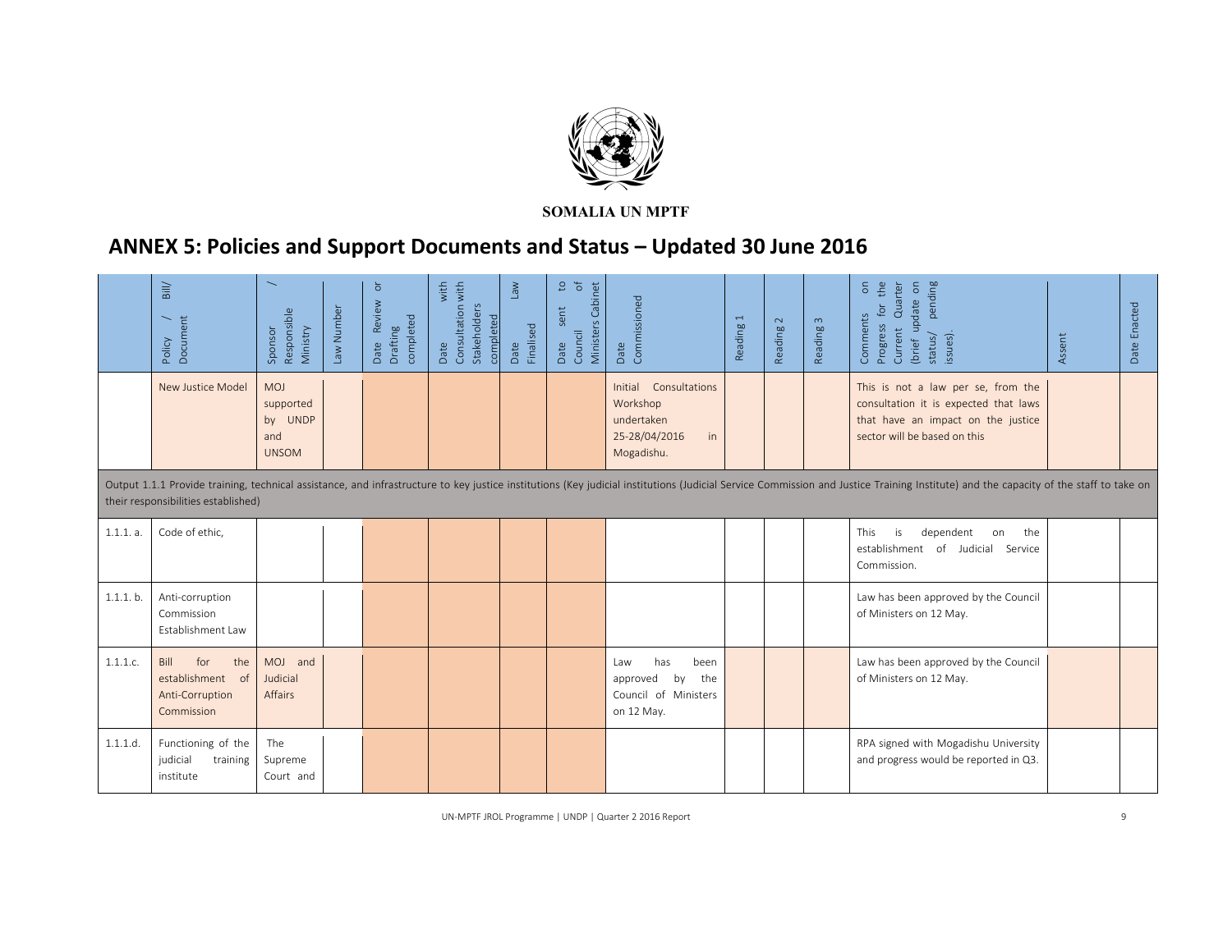**SOMALIA UN MPTF**

# ANNEX 5: Policies and Support Documents and Status – Updated 30 June 2016

| | Policy / Bill/ Document | Sponsor / Responsible Ministry | Law Number | Date Review or Drafting completed | Date Consultation with Stakeholders completed with | Date Law Finalised | Date sent to Council of Ministers Cabinet | Date Commissioned | Reading 1 | Reading 2 | Reading 3 | Comments on Progress for the Current Quarter (brief update on status/ pending issues). | Assent | Date Enacted |
|---|---|---|---|---|---|---|---|---|---|---|---|---|---|---|
| | New Justice Model | MOJ supported by UNDP and UNSOM | | | | | | Initial Consultations Workshop undertaken 25-28/04/2016 in Mogadishu. | | | | This is not a law per se, from the consultation it is expected that laws that have an impact on the justice sector will be based on this | | |
| Output 1.1.1 Provide training, technical assistance, and infrastructure to key justice institutions (Key judicial institutions (Judicial Service Commission and Justice Training Institute) and the capacity of the staff to take on their responsibilities established) | | | | | | | | | | | | | | |
| 1.1.1. a. | Code of ethic, | | | | | | | | | | | This is dependent on the establishment of Judicial Service Commission. | | |
| 1.1.1. b. | Anti-corruption Commission Establishment Law | | | | | | | | | | | Law has been approved by the Council of Ministers on 12 May. | | |
| 1.1.1.c. | Bill for the establishment of Anti-Corruption Commission | MOJ and Judicial Affairs | | | | | | Law has been approved by the Council of Ministers on 12 May. | | | | Law has been approved by the Council of Ministers on 12 May. | | |
| 1.1.1.d. | Functioning of the judicial training institute | The Supreme Court and | | | | | | | | | | RPA signed with Mogadishu University and progress would be reported in Q3. | | |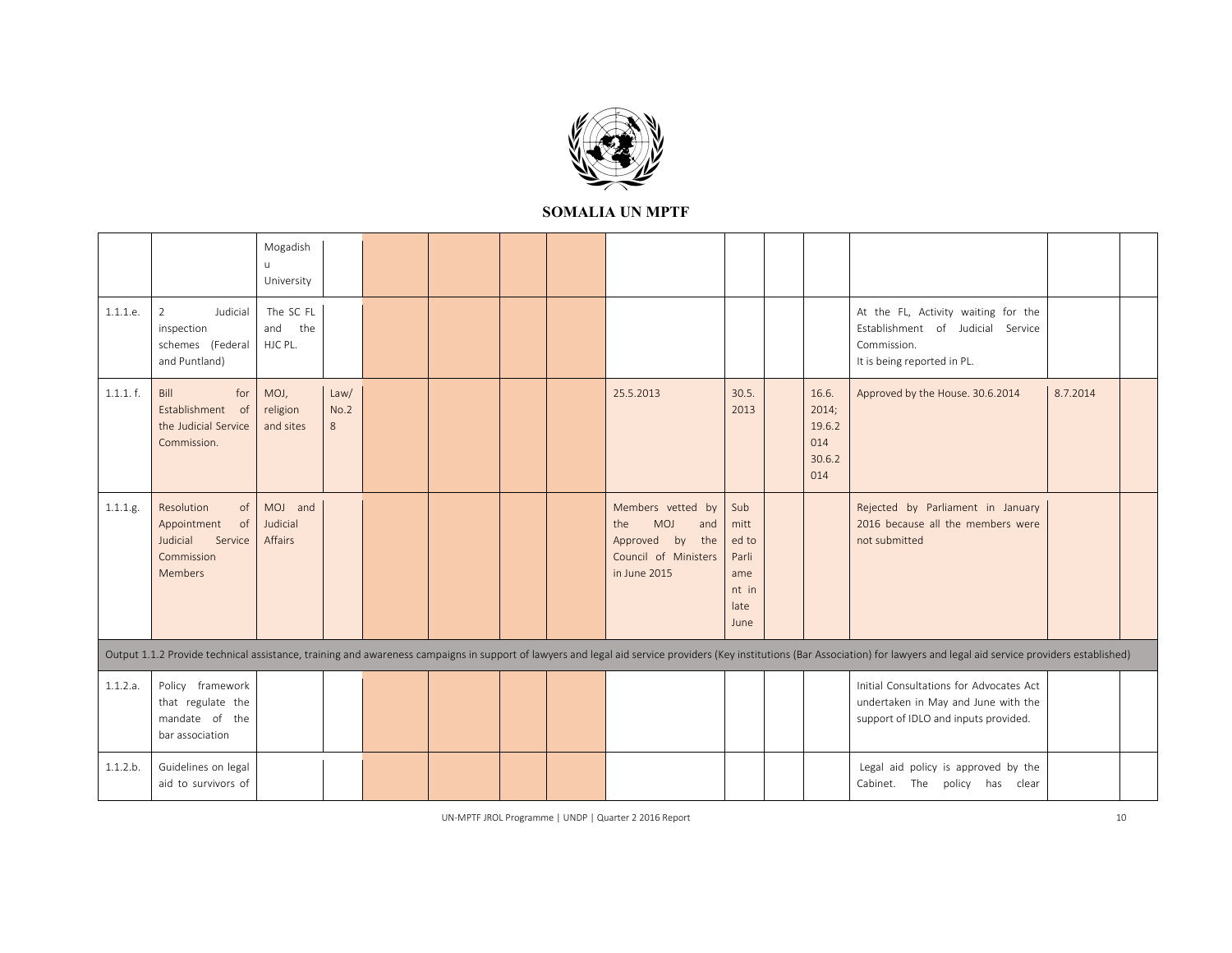# SOMALIA UN MPTF

| | | | | | | | | | | | | | | |
|---|---|---|---|---|---|---|---|---|---|---|---|---|---|---|
| | | Mogadishu University | | | | | | | | | | | | |
| 1.1.1.e. | 2 Judicial inspection schemes (Federal and Puntland) | The SC FL and the HJC PL. | | | | | | | | | | At the FL, Activity waiting for the Establishment of Judicial Service Commission. It is being reported in PL. | | |
| 1.1.1. f. | Bill for Establishment of the Judicial Service Commission. | MOJ, religion and sites | Law/ No.28 | | | | | 25.5.2013 | 30.5.2013 | | 16.6.2014; 19.6.2014 30.6.2014 | Approved by the House. 30.6.2014 | 8.7.2014 | |
| 1.1.1.g. | Resolution of Appointment of Judicial Service Commission Members | MOJ and Judicial Affairs | | | | | | Members vetted by the MOJ and Approved by the Council of Ministers in June 2015 | Submitted to Parliament in late June | | | Rejected by Parliament in January 2016 because all the members were not submitted | | |
| Output 1.1.2 Provide technical assistance, training and awareness campaigns in support of lawyers and legal aid service providers (Key institutions (Bar Association) for lawyers and legal aid service providers established) | | | | | | | | | | | | | | |
| 1.1.2.a. | Policy framework that regulate the mandate of the bar association | | | | | | | | | | | Initial Consultations for Advocates Act undertaken in May and June with the support of IDLO and inputs provided. | | |
| 1.1.2.b. | Guidelines on legal aid to survivors of | | | | | | | | | | | Legal aid policy is approved by the Cabinet. The policy has clear | | |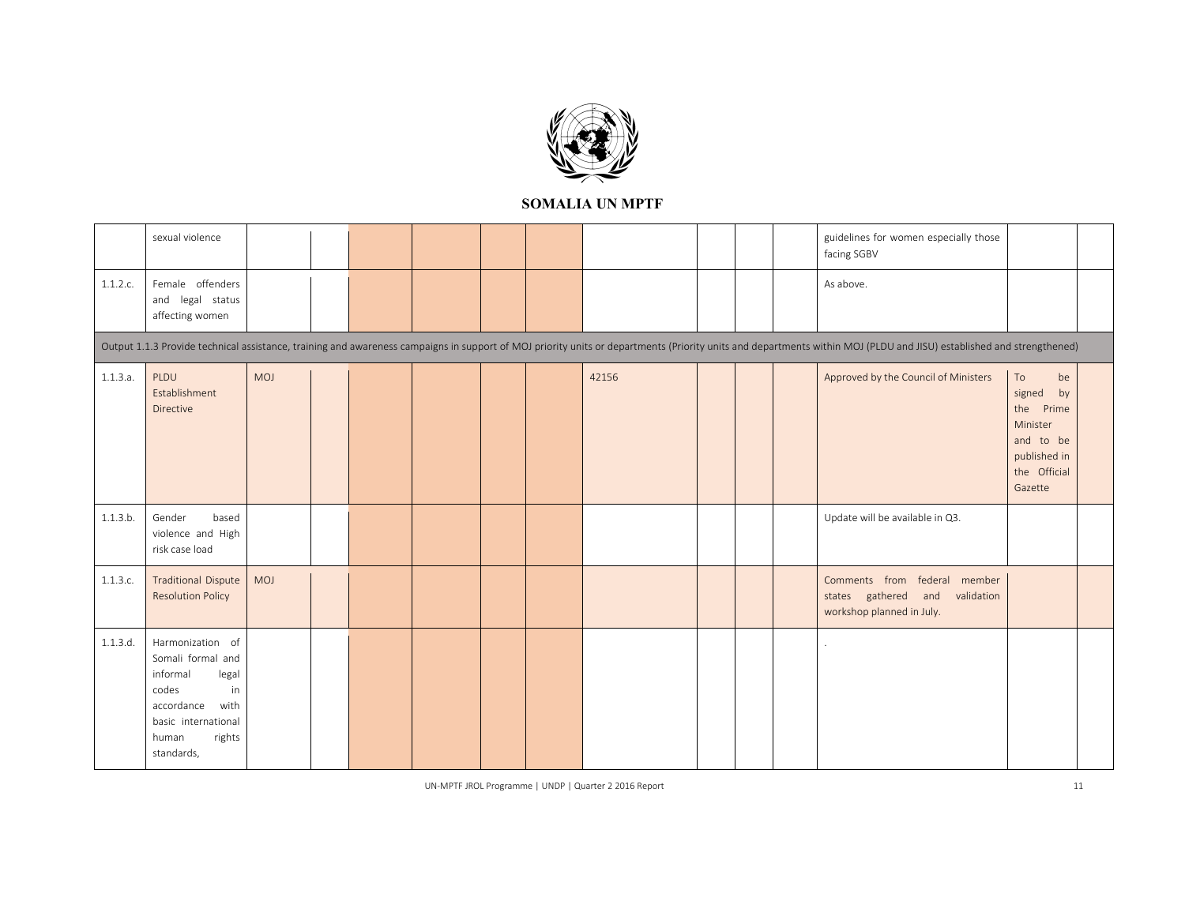SOMALIA UN MPTF

| | | | | | | | | | | | | | | |
|---|---|---|---|---|---|---|---|---|---|---|---|---|---|---|
| | sexual violence | | | | | | | | | | | guidelines for women especially those facing SGBV | | |
| 1.1.2.c. | Female offenders and legal status affecting women | | | | | | | | | | | As above. | | |
| Output 1.1.3 Provide technical assistance, training and awareness campaigns in support of MOJ priority units or departments (Priority units and departments within MOJ (PLDU and JISU) established and strengthened) | | | | | | | | | | | | | | |
| 1.1.3.a. | PLDU Establishment Directive | MOJ | | | | | | 42156 | | | | Approved by the Council of Ministers | To be signed by the Prime Minister and to be published in the Official Gazette | |
| 1.1.3.b. | Gender based violence and High risk case load | | | | | | | | | | | Update will be available in Q3. | | |
| 1.1.3.c. | Traditional Dispute Resolution Policy | MOJ | | | | | | | | | | Comments from federal member states gathered and validation workshop planned in July. | | |
| 1.1.3.d. | Harmonization of Somali formal and informal legal codes in accordance with basic international human rights standards, | | | | | | | | | | | . | | |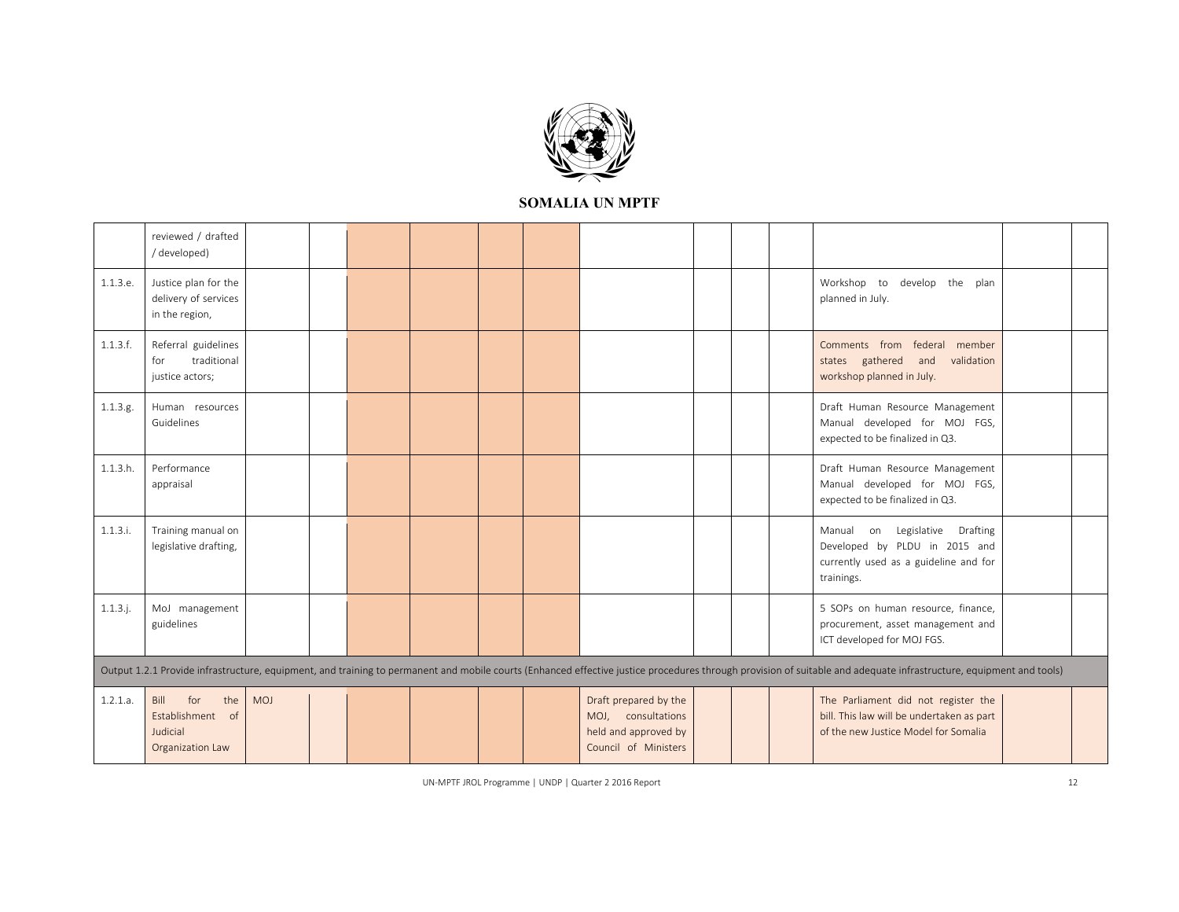| | | | | | | | | | | | | | | |
|---|---|---|---|---|---|---|---|---|---|---|---|---|---|---|
| | reviewed / drafted / developed) | | | | | | | | | | | | | |
| 1.1.3.e. | Justice plan for the delivery of services in the region, | | | | | | | | | | | Workshop to develop the plan planned in July. | | |
| 1.1.3.f. | Referral guidelines for traditional justice actors; | | | | | | | | | | | Comments from federal member states gathered and validation workshop planned in July. | | |
| 1.1.3.g. | Human resources Guidelines | | | | | | | | | | | Draft Human Resource Management Manual developed for MOJ FGS, expected to be finalized in Q3. | | |
| 1.1.3.h. | Performance appraisal | | | | | | | | | | | Draft Human Resource Management Manual developed for MOJ FGS, expected to be finalized in Q3. | | |
| 1.1.3.i. | Training manual on legislative drafting, | | | | | | | | | | | Manual on Legislative Drafting Developed by PLDU in 2015 and currently used as a guideline and for trainings. | | |
| 1.1.3.j. | MoJ management guidelines | | | | | | | | | | | 5 SOPs on human resource, finance, procurement, asset management and ICT developed for MOJ FGS. | | |
| Output 1.2.1 Provide infrastructure, equipment, and training to permanent and mobile courts (Enhanced effective justice procedures through provision of suitable and adequate infrastructure, equipment and tools) | | | | | | | | | | | | | | |
| 1.2.1.a. | Bill for the Establishment of Judicial Organization Law | MOJ | | | | | | Draft prepared by the MOJ, consultations held and approved by Council of Ministers | | | | The Parliament did not register the bill. This law will be undertaken as part of the new Justice Model for Somalia | | |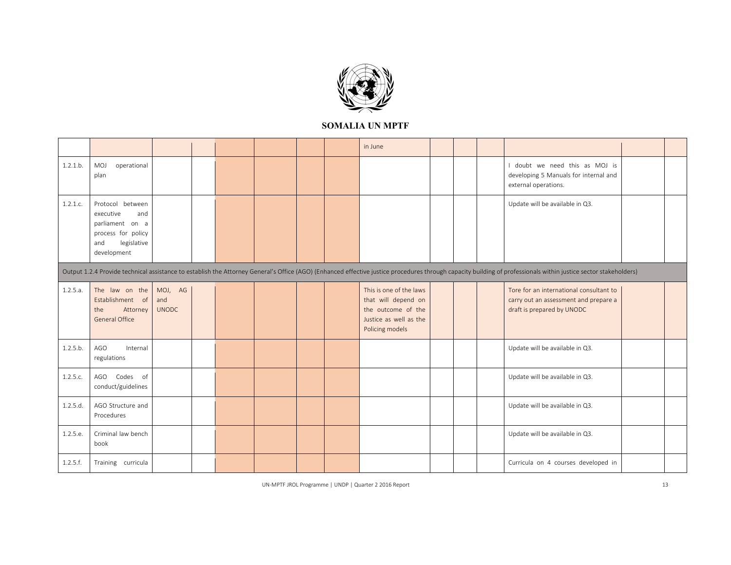## SOMALIA UN MPTF

| | | | | | | | | | | | | | | |
|---|---|---|---|---|---|---|---|---|---|---|---|---|---|---|
| | | | | | | | | in June | | | | | | |
| 1.2.1.b. | MOJ operational plan | | | | | | | | | | | I doubt we need this as MOJ is developing 5 Manuals for internal and external operations. | | |
| 1.2.1.c. | Protocol between executive and parliament on a process for policy and legislative development | | | | | | | | | | | Update will be available in Q3. | | |
| Output 1.2.4 Provide technical assistance to establish the Attorney General's Office (AGO) (Enhanced effective justice procedures through capacity building of professionals within justice sector stakeholders) | | | | | | | | | | | | | | |
| 1.2.5.a. | The law on the Establishment of the Attorney General Office | MOJ, AG and UNODC | | | | | | This is one of the laws that will depend on the outcome of the Justice as well as the Policing models | | | | Tore for an international consultant to carry out an assessment and prepare a draft is prepared by UNODC | | |
| 1.2.5.b. | AGO Internal regulations | | | | | | | | | | | Update will be available in Q3. | | |
| 1.2.5.c. | AGO Codes of conduct/guidelines | | | | | | | | | | | Update will be available in Q3. | | |
| 1.2.5.d. | AGO Structure and Procedures | | | | | | | | | | | Update will be available in Q3. | | |
| 1.2.5.e. | Criminal law bench book | | | | | | | | | | | Update will be available in Q3. | | |
| 1.2.5.f. | Training curricula | | | | | | | | | | | Curricula on 4 courses developed in | | |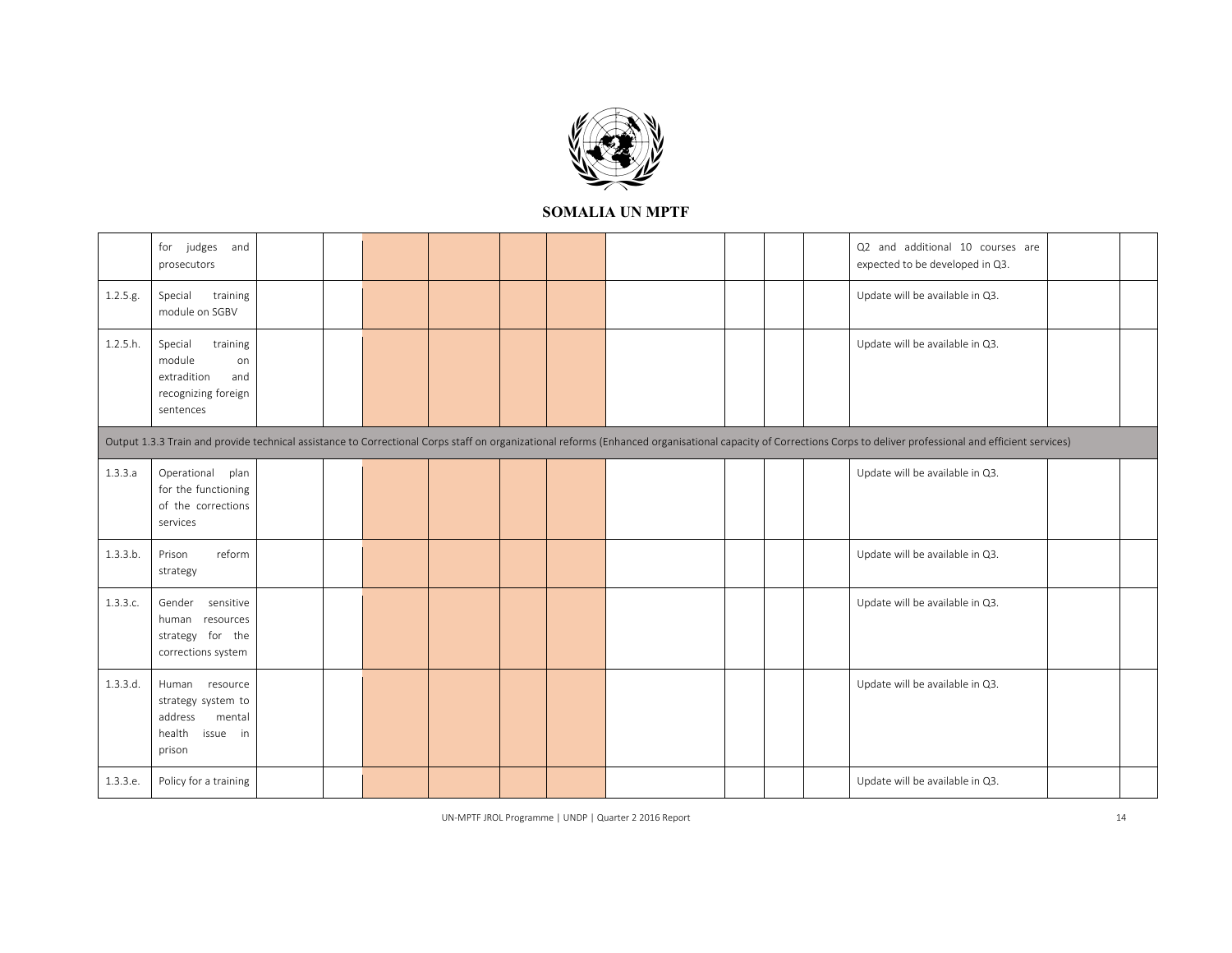## SOMALIA UN MPTF

| | | | | | | | | | | | | | | |
|---|---|---|---|---|---|---|---|---|---|---|---|---|---|---|
| | for judges and prosecutors | | | | | | | | | | | Q2 and additional 10 courses are expected to be developed in Q3. | | |
| 1.2.5.g. | Special training module on SGBV | | | | | | | | | | | Update will be available in Q3. | | |
| 1.2.5.h. | Special training module on extradition and recognizing foreign sentences | | | | | | | | | | | Update will be available in Q3. | | |
| Output 1.3.3 Train and provide technical assistance to Correctional Corps staff on organizational reforms (Enhanced organisational capacity of Corrections Corps to deliver professional and efficient services) | | | | | | | | | | | | | | |
| 1.3.3.a | Operational plan for the functioning of the corrections services | | | | | | | | | | | Update will be available in Q3. | | |
| 1.3.3.b. | Prison reform strategy | | | | | | | | | | | Update will be available in Q3. | | |
| 1.3.3.c. | Gender sensitive human resources strategy for the corrections system | | | | | | | | | | | Update will be available in Q3. | | |
| 1.3.3.d. | Human resource strategy system to address mental health issue in prison | | | | | | | | | | | Update will be available in Q3. | | |
| 1.3.3.e. | Policy for a training | | | | | | | | | | | Update will be available in Q3. | | |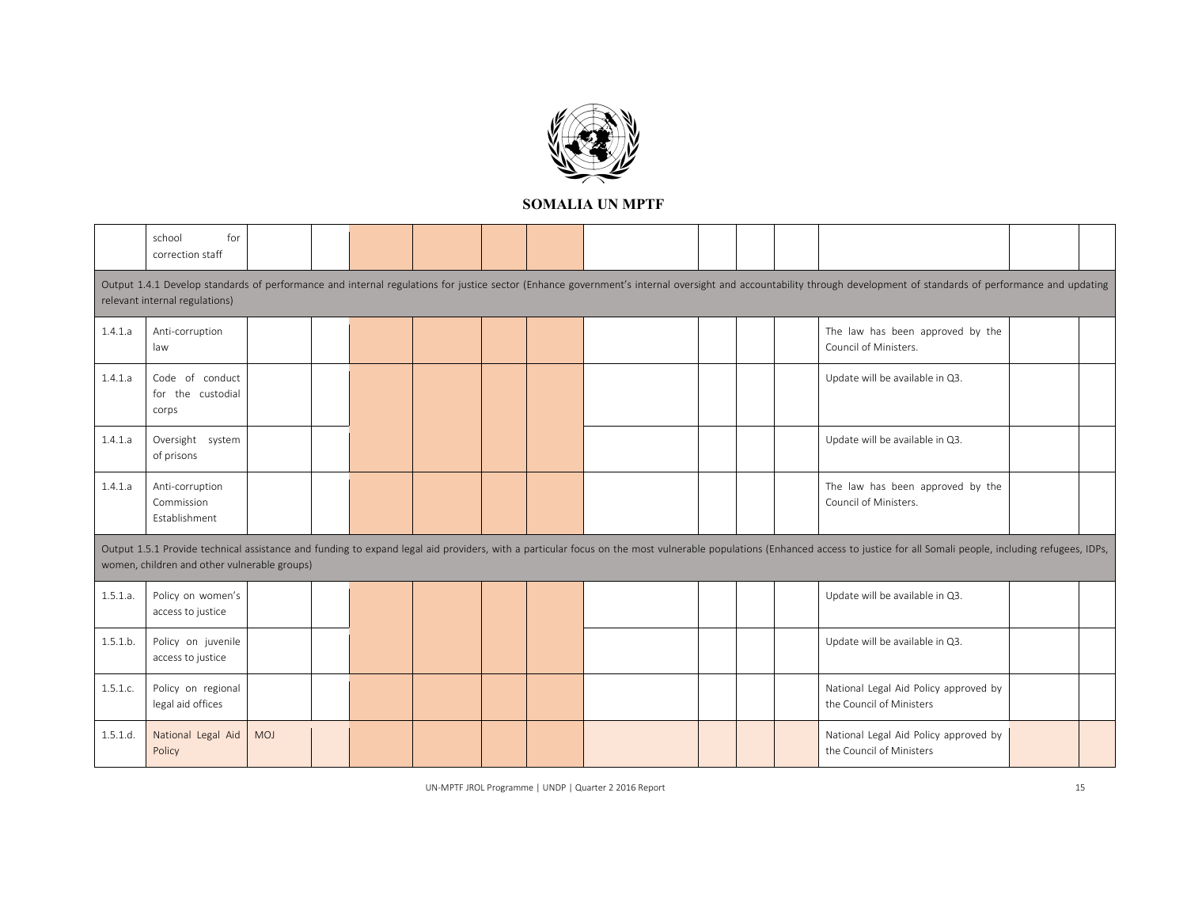## SOMALIA UN MPTF

| | | | | | | | | | | | | | | |
|---|---|---|---|---|---|---|---|---|---|---|---|---|---|---|
| | school for correction staff | | | | | | | | | | | | | |
| Output 1.4.1 Develop standards of performance and internal regulations for justice sector (Enhance government's internal oversight and accountability through development of standards of performance and updating relevant internal regulations) | | | | | | | | | | | | | | |
| 1.4.1.a | Anti-corruption law | | | | | | | | | | | The law has been approved by the Council of Ministers. | | |
| 1.4.1.a | Code of conduct for the custodial corps | | | | | | | | | | | Update will be available in Q3. | | |
| 1.4.1.a | Oversight system of prisons | | | | | | | | | | | Update will be available in Q3. | | |
| 1.4.1.a | Anti-corruption Commission Establishment | | | | | | | | | | | The law has been approved by the Council of Ministers. | | |
| Output 1.5.1 Provide technical assistance and funding to expand legal aid providers, with a particular focus on the most vulnerable populations (Enhanced access to justice for all Somali people, including refugees, IDPs, women, children and other vulnerable groups) | | | | | | | | | | | | | | |
| 1.5.1.a. | Policy on women's access to justice | | | | | | | | | | | Update will be available in Q3. | | |
| 1.5.1.b. | Policy on juvenile access to justice | | | | | | | | | | | Update will be available in Q3. | | |
| 1.5.1.c. | Policy on regional legal aid offices | | | | | | | | | | | National Legal Aid Policy approved by the Council of Ministers | | |
| 1.5.1.d. | National Legal Aid Policy | MOJ | | | | | | | | | | National Legal Aid Policy approved by the Council of Ministers | | |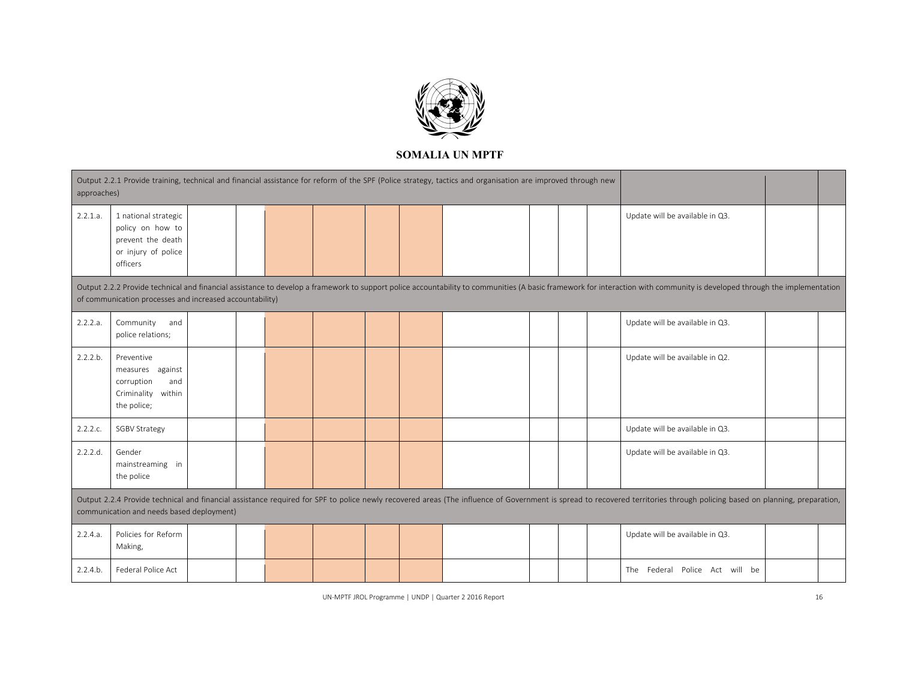**SOMALIA UN MPTF**

| | | | | | | | | | | | | | | |
|---|---|---|---|---|---|---|---|---|---|---|---|---|---|---|
| Output 2.2.1 Provide training, technical and financial assistance for reform of the SPF (Police strategy, tactics and organisation are improved through new approaches) | | | | | | | | | | | | | | |
| 2.2.1.a. | 1 national strategic policy on how to prevent the death or injury of police officers | | | | | | | | | | | Update will be available in Q3. | | |
| Output 2.2.2 Provide technical and financial assistance to develop a framework to support police accountability to communities (A basic framework for interaction with community is developed through the implementation of communication processes and increased accountability) | | | | | | | | | | | | | | |
| 2.2.2.a. | Community and police relations; | | | | | | | | | | | Update will be available in Q3. | | |
| 2.2.2.b. | Preventive measures against corruption and Criminality within the police; | | | | | | | | | | | Update will be available in Q2. | | |
| 2.2.2.c. | SGBV Strategy | | | | | | | | | | | Update will be available in Q3. | | |
| 2.2.2.d. | Gender mainstreaming in the police | | | | | | | | | | | Update will be available in Q3. | | |
| Output 2.2.4 Provide technical and financial assistance required for SPF to police newly recovered areas (The influence of Government is spread to recovered territories through policing based on planning, preparation, communication and needs based deployment) | | | | | | | | | | | | | | |
| 2.2.4.a. | Policies for Reform Making, | | | | | | | | | | | Update will be available in Q3. | | |
| 2.2.4.b. | Federal Police Act | | | | | | | | | | | The Federal Police Act will be | | |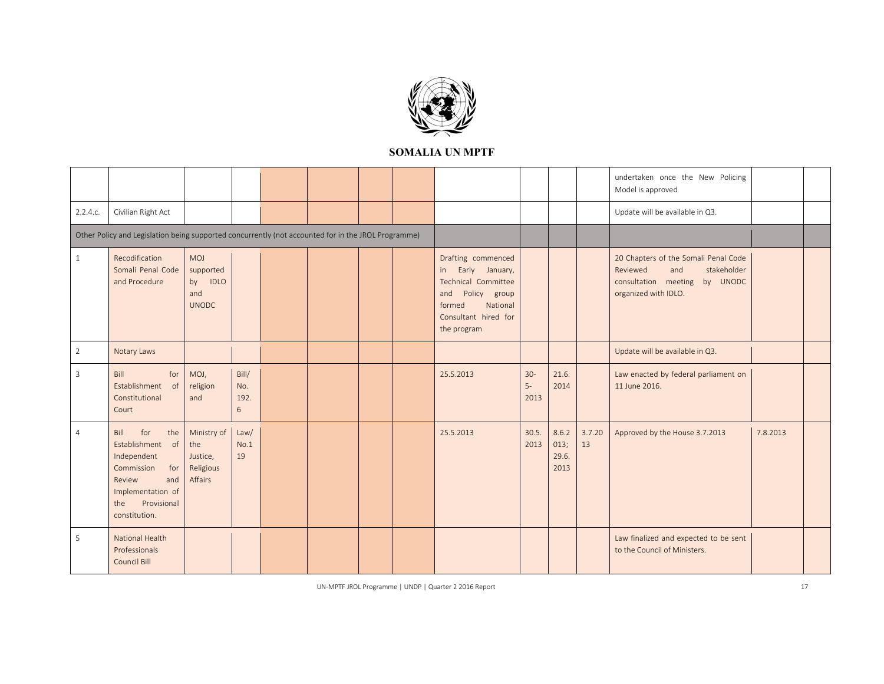# SOMALIA UN MPTF

| | | | | | | | | | | | | | | |
|---|---|---|---|---|---|---|---|---|---|---|---|---|---|---|
| | | | | | | | | | | | | undertaken once the New Policing Model is approved | | |
| 2.2.4.c. | Civilian Right Act | | | | | | | | | | | Update will be available in Q3. | | |
| Other Policy and Legislation being supported concurrently (not accounted for in the JROL Programme) | | | | | | | | | | | | | | |
| 1 | Recodification Somali Penal Code and Procedure | MOJ supported by IDLO and UNODC | | | | | | Drafting commenced in Early January, Technical Committee and Policy group formed National Consultant hired for the program | | | | 20 Chapters of the Somali Penal Code Reviewed and stakeholder consultation meeting by UNODC organized with IDLO. | | |
| 2 | Notary Laws | | | | | | | | | | | Update will be available in Q3. | | |
| 3 | Bill for Establishment of Constitutional Court | MOJ, religion and | Bill/ No. 192. 6 | | | | | 25.5.2013 | 30-5-2013 | 21.6. 2014 | | Law enacted by federal parliament on 11 June 2016. | | |
| 4 | Bill for the Establishment of Independent Commission for Review and Implementation of the Provisional constitution. | Ministry of the Justice, Religious Affairs | Law/ No.1 19 | | | | | 25.5.2013 | 30.5. 2013 | 8.6.2 013; 29.6. 2013 | 3.7.20 13 | Approved by the House 3.7.2013 | 7.8.2013 | |
| 5 | National Health Professionals Council Bill | | | | | | | | | | | Law finalized and expected to be sent to the Council of Ministers. | | |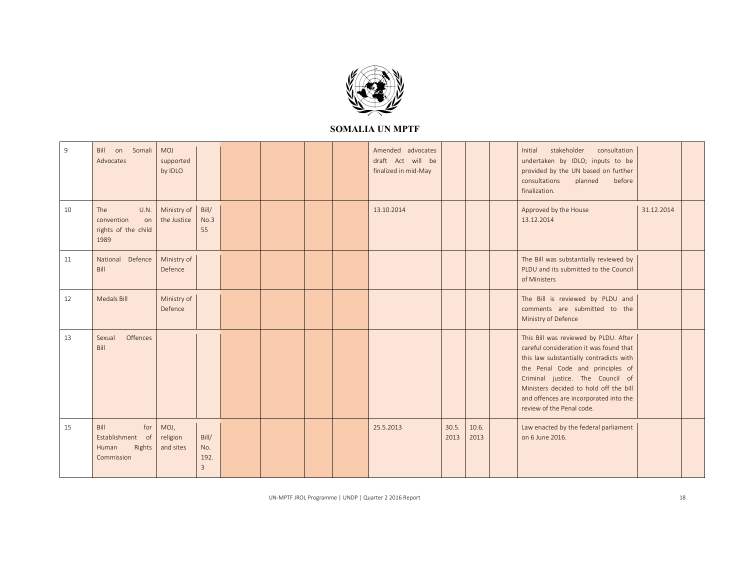## SOMALIA UN MPTF

| | | | | | | | | | | | | | | |
|---|---|---|---|---|---|---|---|---|---|---|---|---|---|---|
| 9 | Bill on Somali Advocates | MOJ supported by IDLO | | | | | | Amended advocates draft Act will be finalized in mid-May | | | | Initial stakeholder consultation undertaken by IDLO; inputs to be provided by the UN based on further consultations planned before finalization. | | |
| 10 | The U.N. convention on rights of the child 1989 | Ministry of the Justice | Bill/ No.355 | | | | | 13.10.2014 | | | | Approved by the House 13.12.2014 | 31.12.2014 | |
| 11 | National Defence Bill | Ministry of Defence | | | | | | | | | | The Bill was substantially reviewed by PLDU and its submitted to the Council of Ministers | | |
| 12 | Medals Bill | Ministry of Defence | | | | | | | | | | The Bill is reviewed by PLDU and comments are submitted to the Ministry of Defence | | |
| 13 | Sexual Offences Bill | | | | | | | | | | | This Bill was reviewed by PLDU. After careful consideration it was found that this law substantially contradicts with the Penal Code and principles of Criminal justice. The Council of Ministers decided to hold off the bill and offences are incorporated into the review of the Penal code. | | |
| 15 | Bill for Establishment of Human Rights Commission | MOJ, religion and sites | Bill/ No. 192.3 | | | | | 25.5.2013 | 30.5. 2013 | 10.6. 2013 | | Law enacted by the federal parliament on 6 June 2016. | | |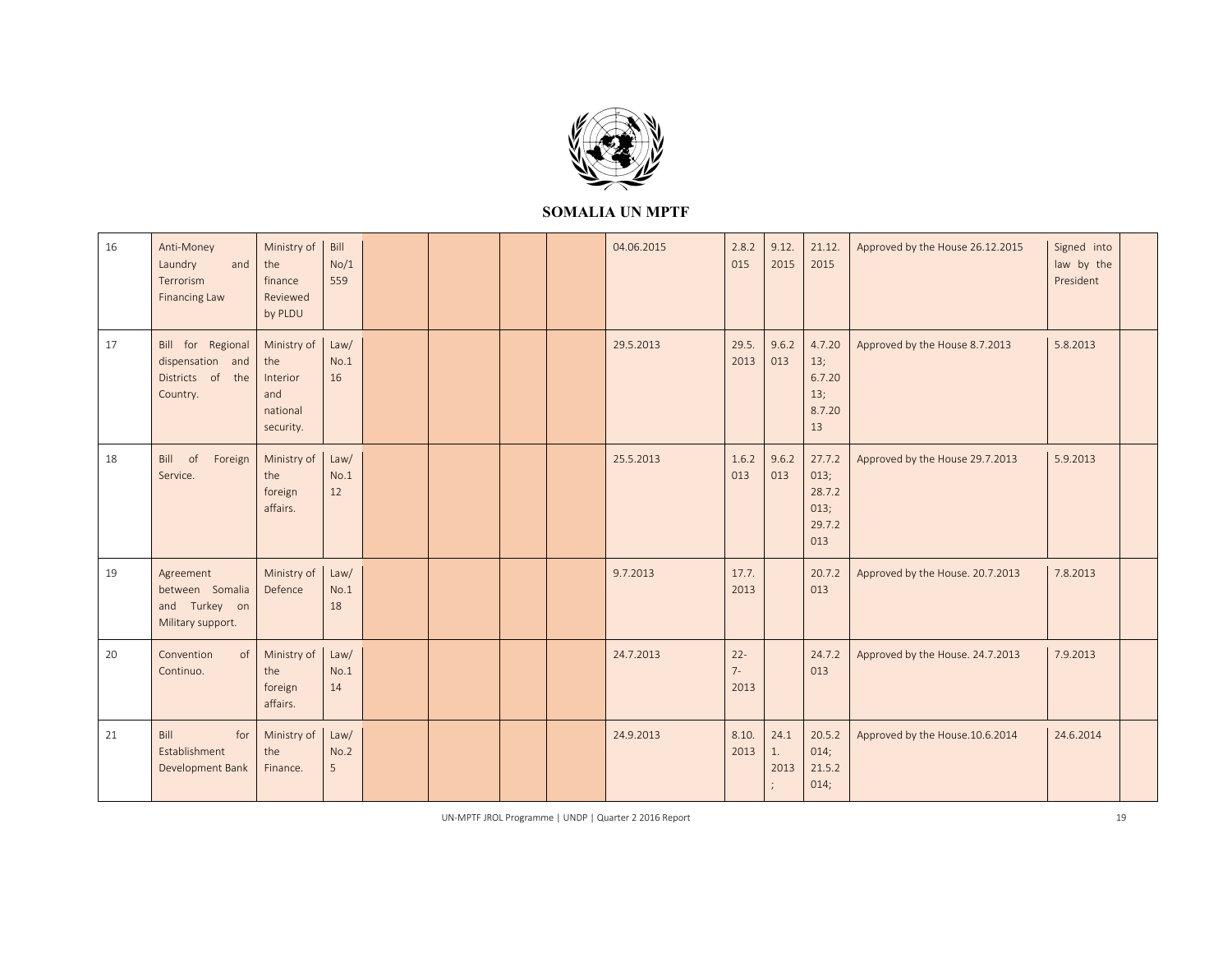**SOMALIA UN MPTF**

| | | | | | | | | | | | | | | |
|---|---|---|---|---|---|---|---|---|---|---|---|---|---|---|
| 16 | Anti-Money Laundry and Terrorism Financing Law | Ministry of the finance Reviewed by PLDU | Bill No/1 559 | | | | | 04.06.2015 | 2.8.2 015 | 9.12. 2015 | 21.12. 2015 | Approved by the House 26.12.2015 | Signed into law by the President | |
| 17 | Bill for Regional dispensation and Districts of the Country. | Ministry of the Interior and national security. | Law/ No.1 16 | | | | | 29.5.2013 | 29.5. 2013 | 9.6.2 013 | 4.7.20 13; 6.7.20 13; 8.7.20 13 | Approved by the House 8.7.2013 | 5.8.2013 | |
| 18 | Bill of Foreign Service. | Ministry of the foreign affairs. | Law/ No.1 12 | | | | | 25.5.2013 | 1.6.2 013 | 9.6.2 013 | 27.7.2 013; 28.7.2 013; 29.7.2 013 | Approved by the House 29.7.2013 | 5.9.2013 | |
| 19 | Agreement between Somalia and Turkey on Military support. | Ministry of Defence | Law/ No.1 18 | | | | | 9.7.2013 | 17.7. 2013 | | 20.7.2 013 | Approved by the House. 20.7.2013 | 7.8.2013 | |
| 20 | Convention of Continuo. | Ministry of the foreign affairs. | Law/ No.1 14 | | | | | 24.7.2013 | 22- 7- 2013 | | 24.7.2 013 | Approved by the House. 24.7.2013 | 7.9.2013 | |
| 21 | Bill for Establishment Development Bank | Ministry of the Finance. | Law/ No.2 5 | | | | | 24.9.2013 | 8.10. 2013 | 24.1 1. 2013 ; | 20.5.2 014; 21.5.2 014; | Approved by the House.10.6.2014 | 24.6.2014 | |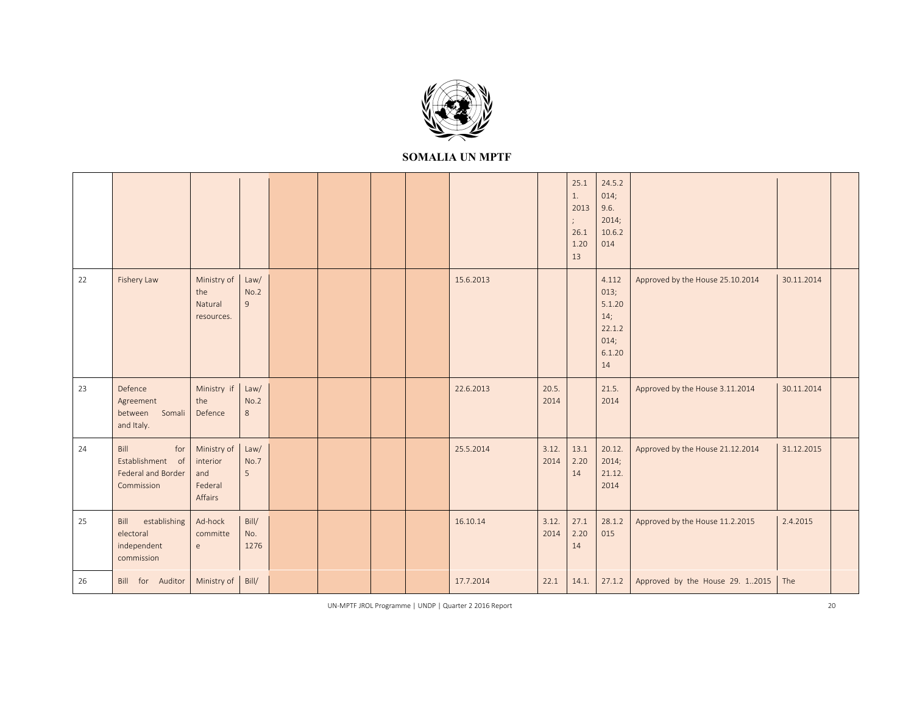| | | | | | | | | | | | | | | |
|---|---|---|---|---|---|---|---|---|---|---|---|---|---|---|
| | | | | | | | | | | 25.11.2013; 26.11.2013 | 24.5.2014; 9.6.2014; 10.6.2014 | | | |
| 22 | Fishery Law | Ministry of the Natural resources. | Law/ No.29 | | | | | 15.6.2013 | | | 4.112013; 5.1.2014; 22.1.2014; 6.1.2014 | Approved by the House 25.10.2014 | 30.11.2014 | |
| 23 | Defence Agreement between Somali and Italy. | Ministry if the Defence | Law/ No.28 | | | | | 22.6.2013 | 20.5.2014 | | 21.5.2014 | Approved by the House 3.11.2014 | 30.11.2014 | |
| 24 | Bill for Establishment of Federal and Border Commission | Ministry of interior and Federal Affairs | Law/ No.75 | | | | | 25.5.2014 | 3.12.2014 | 13.12.2014 | 20.12.2014; 21.12.2014 | Approved by the House 21.12.2014 | 31.12.2015 | |
| 25 | Bill establishing electoral independent commission | Ad-hock committee | Bill/ No. 1276 | | | | | 16.10.14 | 3.12.2014 | 27.12.2014 | 28.12.2015 | Approved by the House 11.2.2015 | 2.4.2015 | |
| 26 | Bill for Auditor | Ministry of | Bill/ | | | | | 17.7.2014 | 22.1 | 14.1. | 27.1.2 | Approved by the House 29. 1..2015 | The | |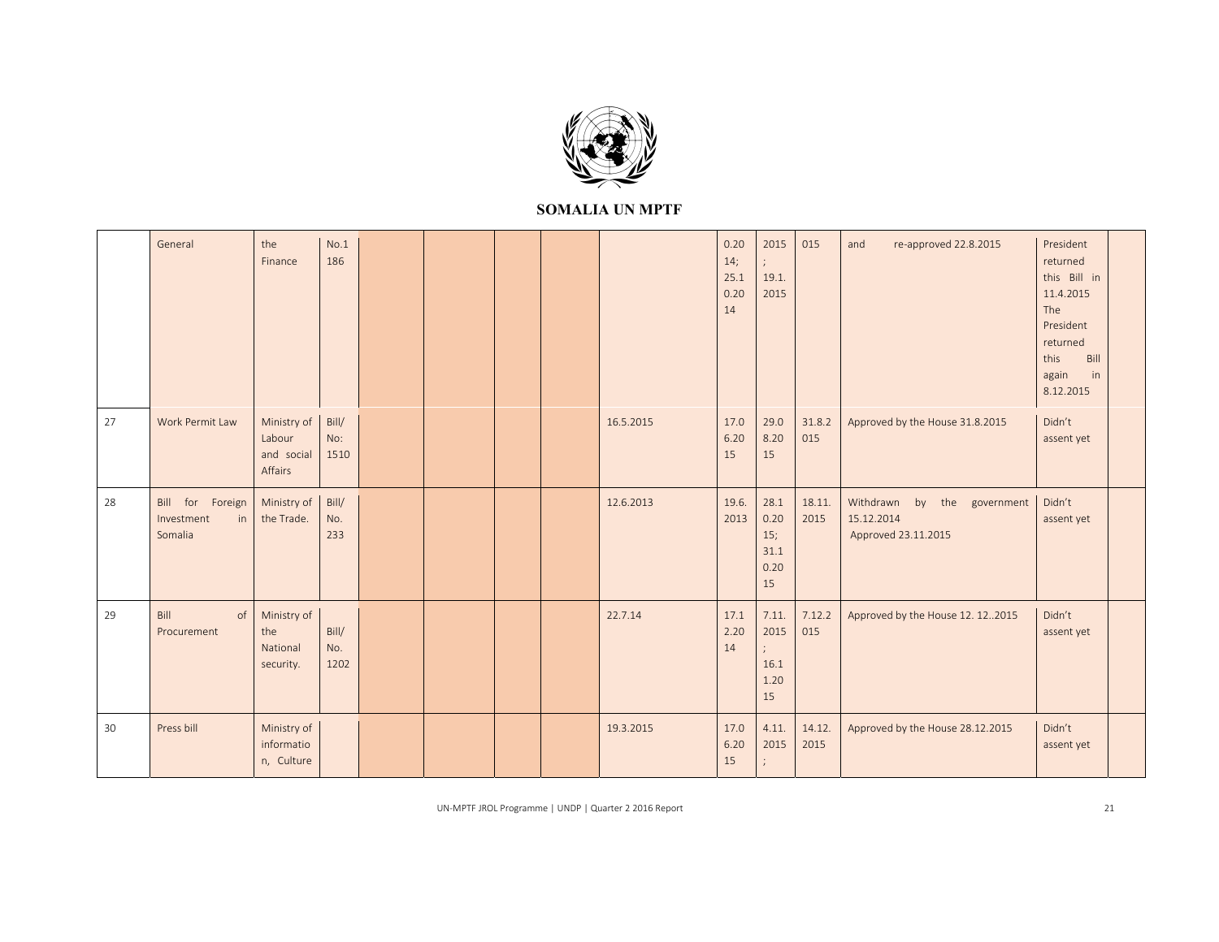| | General | the Finance | No.1 186 | | | | | | 0.20 14; 25.1 0.20 14 | 2015 ; 19.1. 2015 | 015 | and re-approved 22.8.2015 | President returned this Bill in 11.4.2015 The President returned this Bill again in 8.12.2015 | |
|---|---|---|---|---|---|---|---|---|---|---|---|---|---|---|
| 27 | Work Permit Law | Ministry of Labour and social Affairs | Bill/ No: 1510 | | | | | 16.5.2015 | 17.0 6.20 15 | 29.0 8.20 15 | 31.8.2 015 | Approved by the House 31.8.2015 | Didn't assent yet | |
| 28 | Bill for Foreign Investment in Somalia | Ministry of the Trade. | Bill/ No. 233 | | | | | 12.6.2013 | 19.6. 2013 | 28.1 0.20 15; 31.1 0.20 15 | 18.11. 2015 | Withdrawn by the government 15.12.2014 Approved 23.11.2015 | Didn't assent yet | |
| 29 | Bill of Procurement | Ministry of the National security. | Bill/ No. 1202 | | | | | 22.7.14 | 17.1 2.20 14 | 7.11. 2015 ; 16.1 1.20 15 | 7.12.2 015 | Approved by the House 12. 12..2015 | Didn't assent yet | |
| 30 | Press bill | Ministry of informatio n, Culture | | | | | | 19.3.2015 | 17.0 6.20 15 | 4.11. 2015 ; | 14.12. 2015 | Approved by the House 28.12.2015 | Didn't assent yet | |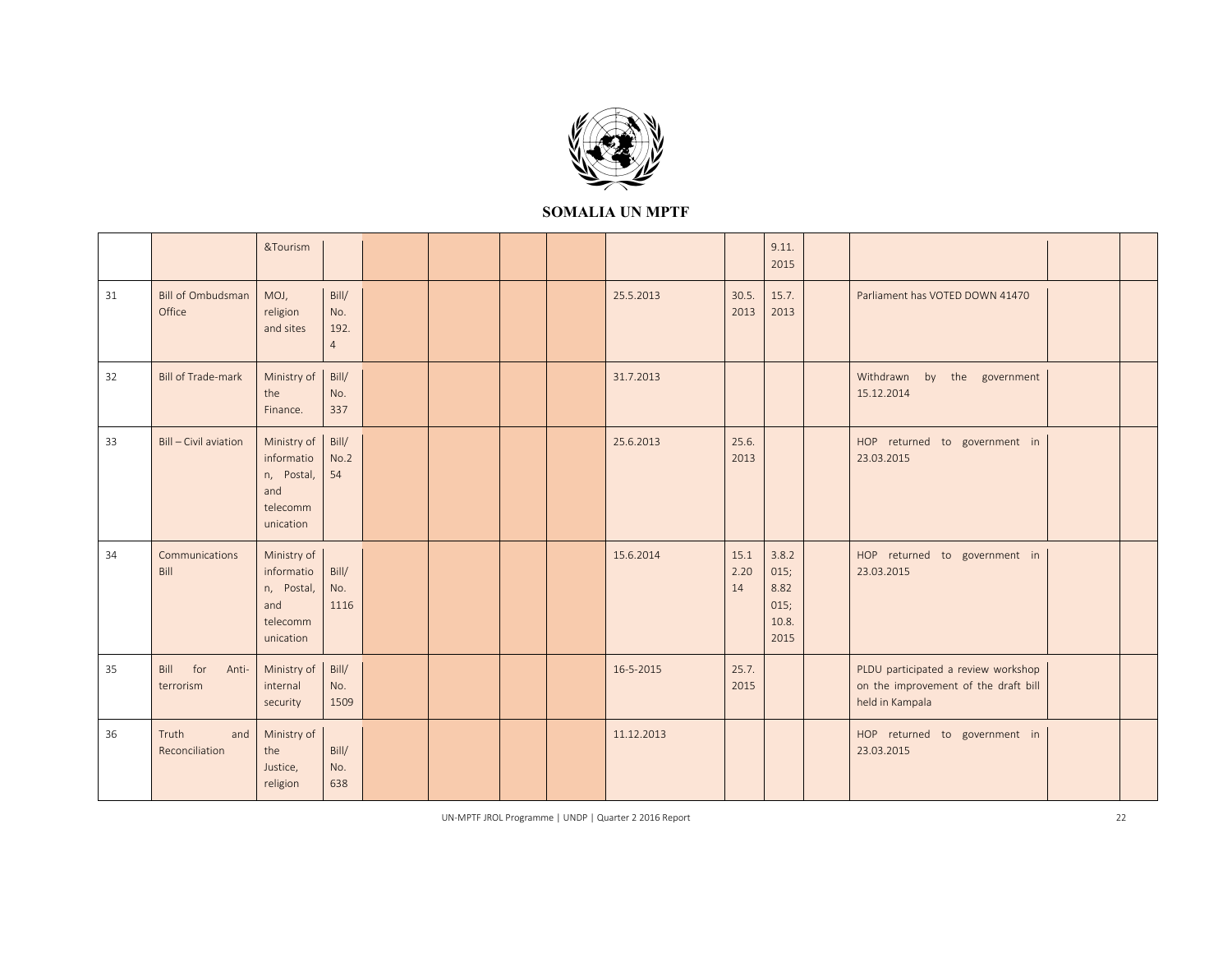## SOMALIA UN MPTF

| | | | | | | | | | | | | | | |
|---|---|---|---|---|---|---|---|---|---|---|---|---|---|---|
| | | &Tourism | | | | | | | | 9.11. 2015 | | | | |
| 31 | Bill of Ombudsman Office | MOJ, religion and sites | Bill/ No. 192. 4 | | | | | 25.5.2013 | 30.5. 2013 | 15.7. 2013 | | Parliament has VOTED DOWN 41470 | | |
| 32 | Bill of Trade-mark | Ministry of the Finance. | Bill/ No. 337 | | | | | 31.7.2013 | | | | Withdrawn by the government 15.12.2014 | | |
| 33 | Bill – Civil aviation | Ministry of information, Postal, and telecommunication | Bill/ No.2 54 | | | | | 25.6.2013 | 25.6. 2013 | | | HOP returned to government in 23.03.2015 | | |
| 34 | Communications Bill | Ministry of information, Postal, and telecommunication | Bill/ No. 1116 | | | | | 15.6.2014 | 15.12.2014 | 3.8.2015; 8.82015; 10.8. 2015 | | HOP returned to government in 23.03.2015 | | |
| 35 | Bill for Anti-terrorism | Ministry of internal security | Bill/ No. 1509 | | | | | 16-5-2015 | 25.7. 2015 | | | PLDU participated a review workshop on the improvement of the draft bill held in Kampala | | |
| 36 | Truth and Reconciliation | Ministry of the Justice, religion | Bill/ No. 638 | | | | | 11.12.2013 | | | | HOP returned to government in 23.03.2015 | | |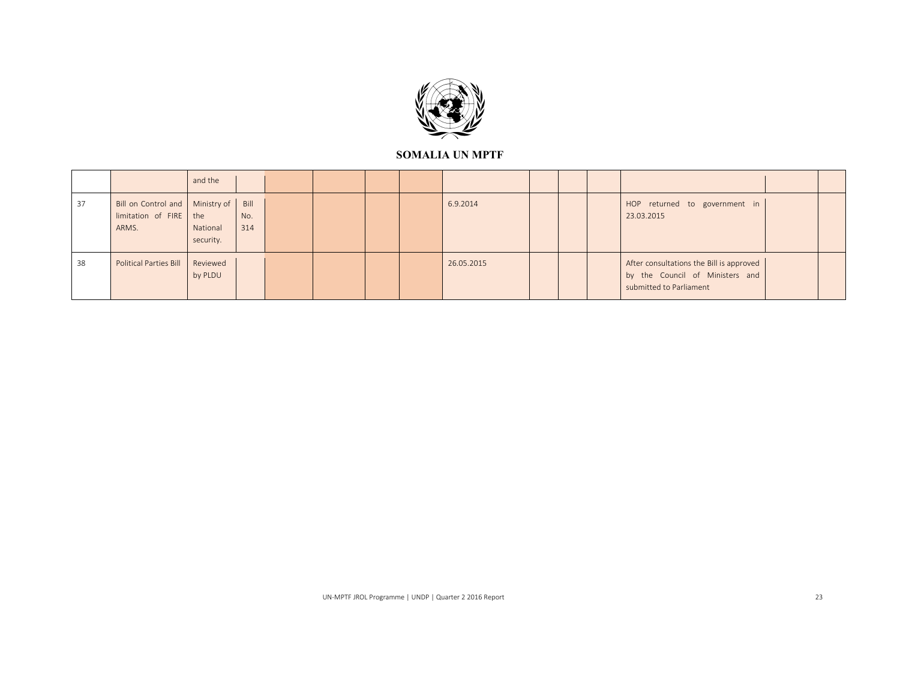**SOMALIA UN MPTF**

| | | | | | | | | | | | | | | |
|---|---|---|---|---|---|---|---|---|---|---|---|---|---|---|
| | | and the | | | | | | | | | | | | |
| 37 | Bill on Control and limitation of FIRE ARMS. | Ministry of the National security. | Bill No. 314 | | | | | 6.9.2014 | | | | HOP returned to government in 23.03.2015 | | |
| 38 | Political Parties Bill | Reviewed by PLDU | | | | | | 26.05.2015 | | | | After consultations the Bill is approved by the Council of Ministers and submitted to Parliament | | |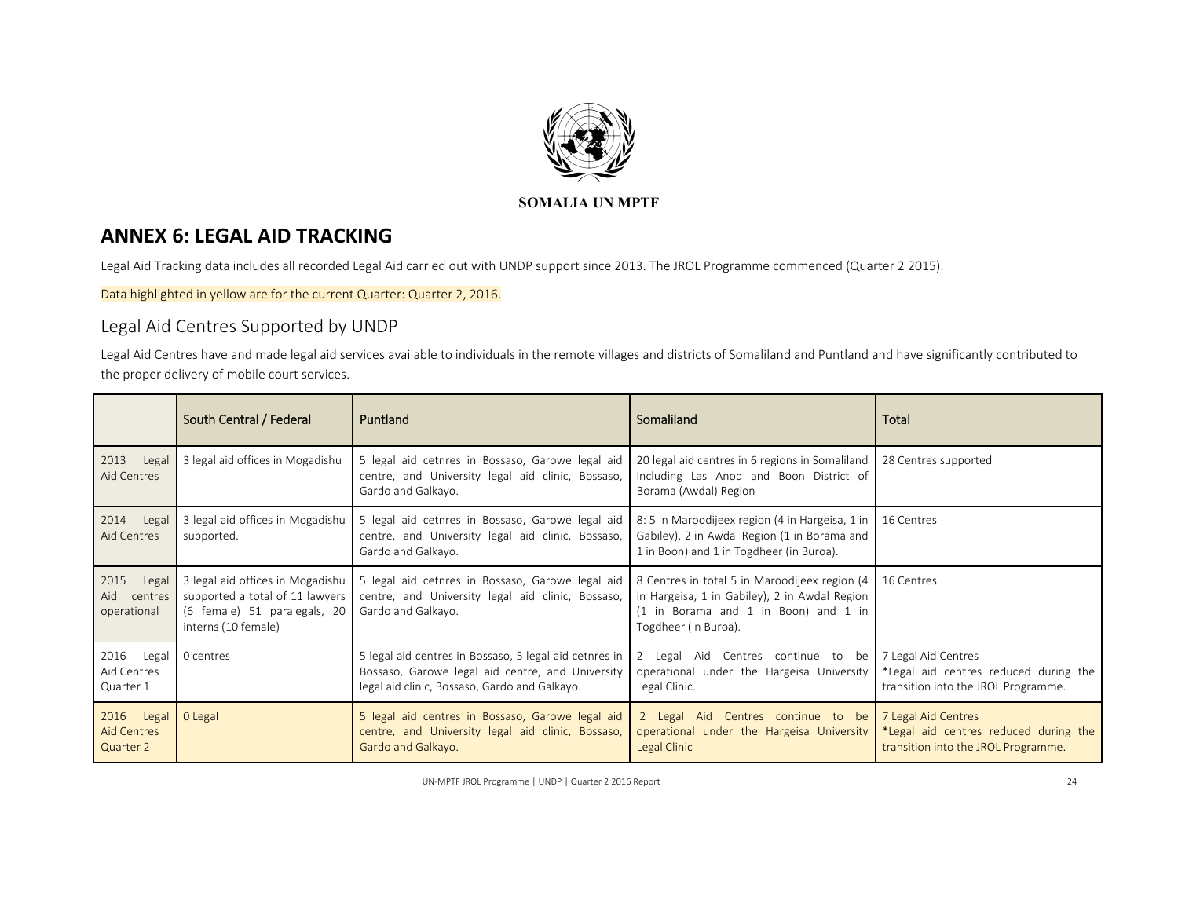**SOMALIA UN MPTF**

# ANNEX 6: LEGAL AID TRACKING

Legal Aid Tracking data includes all recorded Legal Aid carried out with UNDP support since 2013. The JROL Programme commenced (Quarter 2 2015).

Data highlighted in yellow are for the current Quarter: Quarter 2, 2016.

## Legal Aid Centres Supported by UNDP

Legal Aid Centres have and made legal aid services available to individuals in the remote villages and districts of Somaliland and Puntland and have significantly contributed to the proper delivery of mobile court services.

| | South Central / Federal | Puntland | Somaliland | Total |
|---|---|---|---|---|
| 2013 Legal Aid Centres | 3 legal aid offices in Mogadishu | 5 legal aid cetnres in Bossaso, Garowe legal aid centre, and University legal aid clinic, Bossaso, Gardo and Galkayo. | 20 legal aid centres in 6 regions in Somaliland including Las Anod and Boon District of Borama (Awdal) Region | 28 Centres supported |
| 2014 Legal Aid Centres | 3 legal aid offices in Mogadishu supported. | 5 legal aid cetnres in Bossaso, Garowe legal aid centre, and University legal aid clinic, Bossaso, Gardo and Galkayo. | 8: 5 in Maroodijeex region (4 in Hargeisa, 1 in Gabiley), 2 in Awdal Region (1 in Borama and 1 in Boon) and 1 in Togdheer (in Buroa). | 16 Centres |
| 2015 Legal Aid centres operational | 3 legal aid offices in Mogadishu supported a total of 11 lawyers (6 female) 51 paralegals, 20 interns (10 female) | 5 legal aid cetnres in Bossaso, Garowe legal aid centre, and University legal aid clinic, Bossaso, Gardo and Galkayo. | 8 Centres in total 5 in Maroodijeex region (4 in Hargeisa, 1 in Gabiley), 2 in Awdal Region (1 in Borama and 1 in Boon) and 1 in Togdheer (in Buroa). | 16 Centres |
| 2016 Legal Aid Centres Quarter 1 | 0 centres | 5 legal aid centres in Bossaso, 5 legal aid cetnres in Bossaso, Garowe legal aid centre, and University legal aid clinic, Bossaso, Gardo and Galkayo. | 2 Legal Aid Centres continue to be operational under the Hargeisa University Legal Clinic. | 7 Legal Aid Centres *Legal aid centres reduced during the transition into the JROL Programme. |
| 2016 Legal Aid Centres Quarter 2 | 0 Legal | 5 legal aid centres in Bossaso, Garowe legal aid centre, and University legal aid clinic, Bossaso, Gardo and Galkayo. | 2 Legal Aid Centres continue to be operational under the Hargeisa University Legal Clinic | 7 Legal Aid Centres *Legal aid centres reduced during the transition into the JROL Programme. |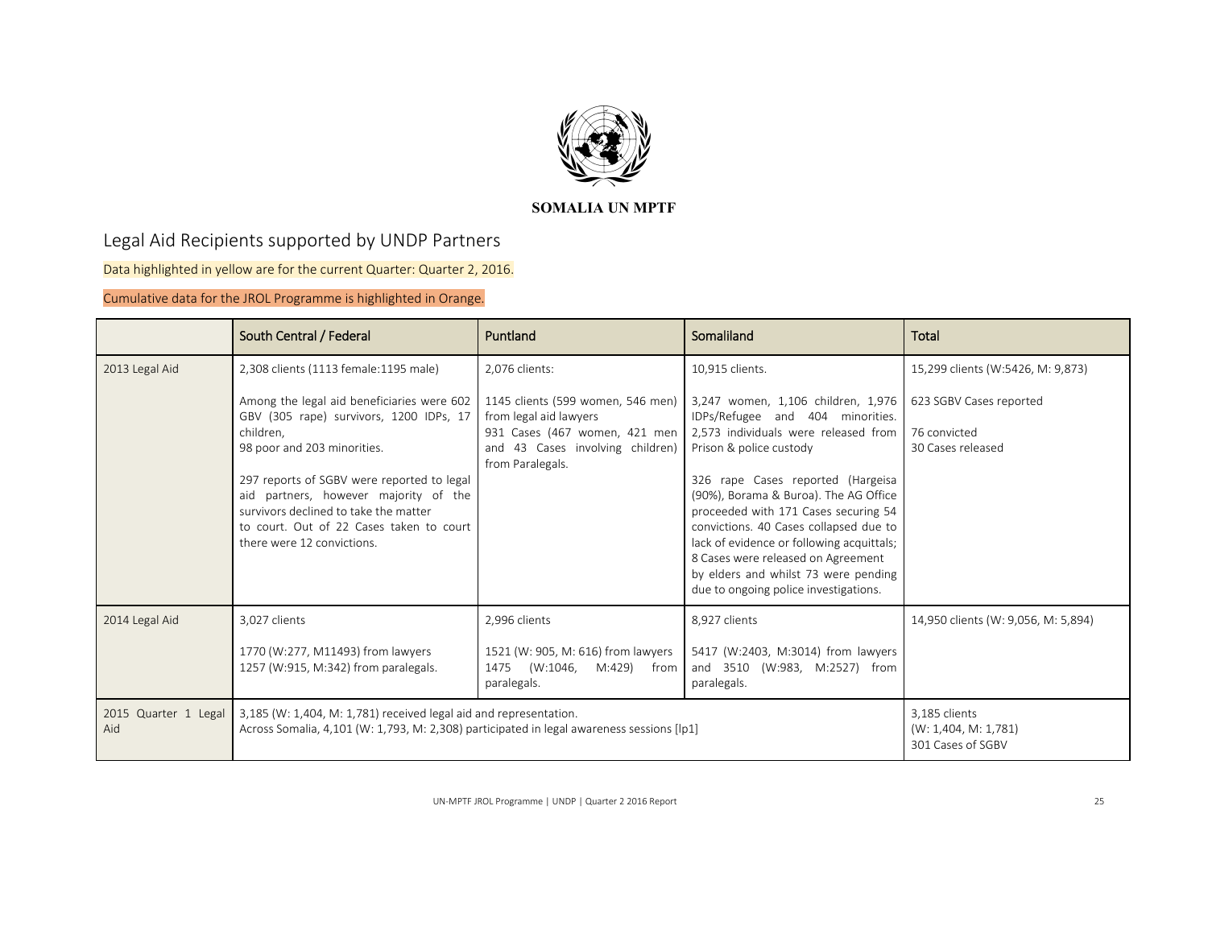**SOMALIA UN MPTF**

## Legal Aid Recipients supported by UNDP Partners

Data highlighted in yellow are for the current Quarter: Quarter 2, 2016.

Cumulative data for the JROL Programme is highlighted in Orange.

| | South Central / Federal | Puntland | Somaliland | Total |
|---|---|---|---|---|
| 2013 Legal Aid | 2,308 clients (1113 female:1195 male)<br><br>Among the legal aid beneficiaries were 602 GBV (305 rape) survivors, 1200 IDPs, 17 children,<br>98 poor and 203 minorities.<br><br>297 reports of SGBV were reported to legal aid partners, however majority of the survivors declined to take the matter to court. Out of 22 Cases taken to court there were 12 convictions. | 2,076 clients:<br><br>1145 clients (599 women, 546 men) from legal aid lawyers<br>931 Cases (467 women, 421 men and 43 Cases involving children) from Paralegals. | 10,915 clients.<br><br>3,247 women, 1,106 children, 1,976 IDPs/Refugee and 404 minorities. 2,573 individuals were released from Prison & police custody<br><br>326 rape Cases reported (Hargeisa (90%), Borama & Buroa). The AG Office proceeded with 171 Cases securing 54 convictions. 40 Cases collapsed due to lack of evidence or following acquittals; 8 Cases were released on Agreement by elders and whilst 73 were pending due to ongoing police investigations. | 15,299 clients (W:5426, M: 9,873)<br><br>623 SGBV Cases reported<br><br>76 convicted<br>30 Cases released |
| 2014 Legal Aid | 3,027 clients<br><br>1770 (W:277, M11493) from lawyers<br>1257 (W:915, M:342) from paralegals. | 2,996 clients<br><br>1521 (W: 905, M: 616) from lawyers<br>1475 (W:1046, M:429) from paralegals. | 8,927 clients<br><br>5417 (W:2403, M:3014) from lawyers and 3510 (W:983, M:2527) from paralegals. | 14,950 clients (W: 9,056, M: 5,894) |
| 2015 Quarter 1 Legal Aid | 3,185 (W: 1,404, M: 1,781) received legal aid and representation.<br>Across Somalia, 4,101 (W: 1,793, M: 2,308) participated in legal awareness sessions [lp1] | | | 3,185 clients<br>(W: 1,404, M: 1,781)<br>301 Cases of SGBV |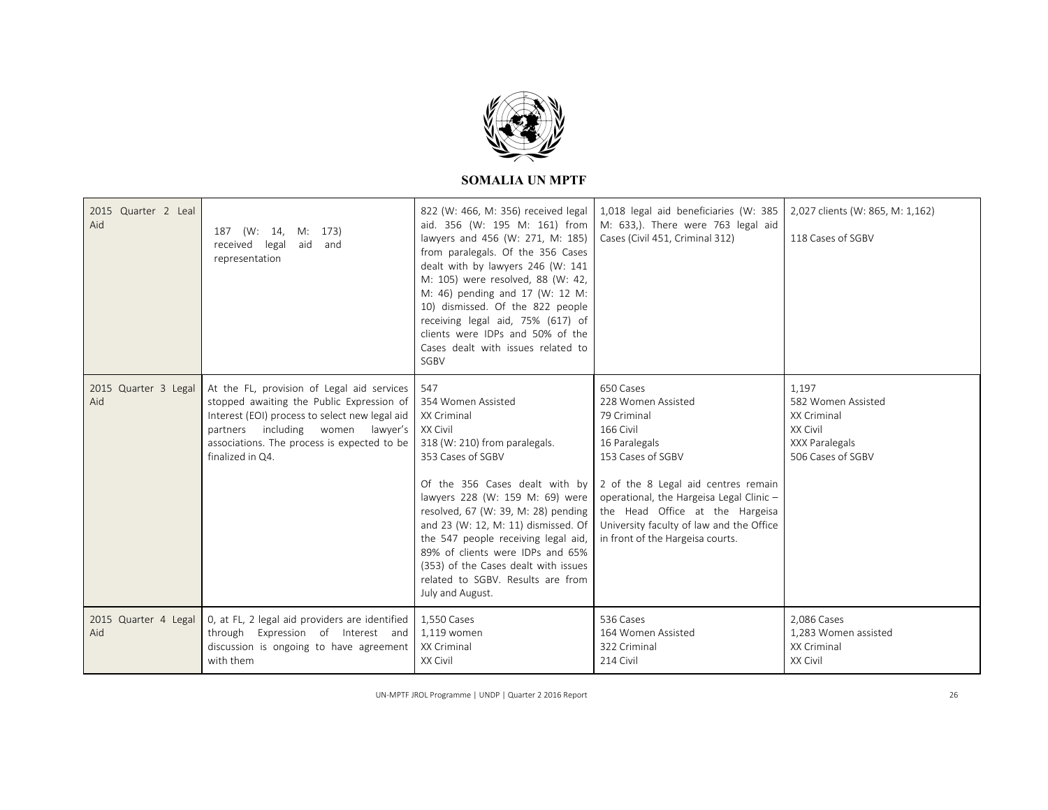**SOMALIA UN MPTF**

| 2015 Quarter 2 Leal Aid | 187 (W: 14, M: 173) received legal aid and representation | 822 (W: 466, M: 356) received legal aid. 356 (W: 195 M: 161) from lawyers and 456 (W: 271, M: 185) from paralegals. Of the 356 Cases dealt with by lawyers 246 (W: 141 M: 105) were resolved, 88 (W: 42, M: 46) pending and 17 (W: 12 M: 10) dismissed. Of the 822 people receiving legal aid, 75% (617) of clients were IDPs and 50% of the Cases dealt with issues related to SGBV | 1,018 legal aid beneficiaries (W: 385 M: 633,). There were 763 legal aid Cases (Civil 451, Criminal 312) | 2,027 clients (W: 865, M: 1,162)<br><br>118 Cases of SGBV |
|---|---|---|---|---|
| 2015 Quarter 3 Legal Aid | At the FL, provision of Legal aid services stopped awaiting the Public Expression of Interest (EOI) process to select new legal aid partners including women lawyer's associations. The process is expected to be finalized in Q4. | 547<br>354 Women Assisted<br>XX Criminal<br>XX Civil<br>318 (W: 210) from paralegals.<br>353 Cases of SGBV<br><br>Of the 356 Cases dealt with by lawyers 228 (W: 159 M: 69) were resolved, 67 (W: 39, M: 28) pending and 23 (W: 12, M: 11) dismissed. Of the 547 people receiving legal aid, 89% of clients were IDPs and 65% (353) of the Cases dealt with issues related to SGBV. Results are from July and August. | 650 Cases<br>228 Women Assisted<br>79 Criminal<br>166 Civil<br>16 Paralegals<br>153 Cases of SGBV<br><br>2 of the 8 Legal aid centres remain operational, the Hargeisa Legal Clinic – the Head Office at the Hargeisa University faculty of law and the Office in front of the Hargeisa courts. | 1,197<br>582 Women Assisted<br>XX Criminal<br>XX Civil<br>XXX Paralegals<br>506 Cases of SGBV |
| 2015 Quarter 4 Legal Aid | 0, at FL, 2 legal aid providers are identified through Expression of Interest and discussion is ongoing to have agreement with them | 1,550 Cases<br>1,119 women<br>XX Criminal<br>XX Civil | 536 Cases<br>164 Women Assisted<br>322 Criminal<br>214 Civil | 2,086 Cases<br>1,283 Women assisted<br>XX Criminal<br>XX Civil |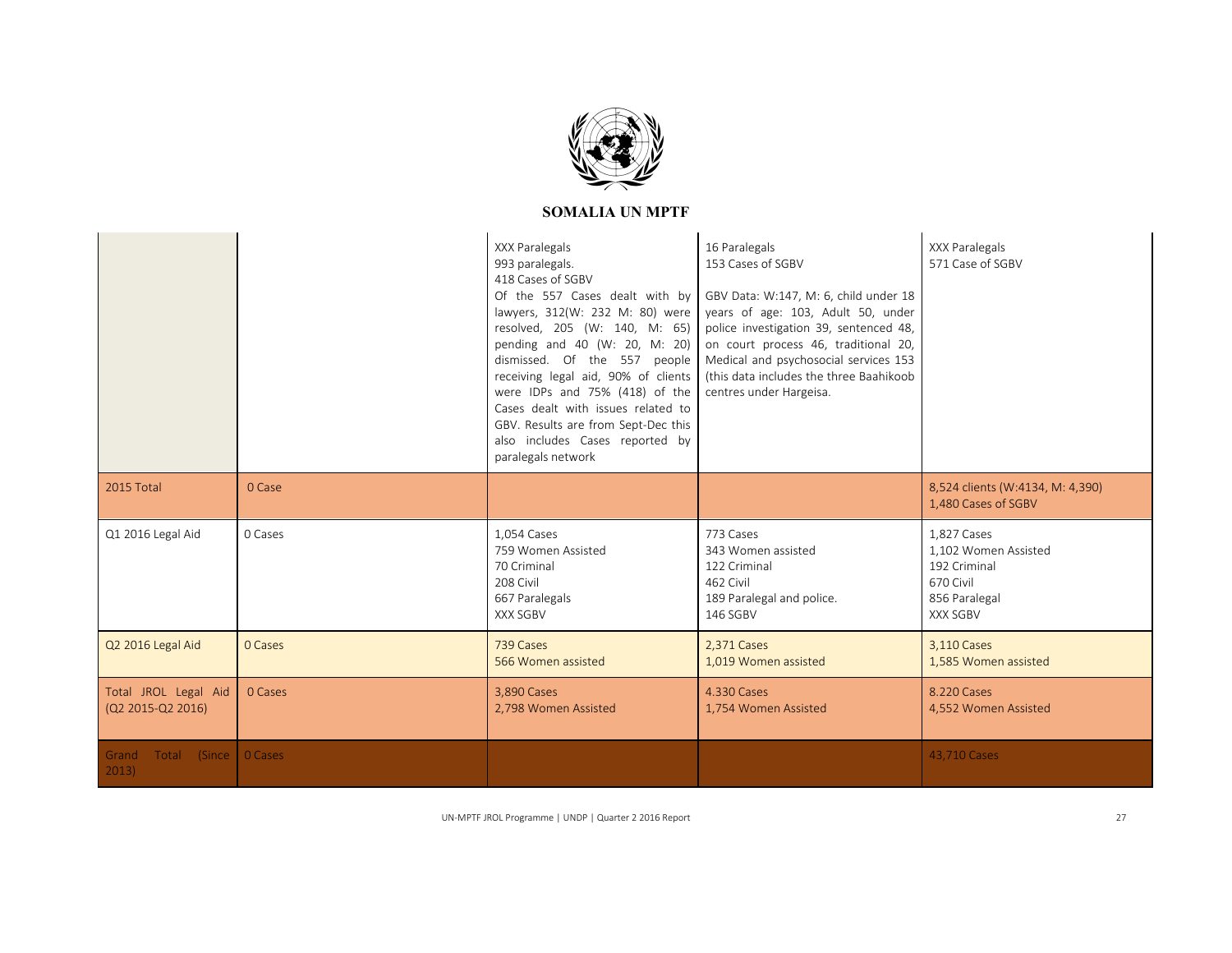| | | | | |
|---|---|---|---|---|
| | | XXX Paralegals<br>993 paralegals.<br>418 Cases of SGBV<br>Of the 557 Cases dealt with by lawyers, 312(W: 232 M: 80) were resolved, 205 (W: 140, M: 65) pending and 40 (W: 20, M: 20) dismissed. Of the 557 people receiving legal aid, 90% of clients were IDPs and 75% (418) of the Cases dealt with issues related to GBV. Results are from Sept-Dec this also includes Cases reported by paralegals network | 16 Paralegals<br>153 Cases of SGBV<br><br>GBV Data: W:147, M: 6, child under 18 years of age: 103, Adult 50, under police investigation 39, sentenced 48, on court process 46, traditional 20, Medical and psychosocial services 153 (this data includes the three Baahikoob centres under Hargeisa. | XXX Paralegals<br>571 Case of SGBV |
| 2015 Total | 0 Case | | | 8,524 clients (W:4134, M: 4,390)<br>1,480 Cases of SGBV |
| Q1 2016 Legal Aid | 0 Cases | 1,054 Cases<br>759 Women Assisted<br>70 Criminal<br>208 Civil<br>667 Paralegals<br>XXX SGBV | 773 Cases<br>343 Women assisted<br>122 Criminal<br>462 Civil<br>189 Paralegal and police.<br>146 SGBV | 1,827 Cases<br>1,102 Women Assisted<br>192 Criminal<br>670 Civil<br>856 Paralegal<br>XXX SGBV |
| Q2 2016 Legal Aid | 0 Cases | 739 Cases<br>566 Women assisted | 2,371 Cases<br>1,019 Women assisted | 3,110 Cases<br>1,585 Women assisted |
| Total JROL Legal Aid (Q2 2015-Q2 2016) | 0 Cases | 3,890 Cases<br>2,798 Women Assisted | 4.330 Cases<br>1,754 Women Assisted | 8.220 Cases<br>4,552 Women Assisted |
| Grand Total (Since 2013) | 0 Cases | | | 43,710 Cases |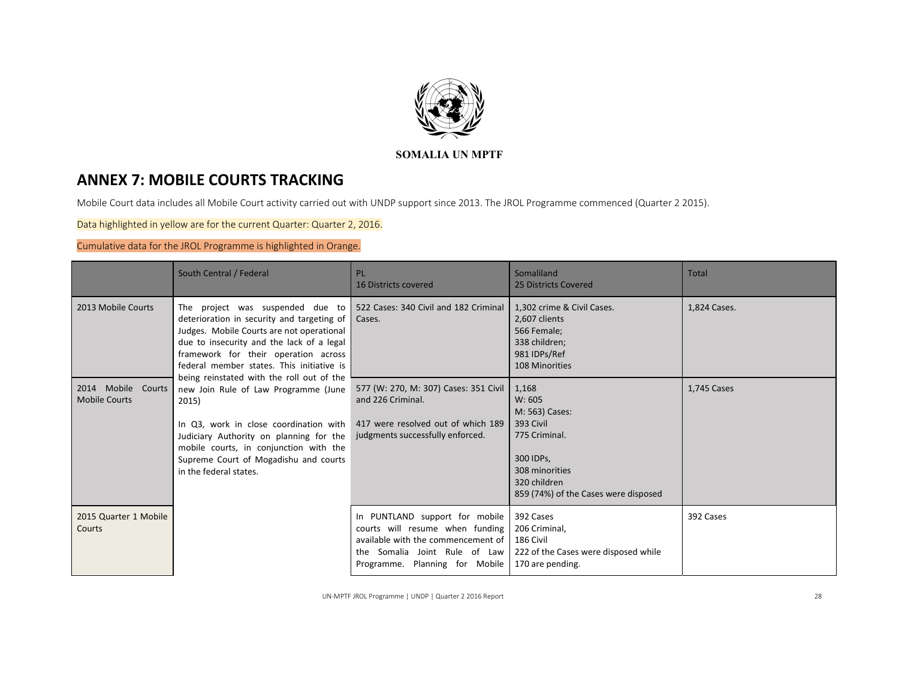SOMALIA UN MPTF

# ANNEX 7: MOBILE COURTS TRACKING

Mobile Court data includes all Mobile Court activity carried out with UNDP support since 2013. The JROL Programme commenced (Quarter 2 2015).

Data highlighted in yellow are for the current Quarter: Quarter 2, 2016.

Cumulative data for the JROL Programme is highlighted in Orange.

| | South Central / Federal | PL<br>16 Districts covered | Somaliland<br>25 Districts Covered | Total |
|---|---|---|---|---|
| 2013 Mobile Courts | The project was suspended due to deterioration in security and targeting of Judges. Mobile Courts are not operational due to insecurity and the lack of a legal framework for their operation across federal member states. This initiative is being reinstated with the roll out of the new Join Rule of Law Programme (June 2015)<br><br>In Q3, work in close coordination with Judiciary Authority on planning for the mobile courts, in conjunction with the Supreme Court of Mogadishu and courts in the federal states. | 522 Cases: 340 Civil and 182 Criminal Cases. | 1,302 crime & Civil Cases.<br>2,607 clients<br>566 Female;<br>338 children;<br>981 IDPs/Ref<br>108 Minorities | 1,824 Cases. |
| 2014 Mobile Courts Mobile Courts | | 577 (W: 270, M: 307) Cases: 351 Civil and 226 Criminal.<br><br>417 were resolved out of which 189 judgments successfully enforced. | 1,168<br>W: 605<br>M: 563) Cases:<br>393 Civil<br>775 Criminal.<br><br>300 IDPs,<br>308 minorities<br>320 children<br>859 (74%) of the Cases were disposed | 1,745 Cases |
| 2015 Quarter 1 Mobile Courts | | In PUNTLAND support for mobile courts will resume when funding available with the commencement of the Somalia Joint Rule of Law Programme. Planning for Mobile | 392 Cases<br>206 Criminal,<br>186 Civil<br>222 of the Cases were disposed while 170 are pending. | 392 Cases |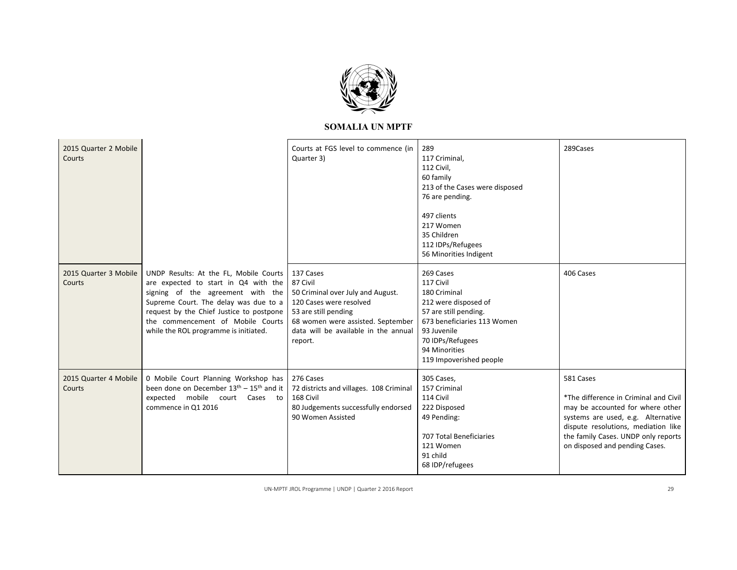**SOMALIA UN MPTF**

| | | | | |
|---|---|---|---|---|
| 2015 Quarter 2 Mobile Courts | | Courts at FGS level to commence (in Quarter 3) | 289<br>117 Criminal,<br>112 Civil,<br>60 family<br>213 of the Cases were disposed<br>76 are pending.<br><br>497 clients<br>217 Women<br>35 Children<br>112 IDPs/Refugees<br>56 Minorities Indigent | 289Cases |
| 2015 Quarter 3 Mobile Courts | UNDP Results: At the FL, Mobile Courts are expected to start in Q4 with the signing of the agreement with the Supreme Court. The delay was due to a request by the Chief Justice to postpone the commencement of Mobile Courts while the ROL programme is initiated. | 137 Cases<br>87 Civil<br>50 Criminal over July and August.<br>120 Cases were resolved<br>53 are still pending<br>68 women were assisted. September data will be available in the annual report. | 269 Cases<br>117 Civil<br>180 Criminal<br>212 were disposed of<br>57 are still pending.<br>673 beneficiaries 113 Women<br>93 Juvenile<br>70 IDPs/Refugees<br>94 Minorities<br>119 Impoverished people | 406 Cases |
| 2015 Quarter 4 Mobile Courts | 0 Mobile Court Planning Workshop has been done on December 13th – 15th and it expected mobile court Cases to commence in Q1 2016 | 276 Cases<br>72 districts and villages. 108 Criminal<br>168 Civil<br>80 Judgements successfully endorsed<br>90 Women Assisted | 305 Cases,<br>157 Criminal<br>114 Civil<br>222 Disposed<br>49 Pending:<br><br>707 Total Beneficiaries<br>121 Women<br>91 child<br>68 IDP/refugees | 581 Cases<br><br>*The difference in Criminal and Civil may be accounted for where other systems are used, e.g. Alternative dispute resolutions, mediation like the family Cases. UNDP only reports on disposed and pending Cases. |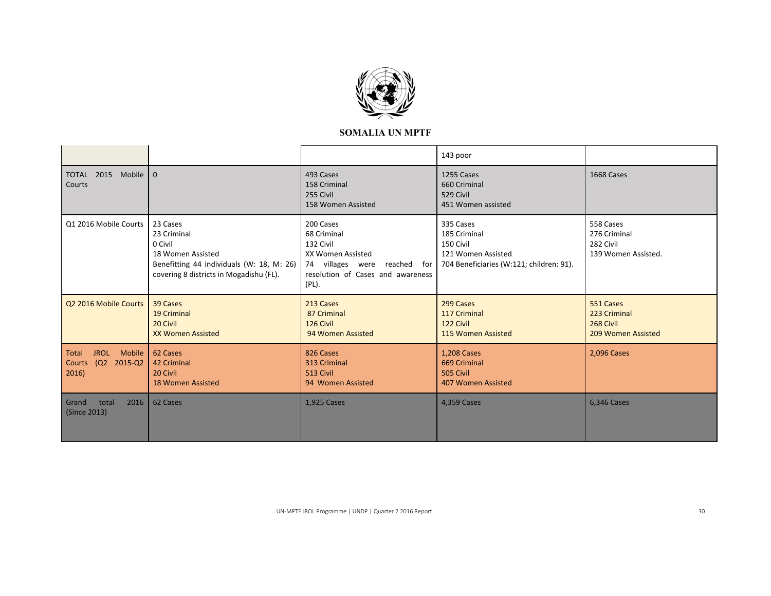## SOMALIA UN MPTF

| | | | | |
|---|---|---|---|---|
| | | | 143 poor | |
| TOTAL 2015 Mobile Courts | 0 | 493 Cases<br>158 Criminal<br>255 Civil<br>158 Women Assisted | 1255 Cases<br>660 Criminal<br>529 Civil<br>451 Women assisted | 1668 Cases |
| Q1 2016 Mobile Courts | 23 Cases<br>23 Criminal<br>0 Civil<br>18 Women Assisted<br>Benefitting 44 individuals (W: 18, M: 26) covering 8 districts in Mogadishu (FL). | 200 Cases<br>68 Criminal<br>132 Civil<br>XX Women Assisted<br>74 villages were reached for resolution of Cases and awareness (PL). | 335 Cases<br>185 Criminal<br>150 Civil<br>121 Women Assisted<br>704 Beneficiaries (W:121; children: 91). | 558 Cases<br>276 Criminal<br>282 Civil<br>139 Women Assisted. |
| Q2 2016 Mobile Courts | 39 Cases<br>19 Criminal<br>20 Civil<br>XX Women Assisted | 213 Cases<br>87 Criminal<br>126 Civil<br>94 Women Assisted | 299 Cases<br>117 Criminal<br>122 Civil<br>115 Women Assisted | 551 Cases<br>223 Criminal<br>268 Civil<br>209 Women Assisted |
| Total JROL Mobile Courts (Q2 2015-Q2 2016) | 62 Cases<br>42 Criminal<br>20 Civil<br>18 Women Assisted | 826 Cases<br>313 Criminal<br>513 Civil<br>94 Women Assisted | 1,208 Cases<br>669 Criminal<br>505 Civil<br>407 Women Assisted | 2,096 Cases |
| Grand total 2016 (Since 2013) | 62 Cases | 1,925 Cases | 4,359 Cases | 6,346 Cases |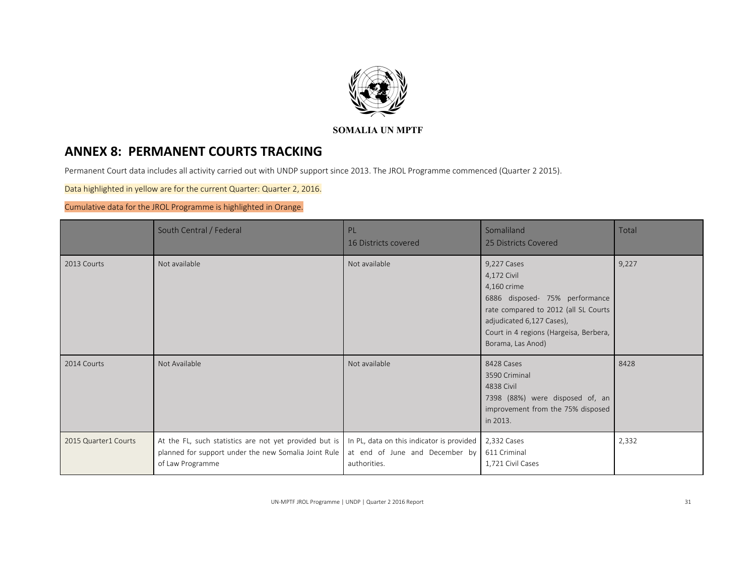**SOMALIA UN MPTF**

## ANNEX 8: PERMANENT COURTS TRACKING

Permanent Court data includes all activity carried out with UNDP support since 2013. The JROL Programme commenced (Quarter 2 2015).

Data highlighted in yellow are for the current Quarter: Quarter 2, 2016.

Cumulative data for the JROL Programme is highlighted in Orange.

| | South Central / Federal | PL<br>16 Districts covered | Somaliland<br>25 Districts Covered | Total |
|---|---|---|---|---|
| 2013 Courts | Not available | Not available | 9,227 Cases<br>4,172 Civil<br>4,160 crime<br>6886 disposed- 75% performance rate compared to 2012 (all SL Courts adjudicated 6,127 Cases),<br>Court in 4 regions (Hargeisa, Berbera, Borama, Las Anod) | 9,227 |
| 2014 Courts | Not Available | Not available | 8428 Cases<br>3590 Criminal<br>4838 Civil<br>7398 (88%) were disposed of, an improvement from the 75% disposed in 2013. | 8428 |
| 2015 Quarter1 Courts | At the FL, such statistics are not yet provided but is planned for support under the new Somalia Joint Rule of Law Programme | In PL, data on this indicator is provided at end of June and December by authorities. | 2,332 Cases<br>611 Criminal<br>1,721 Civil Cases | 2,332 |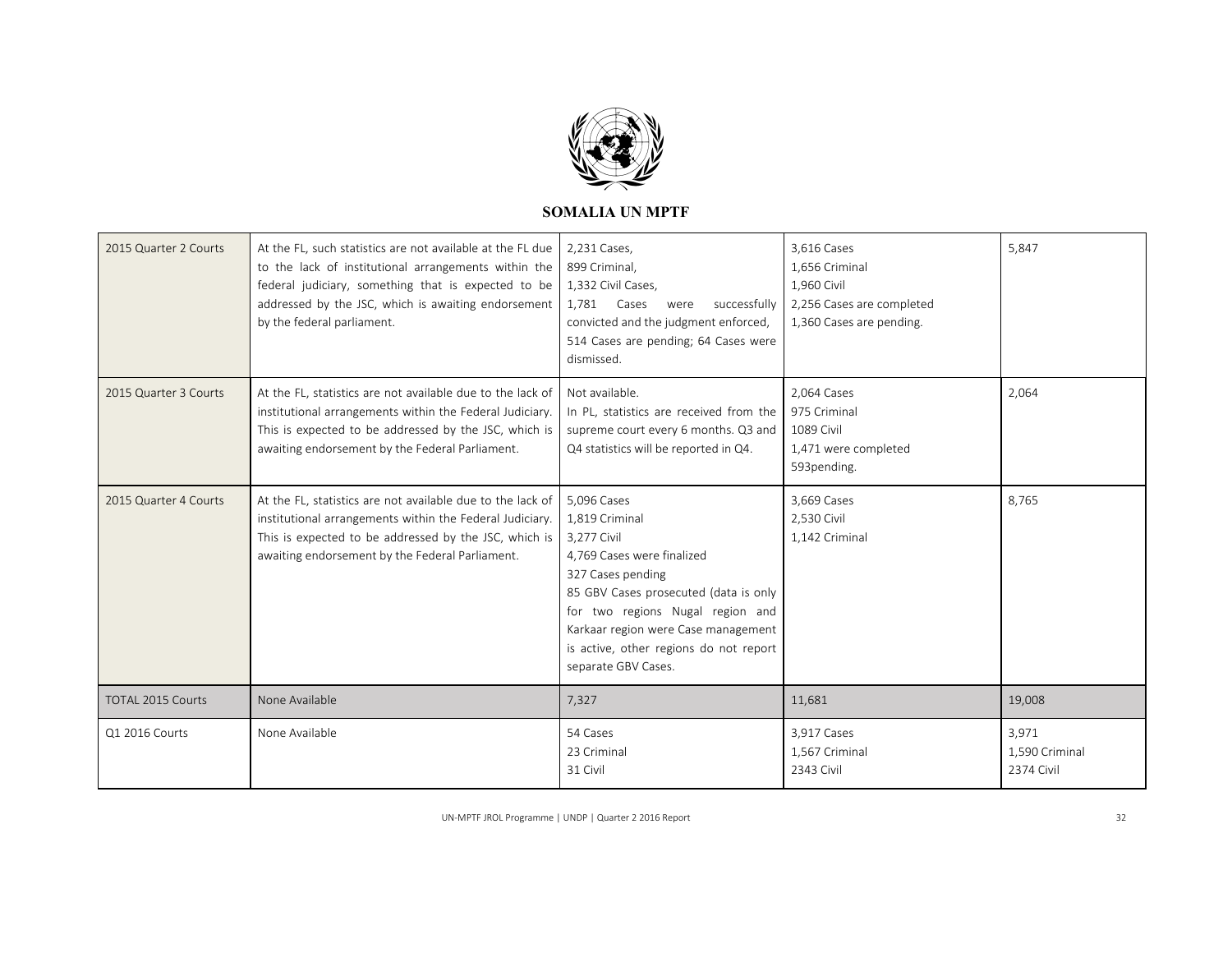**SOMALIA UN MPTF**

| 2015 Quarter 2 Courts | At the FL, such statistics are not available at the FL due to the lack of institutional arrangements within the federal judiciary, something that is expected to be addressed by the JSC, which is awaiting endorsement by the federal parliament. | 2,231 Cases,<br>899 Criminal,<br>1,332 Civil Cases,<br>1,781 Cases were successfully convicted and the judgment enforced, 514 Cases are pending; 64 Cases were dismissed. | 3,616 Cases<br>1,656 Criminal<br>1,960 Civil<br>2,256 Cases are completed<br>1,360 Cases are pending. | 5,847 |
|---|---|---|---|---|
| 2015 Quarter 3 Courts | At the FL, statistics are not available due to the lack of institutional arrangements within the Federal Judiciary. This is expected to be addressed by the JSC, which is awaiting endorsement by the Federal Parliament. | Not available.<br>In PL, statistics are received from the supreme court every 6 months. Q3 and Q4 statistics will be reported in Q4. | 2,064 Cases<br>975 Criminal<br>1089 Civil<br>1,471 were completed<br>593pending. | 2,064 |
| 2015 Quarter 4 Courts | At the FL, statistics are not available due to the lack of institutional arrangements within the Federal Judiciary. This is expected to be addressed by the JSC, which is awaiting endorsement by the Federal Parliament. | 5,096 Cases<br>1,819 Criminal<br>3,277 Civil<br>4,769 Cases were finalized<br>327 Cases pending<br>85 GBV Cases prosecuted (data is only for two regions Nugal region and Karkaar region were Case management is active, other regions do not report separate GBV Cases. | 3,669 Cases<br>2,530 Civil<br>1,142 Criminal | 8,765 |
| TOTAL 2015 Courts | None Available | 7,327 | 11,681 | 19,008 |
| Q1 2016 Courts | None Available | 54 Cases<br>23 Criminal<br>31 Civil | 3,917 Cases<br>1,567 Criminal<br>2343 Civil | 3,971<br>1,590 Criminal<br>2374 Civil |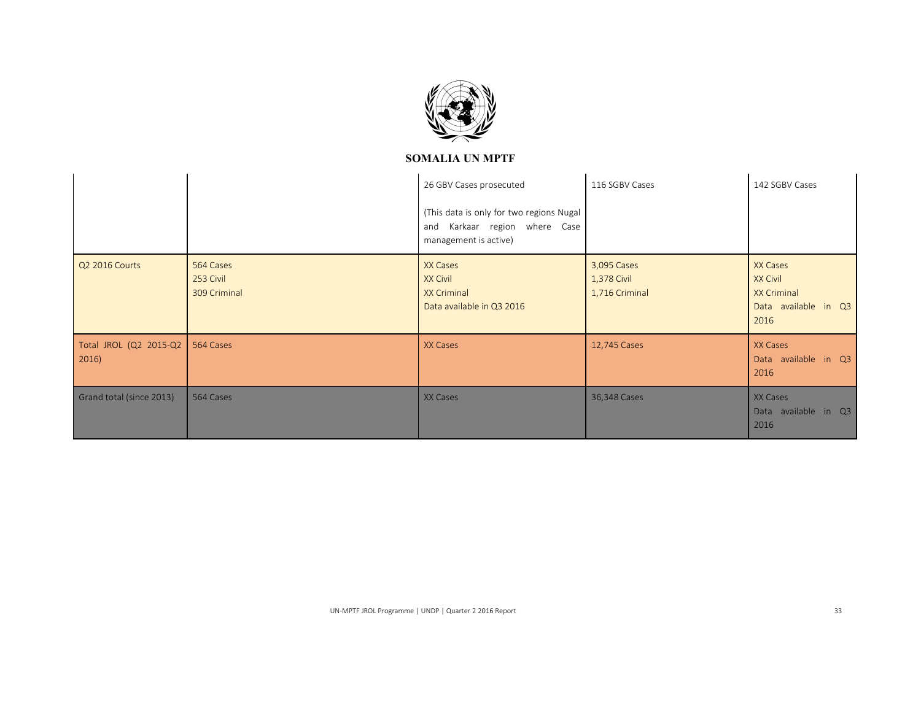**SOMALIA UN MPTF**

| | | | | |
|---|---|---|---|---|
| | | 26 GBV Cases prosecuted<br><br>(This data is only for two regions Nugal and Karkaar region where Case management is active) | 116 SGBV Cases | 142 SGBV Cases |
| Q2 2016 Courts | 564 Cases<br>253 Civil<br>309 Criminal | XX Cases<br>XX Civil<br>XX Criminal<br>Data available in Q3 2016 | 3,095 Cases<br>1,378 Civil<br>1,716 Criminal | XX Cases<br>XX Civil<br>XX Criminal<br>Data available in Q3 2016 |
| Total JROL (Q2 2015-Q2 2016) | 564 Cases | XX Cases | 12,745 Cases | XX Cases<br>Data available in Q3 2016 |
| Grand total (since 2013) | 564 Cases | XX Cases | 36,348 Cases | XX Cases<br>Data available in Q3 2016 |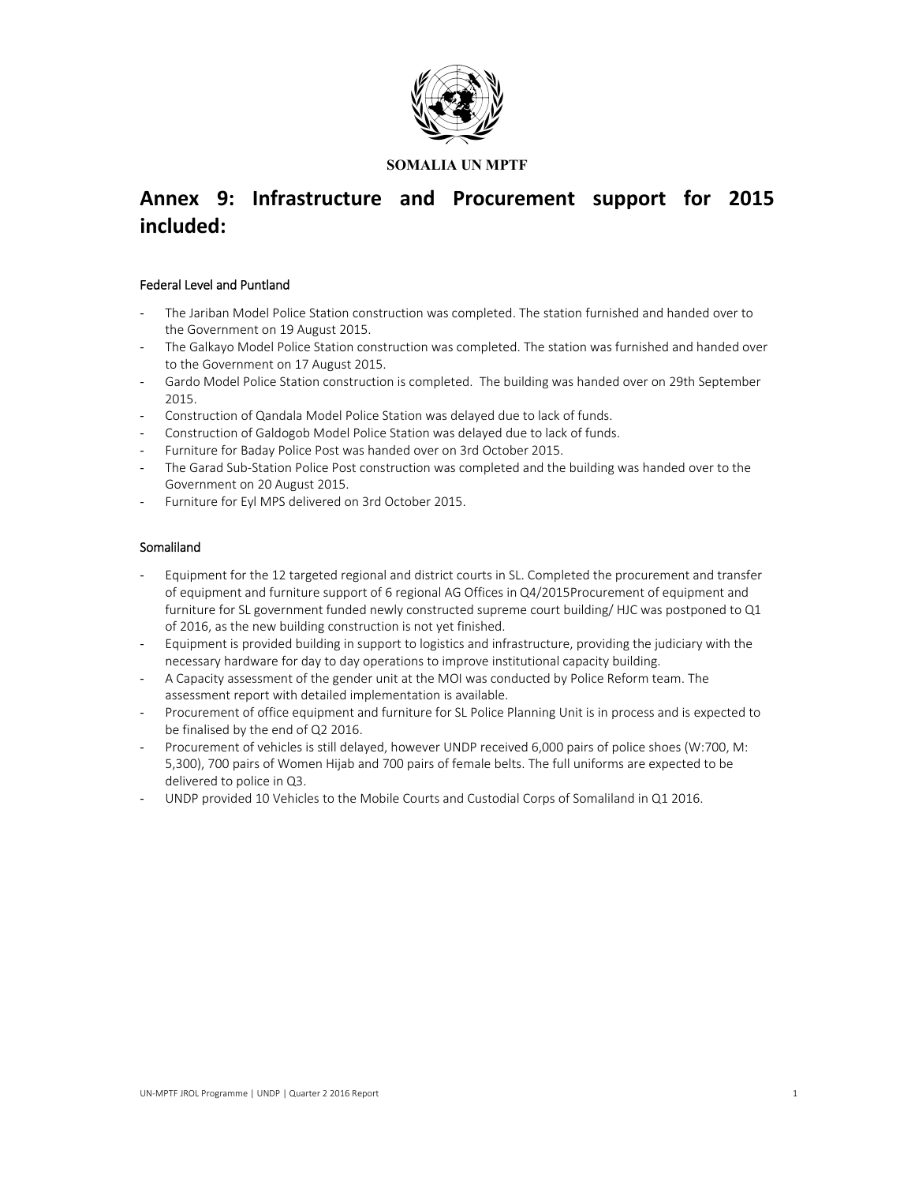**SOMALIA UN MPTF**

# Annex 9: Infrastructure and Procurement support for 2015 included:

### Federal Level and Puntland

- The Jariban Model Police Station construction was completed. The station furnished and handed over to the Government on 19 August 2015.
- The Galkayo Model Police Station construction was completed. The station was furnished and handed over to the Government on 17 August 2015.
- Gardo Model Police Station construction is completed. The building was handed over on 29th September 2015.
- Construction of Qandala Model Police Station was delayed due to lack of funds.
- Construction of Galdogob Model Police Station was delayed due to lack of funds.
- Furniture for Baday Police Post was handed over on 3rd October 2015.
- The Garad Sub-Station Police Post construction was completed and the building was handed over to the Government on 20 August 2015.
- Furniture for Eyl MPS delivered on 3rd October 2015.

### Somaliland

- Equipment for the 12 targeted regional and district courts in SL. Completed the procurement and transfer of equipment and furniture support of 6 regional AG Offices in Q4/2015Procurement of equipment and furniture for SL government funded newly constructed supreme court building/ HJC was postponed to Q1 of 2016, as the new building construction is not yet finished.
- Equipment is provided building in support to logistics and infrastructure, providing the judiciary with the necessary hardware for day to day operations to improve institutional capacity building.
- A Capacity assessment of the gender unit at the MOI was conducted by Police Reform team. The assessment report with detailed implementation is available.
- Procurement of office equipment and furniture for SL Police Planning Unit is in process and is expected to be finalised by the end of Q2 2016.
- Procurement of vehicles is still delayed, however UNDP received 6,000 pairs of police shoes (W:700, M: 5,300), 700 pairs of Women Hijab and 700 pairs of female belts. The full uniforms are expected to be delivered to police in Q3.
- UNDP provided 10 Vehicles to the Mobile Courts and Custodial Corps of Somaliland in Q1 2016.